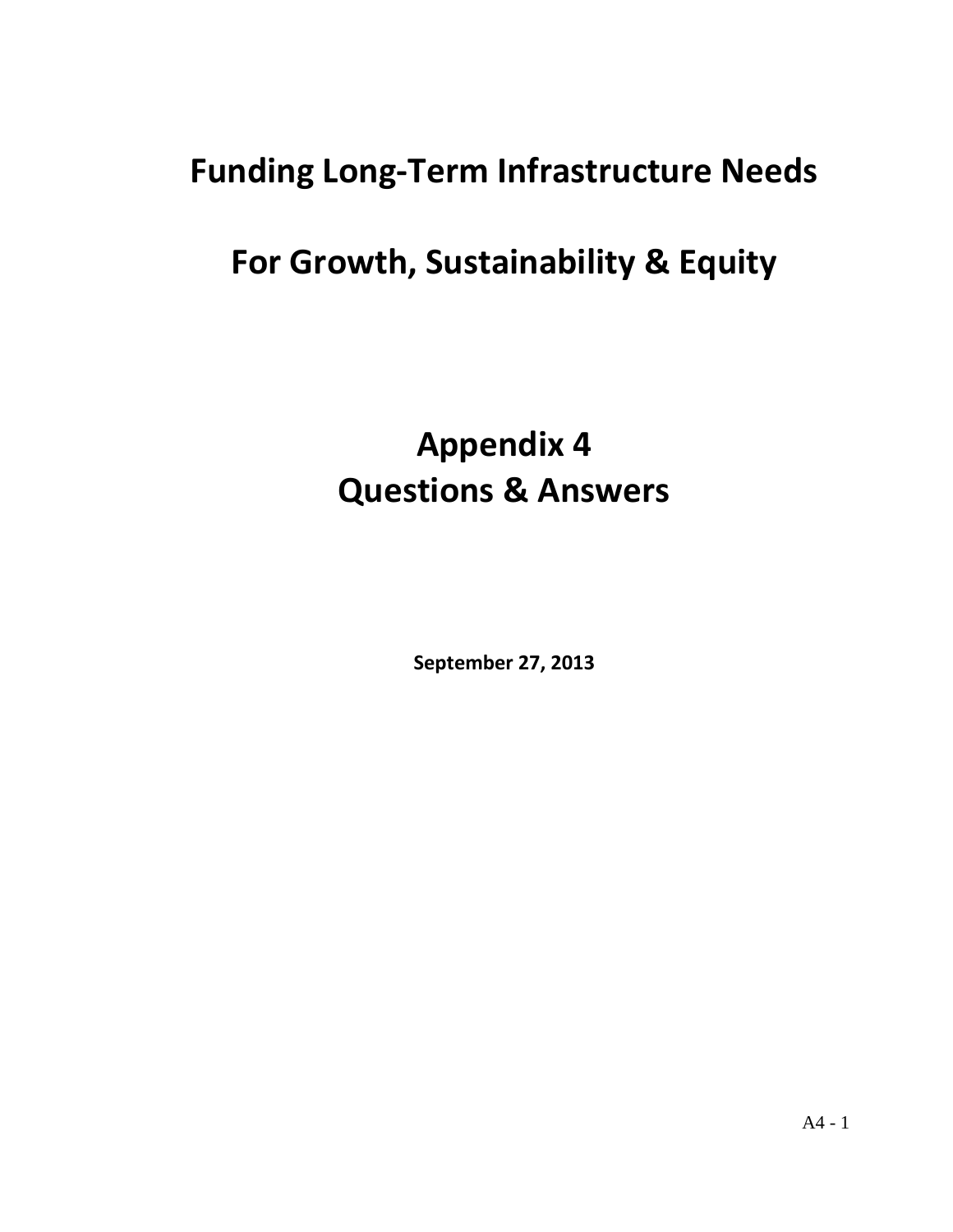# Funding Long-Term Infrastructure Needs

# For Growth, Sustainability & Equity

## Appendix 4
## Questions & Answers

**September 27, 2013**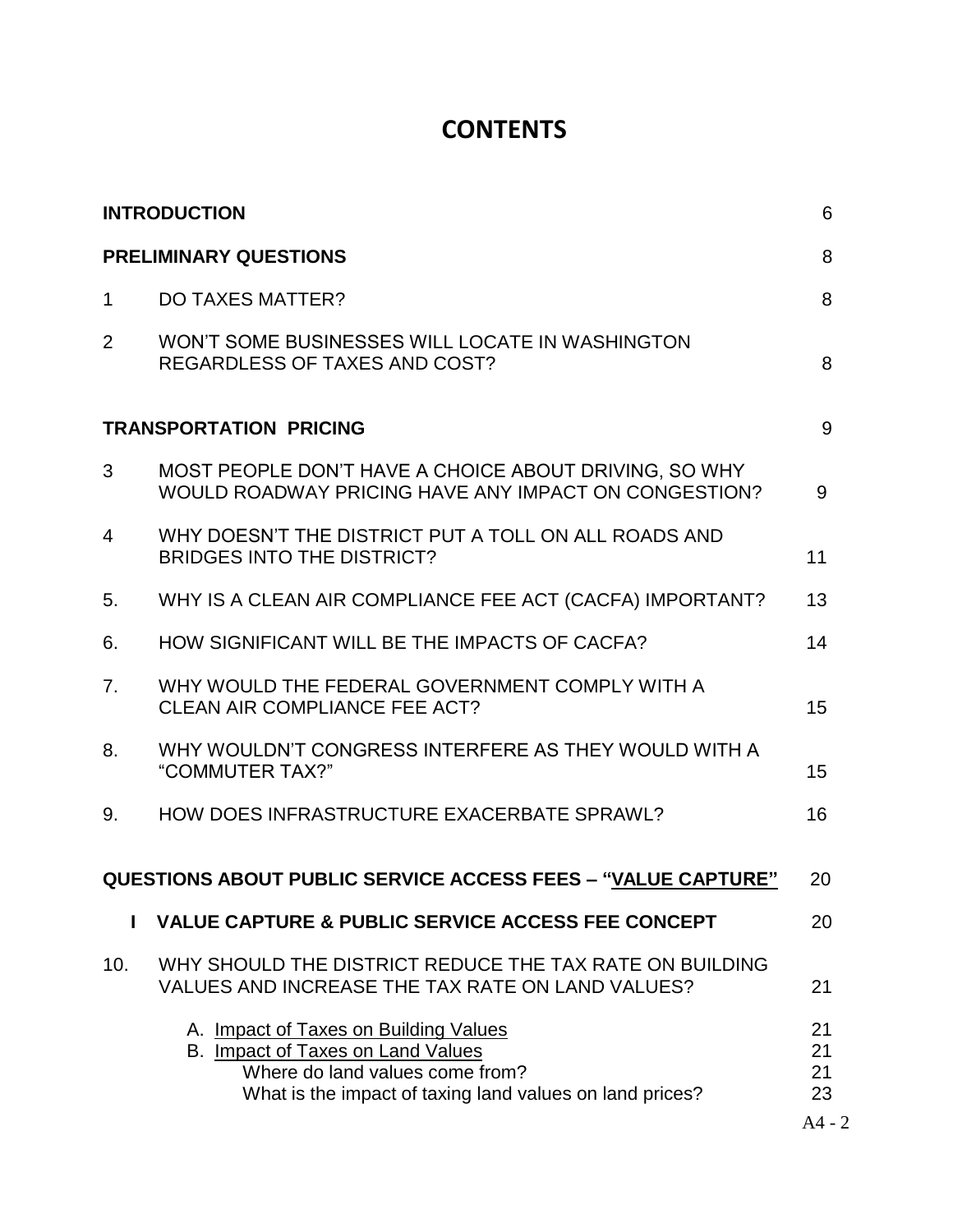# CONTENTS

| | | |
|---|---|---|
| **INTRODUCTION** | | 6 |
| **PRELIMINARY QUESTIONS** | | 8 |
| 1 | DO TAXES MATTER? | 8 |
| 2 | WON'T SOME BUSINESSES WILL LOCATE IN WASHINGTON REGARDLESS OF TAXES AND COST? | 8 |
| **TRANSPORTATION PRICING** | | 9 |
| 3 | MOST PEOPLE DON'T HAVE A CHOICE ABOUT DRIVING, SO WHY WOULD ROADWAY PRICING HAVE ANY IMPACT ON CONGESTION? | 9 |
| 4 | WHY DOESN'T THE DISTRICT PUT A TOLL ON ALL ROADS AND BRIDGES INTO THE DISTRICT? | 11 |
| 5. | WHY IS A CLEAN AIR COMPLIANCE FEE ACT (CACFA) IMPORTANT? | 13 |
| 6. | HOW SIGNIFICANT WILL BE THE IMPACTS OF CACFA? | 14 |
| 7. | WHY WOULD THE FEDERAL GOVERNMENT COMPLY WITH A CLEAN AIR COMPLIANCE FEE ACT? | 15 |
| 8. | WHY WOULDN'T CONGRESS INTERFERE AS THEY WOULD WITH A "COMMUTER TAX?" | 15 |
| 9. | HOW DOES INFRASTRUCTURE EXACERBATE SPRAWL? | 16 |
| **QUESTIONS ABOUT PUBLIC SERVICE ACCESS FEES – "VALUE CAPTURE"** | | 20 |
| **I** | **VALUE CAPTURE & PUBLIC SERVICE ACCESS FEE CONCEPT** | 20 |
| 10. | WHY SHOULD THE DISTRICT REDUCE THE TAX RATE ON BUILDING VALUES AND INCREASE THE TAX RATE ON LAND VALUES? | 21 |
| | A. Impact of Taxes on Building Values | 21 |
| | B. Impact of Taxes on Land Values | 21 |
| | Where do land values come from? | 21 |
| | What is the impact of taxing land values on land prices? | 23 |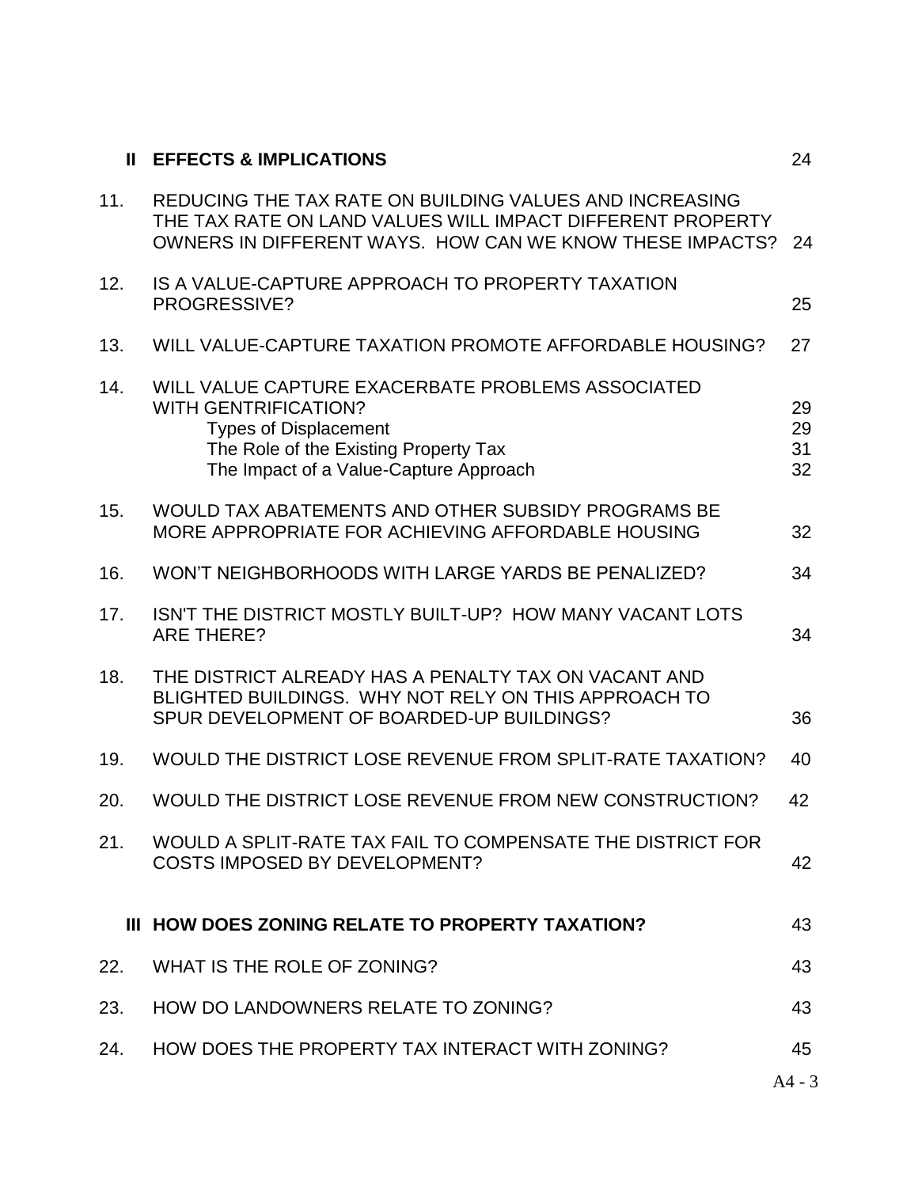| | | |
|---|---|---|
| **II** | **EFFECTS & IMPLICATIONS** | 24 |
| 11. | REDUCING THE TAX RATE ON BUILDING VALUES AND INCREASING THE TAX RATE ON LAND VALUES WILL IMPACT DIFFERENT PROPERTY OWNERS IN DIFFERENT WAYS. HOW CAN WE KNOW THESE IMPACTS? | 24 |
| 12. | IS A VALUE-CAPTURE APPROACH TO PROPERTY TAXATION PROGRESSIVE? | 25 |
| 13. | WILL VALUE-CAPTURE TAXATION PROMOTE AFFORDABLE HOUSING? | 27 |
| 14. | WILL VALUE CAPTURE EXACERBATE PROBLEMS ASSOCIATED WITH GENTRIFICATION? | 29 |
| | Types of Displacement | 29 |
| | The Role of the Existing Property Tax | 31 |
| | The Impact of a Value-Capture Approach | 32 |
| 15. | WOULD TAX ABATEMENTS AND OTHER SUBSIDY PROGRAMS BE MORE APPROPRIATE FOR ACHIEVING AFFORDABLE HOUSING | 32 |
| 16. | WON'T NEIGHBORHOODS WITH LARGE YARDS BE PENALIZED? | 34 |
| 17. | ISN'T THE DISTRICT MOSTLY BUILT-UP? HOW MANY VACANT LOTS ARE THERE? | 34 |
| 18. | THE DISTRICT ALREADY HAS A PENALTY TAX ON VACANT AND BLIGHTED BUILDINGS. WHY NOT RELY ON THIS APPROACH TO SPUR DEVELOPMENT OF BOARDED-UP BUILDINGS? | 36 |
| 19. | WOULD THE DISTRICT LOSE REVENUE FROM SPLIT-RATE TAXATION? | 40 |
| 20. | WOULD THE DISTRICT LOSE REVENUE FROM NEW CONSTRUCTION? | 42 |
| 21. | WOULD A SPLIT-RATE TAX FAIL TO COMPENSATE THE DISTRICT FOR COSTS IMPOSED BY DEVELOPMENT? | 42 |
| **III** | **HOW DOES ZONING RELATE TO PROPERTY TAXATION?** | 43 |
| 22. | WHAT IS THE ROLE OF ZONING? | 43 |
| 23. | HOW DO LANDOWNERS RELATE TO ZONING? | 43 |
| 24. | HOW DOES THE PROPERTY TAX INTERACT WITH ZONING? | 45 |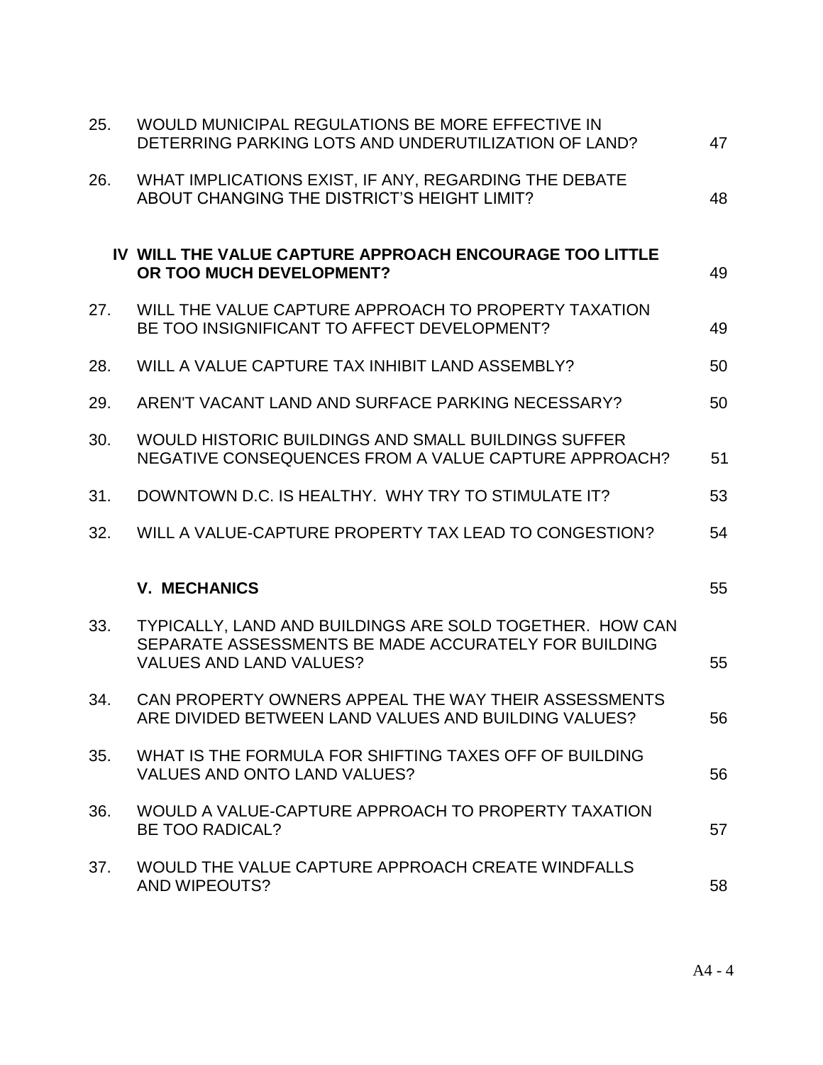| | | |
|---|---|---|
| 25. | WOULD MUNICIPAL REGULATIONS BE MORE EFFECTIVE IN DETERRING PARKING LOTS AND UNDERUTILIZATION OF LAND? | 47 |
| 26. | WHAT IMPLICATIONS EXIST, IF ANY, REGARDING THE DEBATE ABOUT CHANGING THE DISTRICT'S HEIGHT LIMIT? | 48 |
| | **IV WILL THE VALUE CAPTURE APPROACH ENCOURAGE TOO LITTLE OR TOO MUCH DEVELOPMENT?** | 49 |
| 27. | WILL THE VALUE CAPTURE APPROACH TO PROPERTY TAXATION BE TOO INSIGNIFICANT TO AFFECT DEVELOPMENT? | 49 |
| 28. | WILL A VALUE CAPTURE TAX INHIBIT LAND ASSEMBLY? | 50 |
| 29. | AREN'T VACANT LAND AND SURFACE PARKING NECESSARY? | 50 |
| 30. | WOULD HISTORIC BUILDINGS AND SMALL BUILDINGS SUFFER NEGATIVE CONSEQUENCES FROM A VALUE CAPTURE APPROACH? | 51 |
| 31. | DOWNTOWN D.C. IS HEALTHY. WHY TRY TO STIMULATE IT? | 53 |
| 32. | WILL A VALUE-CAPTURE PROPERTY TAX LEAD TO CONGESTION? | 54 |
| | **V. MECHANICS** | 55 |
| 33. | TYPICALLY, LAND AND BUILDINGS ARE SOLD TOGETHER. HOW CAN SEPARATE ASSESSMENTS BE MADE ACCURATELY FOR BUILDING VALUES AND LAND VALUES? | 55 |
| 34. | CAN PROPERTY OWNERS APPEAL THE WAY THEIR ASSESSMENTS ARE DIVIDED BETWEEN LAND VALUES AND BUILDING VALUES? | 56 |
| 35. | WHAT IS THE FORMULA FOR SHIFTING TAXES OFF OF BUILDING VALUES AND ONTO LAND VALUES? | 56 |
| 36. | WOULD A VALUE-CAPTURE APPROACH TO PROPERTY TAXATION BE TOO RADICAL? | 57 |
| 37. | WOULD THE VALUE CAPTURE APPROACH CREATE WINDFALLS AND WIPEOUTS? | 58 |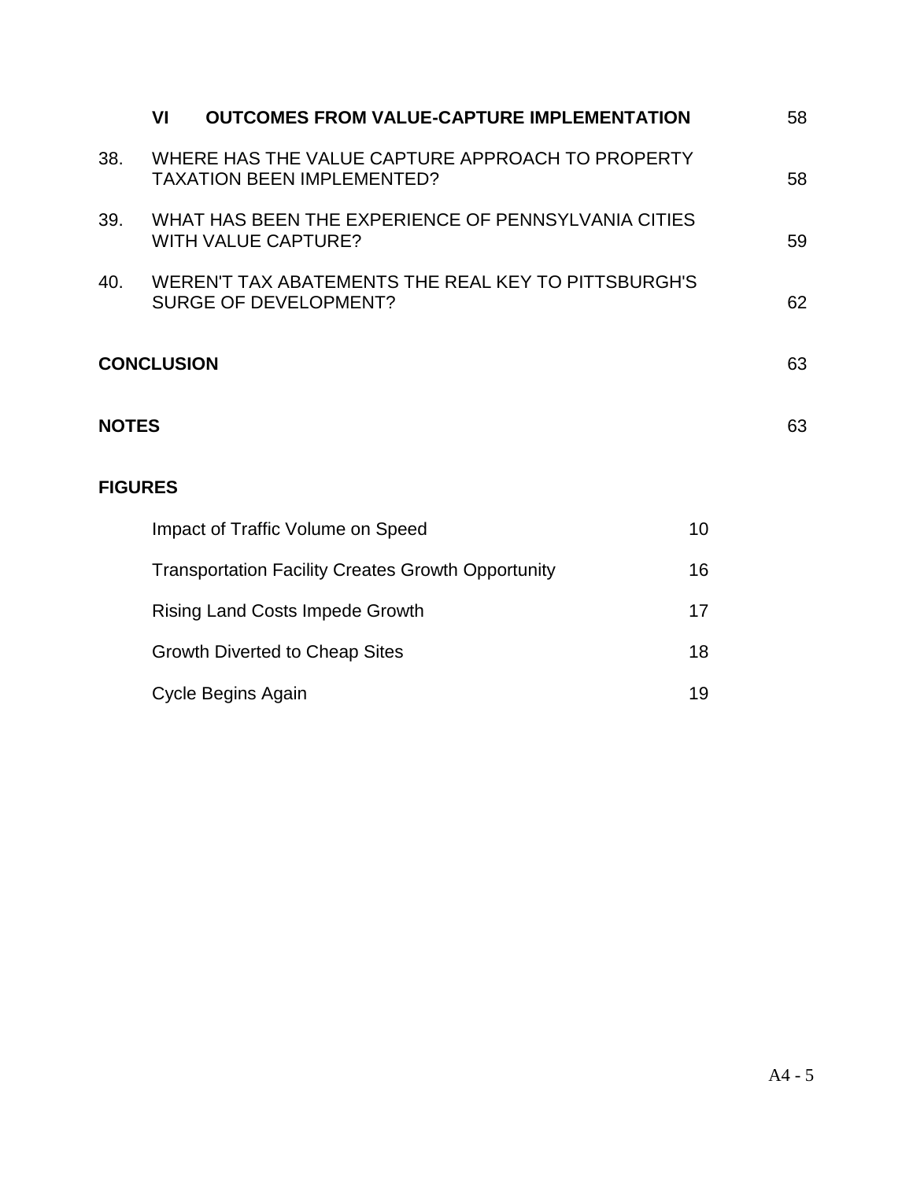| | | |
|---|---|---|
| | **VI OUTCOMES FROM VALUE-CAPTURE IMPLEMENTATION** | 58 |
| 38. | WHERE HAS THE VALUE CAPTURE APPROACH TO PROPERTY TAXATION BEEN IMPLEMENTED? | 58 |
| 39. | WHAT HAS BEEN THE EXPERIENCE OF PENNSYLVANIA CITIES WITH VALUE CAPTURE? | 59 |
| 40. | WEREN'T TAX ABATEMENTS THE REAL KEY TO PITTSBURGH'S SURGE OF DEVELOPMENT? | 62 |

**CONCLUSION** 63

**NOTES** 63

**FIGURES**

| | |
|---|---|
| Impact of Traffic Volume on Speed | 10 |
| Transportation Facility Creates Growth Opportunity | 16 |
| Rising Land Costs Impede Growth | 17 |
| Growth Diverted to Cheap Sites | 18 |
| Cycle Begins Again | 19 |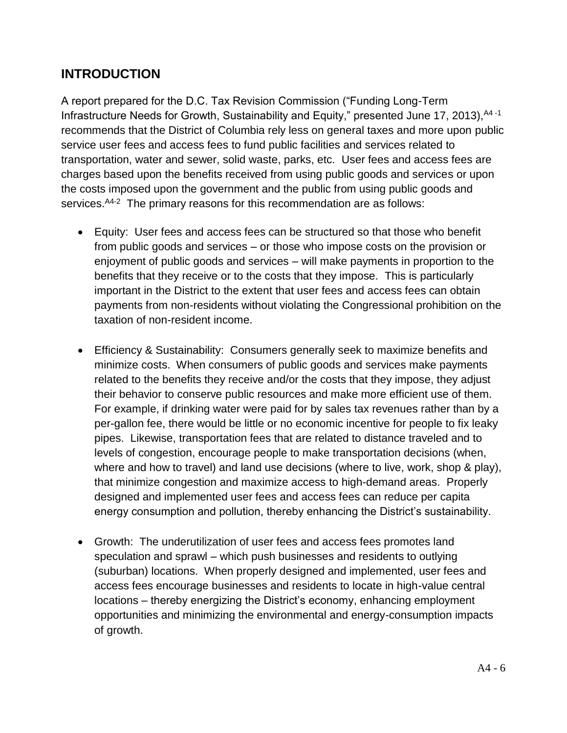## INTRODUCTION

A report prepared for the D.C. Tax Revision Commission ("Funding Long-Term Infrastructure Needs for Growth, Sustainability and Equity," presented June 17, 2013),[A4-1] recommends that the District of Columbia rely less on general taxes and more upon public service user fees and access fees to fund public facilities and services related to transportation, water and sewer, solid waste, parks, etc. User fees and access fees are charges based upon the benefits received from using public goods and services or upon the costs imposed upon the government and the public from using public goods and services.[A4-2] The primary reasons for this recommendation are as follows:

- Equity: User fees and access fees can be structured so that those who benefit from public goods and services – or those who impose costs on the provision or enjoyment of public goods and services – will make payments in proportion to the benefits that they receive or to the costs that they impose. This is particularly important in the District to the extent that user fees and access fees can obtain payments from non-residents without violating the Congressional prohibition on the taxation of non-resident income.

- Efficiency & Sustainability: Consumers generally seek to maximize benefits and minimize costs. When consumers of public goods and services make payments related to the benefits they receive and/or the costs that they impose, they adjust their behavior to conserve public resources and make more efficient use of them. For example, if drinking water were paid for by sales tax revenues rather than by a per-gallon fee, there would be little or no economic incentive for people to fix leaky pipes. Likewise, transportation fees that are related to distance traveled and to levels of congestion, encourage people to make transportation decisions (when, where and how to travel) and land use decisions (where to live, work, shop & play), that minimize congestion and maximize access to high-demand areas. Properly designed and implemented user fees and access fees can reduce per capita energy consumption and pollution, thereby enhancing the District's sustainability.

- Growth: The underutilization of user fees and access fees promotes land speculation and sprawl – which push businesses and residents to outlying (suburban) locations. When properly designed and implemented, user fees and access fees encourage businesses and residents to locate in high-value central locations – thereby energizing the District's economy, enhancing employment opportunities and minimizing the environmental and energy-consumption impacts of growth.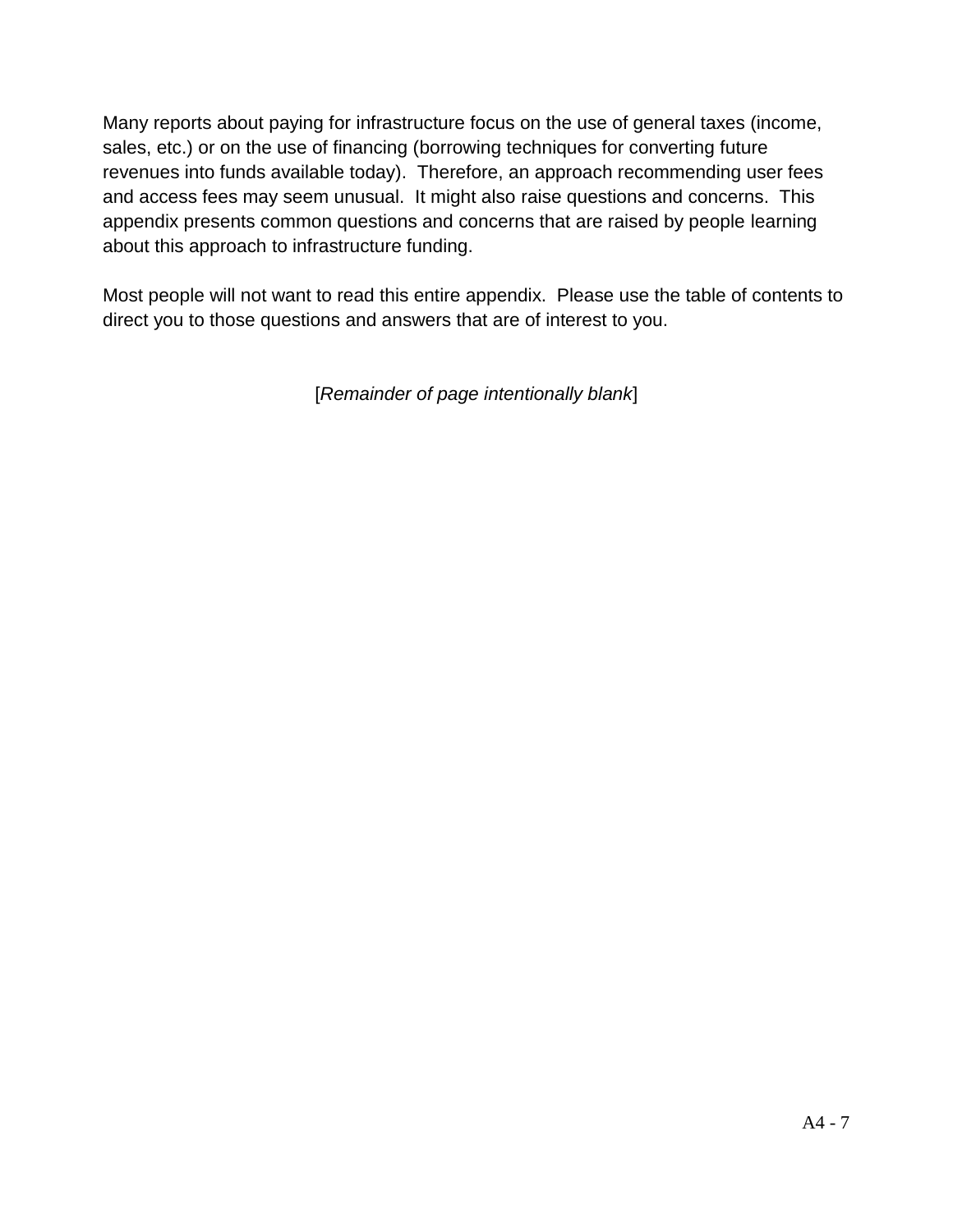Many reports about paying for infrastructure focus on the use of general taxes (income, sales, etc.) or on the use of financing (borrowing techniques for converting future revenues into funds available today). Therefore, an approach recommending user fees and access fees may seem unusual. It might also raise questions and concerns. This appendix presents common questions and concerns that are raised by people learning about this approach to infrastructure funding.

Most people will not want to read this entire appendix. Please use the table of contents to direct you to those questions and answers that are of interest to you.

[*Remainder of page intentionally blank*]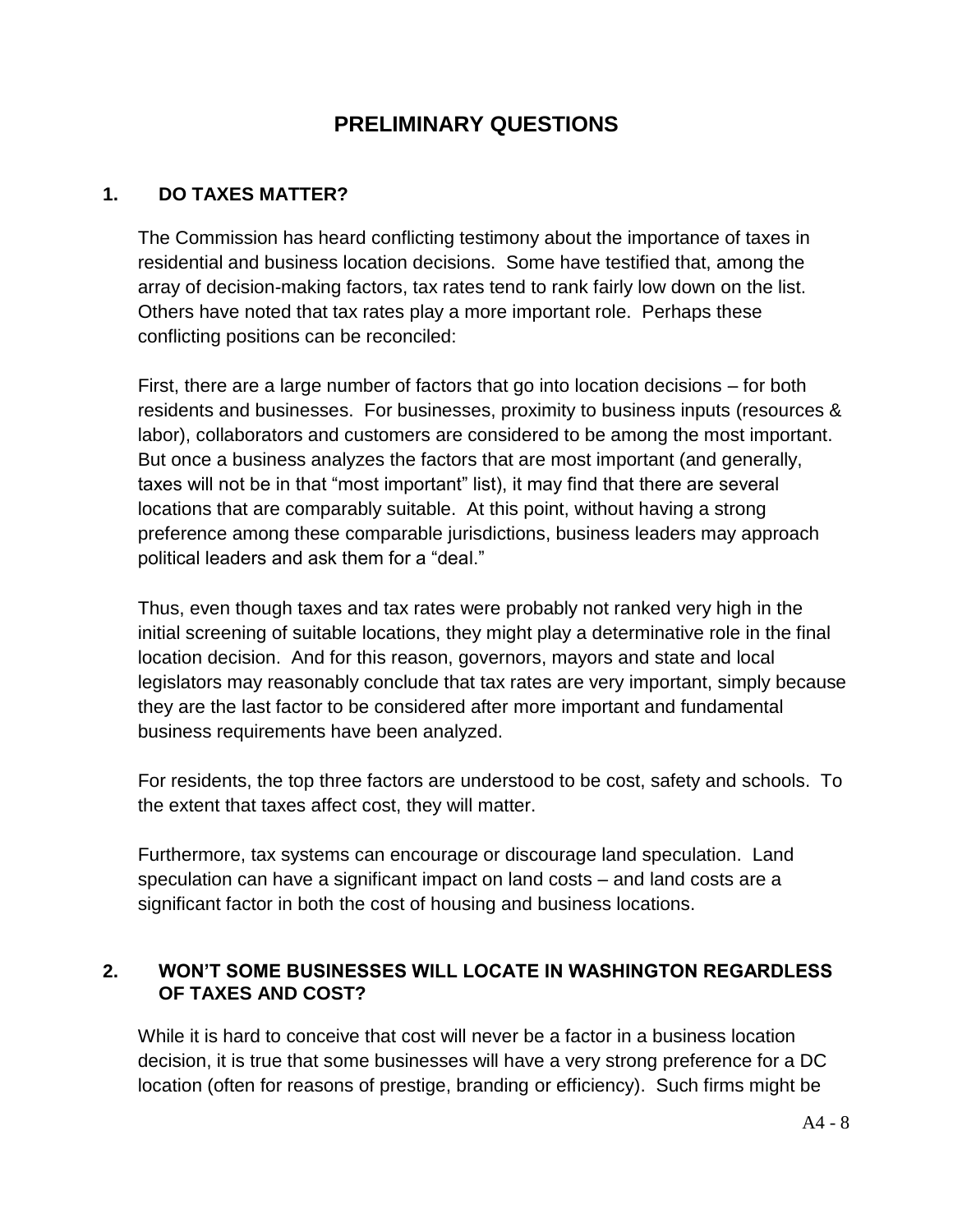# PRELIMINARY QUESTIONS

## 1. DO TAXES MATTER?

The Commission has heard conflicting testimony about the importance of taxes in residential and business location decisions. Some have testified that, among the array of decision-making factors, tax rates tend to rank fairly low down on the list. Others have noted that tax rates play a more important role. Perhaps these conflicting positions can be reconciled:

First, there are a large number of factors that go into location decisions – for both residents and businesses. For businesses, proximity to business inputs (resources & labor), collaborators and customers are considered to be among the most important. But once a business analyzes the factors that are most important (and generally, taxes will not be in that "most important" list), it may find that there are several locations that are comparably suitable. At this point, without having a strong preference among these comparable jurisdictions, business leaders may approach political leaders and ask them for a "deal."

Thus, even though taxes and tax rates were probably not ranked very high in the initial screening of suitable locations, they might play a determinative role in the final location decision. And for this reason, governors, mayors and state and local legislators may reasonably conclude that tax rates are very important, simply because they are the last factor to be considered after more important and fundamental business requirements have been analyzed.

For residents, the top three factors are understood to be cost, safety and schools. To the extent that taxes affect cost, they will matter.

Furthermore, tax systems can encourage or discourage land speculation. Land speculation can have a significant impact on land costs – and land costs are a significant factor in both the cost of housing and business locations.

## 2. WON'T SOME BUSINESSES WILL LOCATE IN WASHINGTON REGARDLESS OF TAXES AND COST?

While it is hard to conceive that cost will never be a factor in a business location decision, it is true that some businesses will have a very strong preference for a DC location (often for reasons of prestige, branding or efficiency). Such firms might be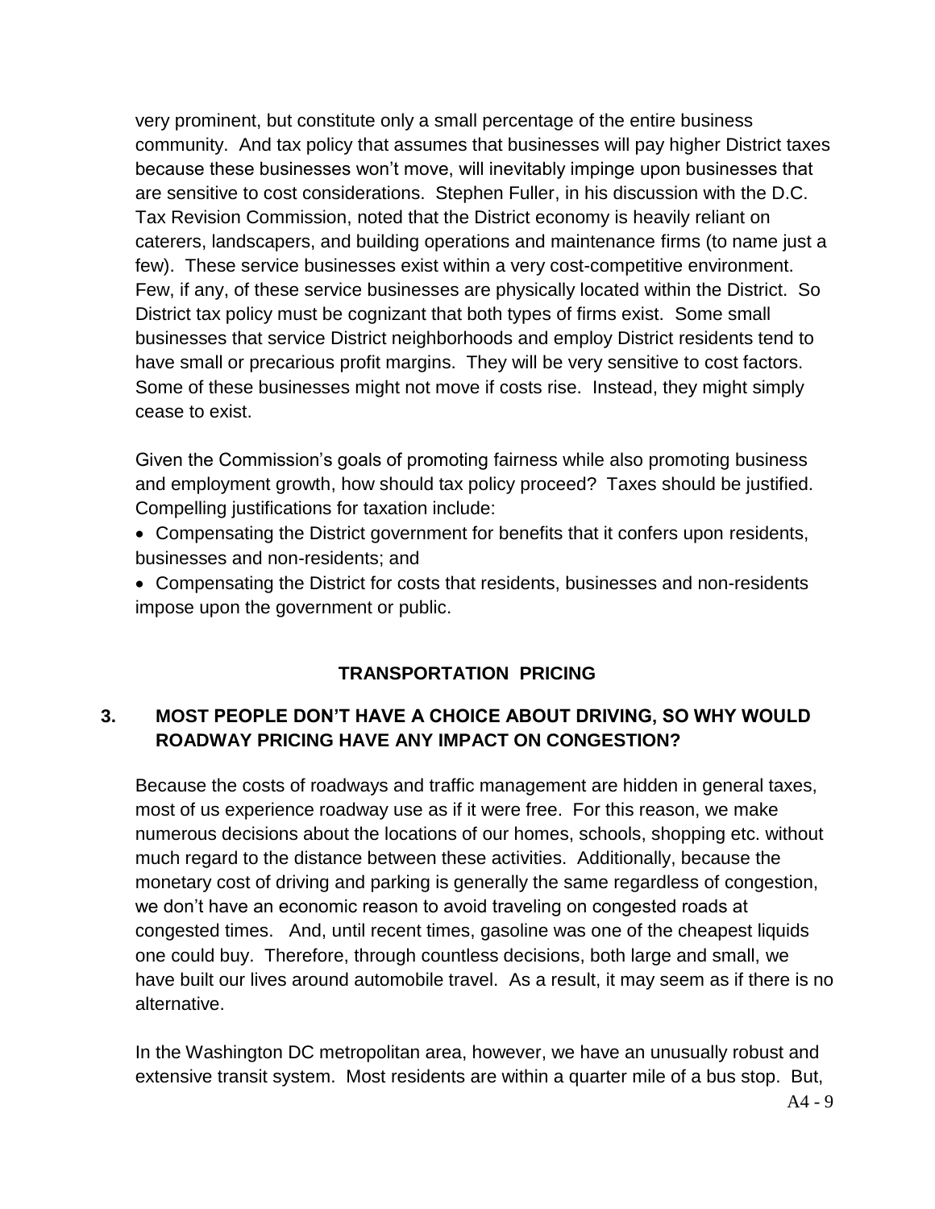very prominent, but constitute only a small percentage of the entire business community. And tax policy that assumes that businesses will pay higher District taxes because these businesses won't move, will inevitably impinge upon businesses that are sensitive to cost considerations. Stephen Fuller, in his discussion with the D.C. Tax Revision Commission, noted that the District economy is heavily reliant on caterers, landscapers, and building operations and maintenance firms (to name just a few). These service businesses exist within a very cost-competitive environment. Few, if any, of these service businesses are physically located within the District. So District tax policy must be cognizant that both types of firms exist. Some small businesses that service District neighborhoods and employ District residents tend to have small or precarious profit margins. They will be very sensitive to cost factors. Some of these businesses might not move if costs rise. Instead, they might simply cease to exist.

Given the Commission's goals of promoting fairness while also promoting business and employment growth, how should tax policy proceed? Taxes should be justified. Compelling justifications for taxation include:

- Compensating the District government for benefits that it confers upon residents, businesses and non-residents; and
- Compensating the District for costs that residents, businesses and non-residents impose upon the government or public.

## TRANSPORTATION PRICING

### 3. MOST PEOPLE DON'T HAVE A CHOICE ABOUT DRIVING, SO WHY WOULD ROADWAY PRICING HAVE ANY IMPACT ON CONGESTION?

Because the costs of roadways and traffic management are hidden in general taxes, most of us experience roadway use as if it were free. For this reason, we make numerous decisions about the locations of our homes, schools, shopping etc. without much regard to the distance between these activities. Additionally, because the monetary cost of driving and parking is generally the same regardless of congestion, we don't have an economic reason to avoid traveling on congested roads at congested times. And, until recent times, gasoline was one of the cheapest liquids one could buy. Therefore, through countless decisions, both large and small, we have built our lives around automobile travel. As a result, it may seem as if there is no alternative.

In the Washington DC metropolitan area, however, we have an unusually robust and extensive transit system. Most residents are within a quarter mile of a bus stop. But,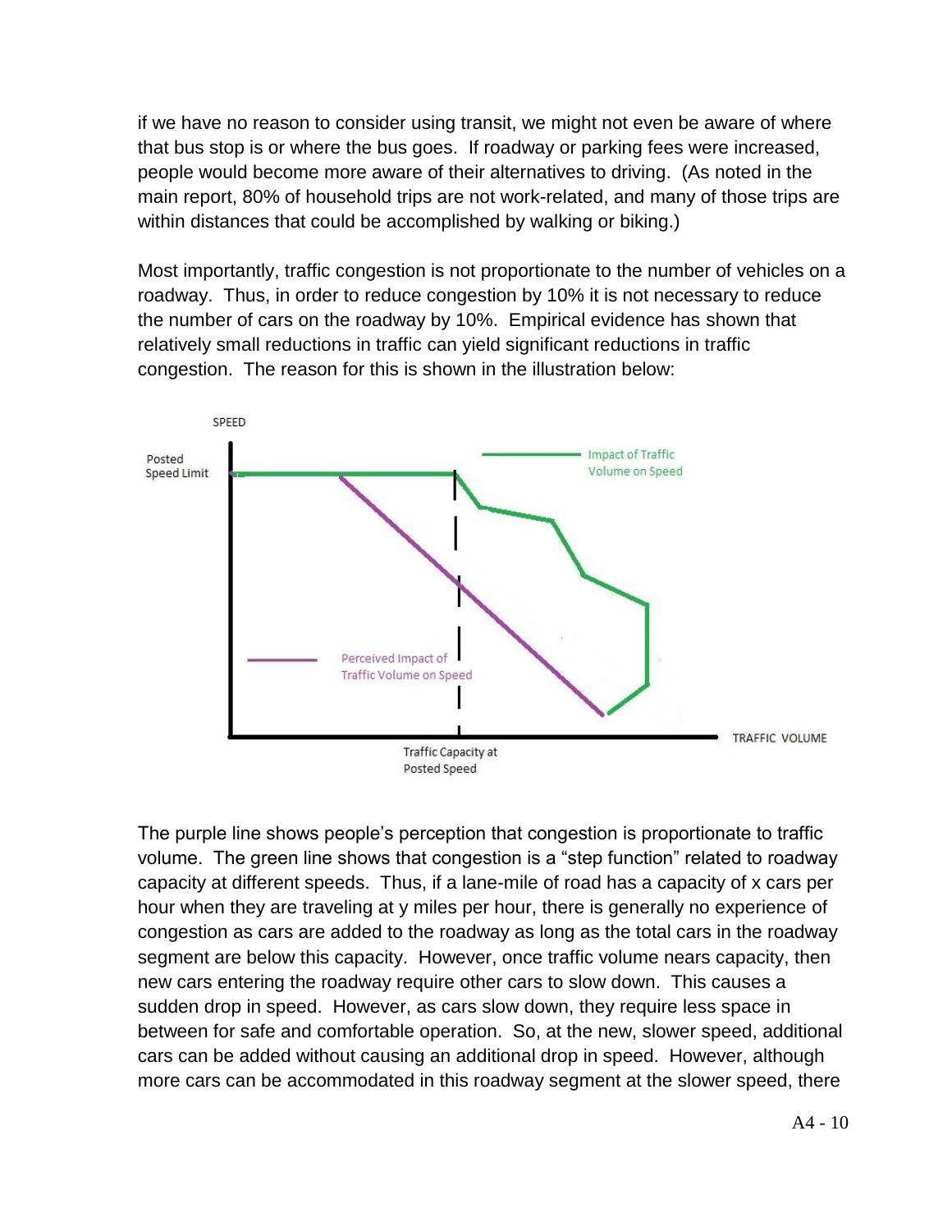if we have no reason to consider using transit, we might not even be aware of where that bus stop is or where the bus goes. If roadway or parking fees were increased, people would become more aware of their alternatives to driving. (As noted in the main report, 80% of household trips are not work-related, and many of those trips are within distances that could be accomplished by walking or biking.)

Most importantly, traffic congestion is not proportionate to the number of vehicles on a roadway. Thus, in order to reduce congestion by 10% it is not necessary to reduce the number of cars on the roadway by 10%. Empirical evidence has shown that relatively small reductions in traffic can yield significant reductions in traffic congestion. The reason for this is shown in the illustration below:

The purple line shows people's perception that congestion is proportionate to traffic volume. The green line shows that congestion is a "step function" related to roadway capacity at different speeds. Thus, if a lane-mile of road has a capacity of x cars per hour when they are traveling at y miles per hour, there is generally no experience of congestion as cars are added to the roadway as long as the total cars in the roadway segment are below this capacity. However, once traffic volume nears capacity, then new cars entering the roadway require other cars to slow down. This causes a sudden drop in speed. However, as cars slow down, they require less space in between for safe and comfortable operation. So, at the new, slower speed, additional cars can be added without causing an additional drop in speed. However, although more cars can be accommodated in this roadway segment at the slower speed, there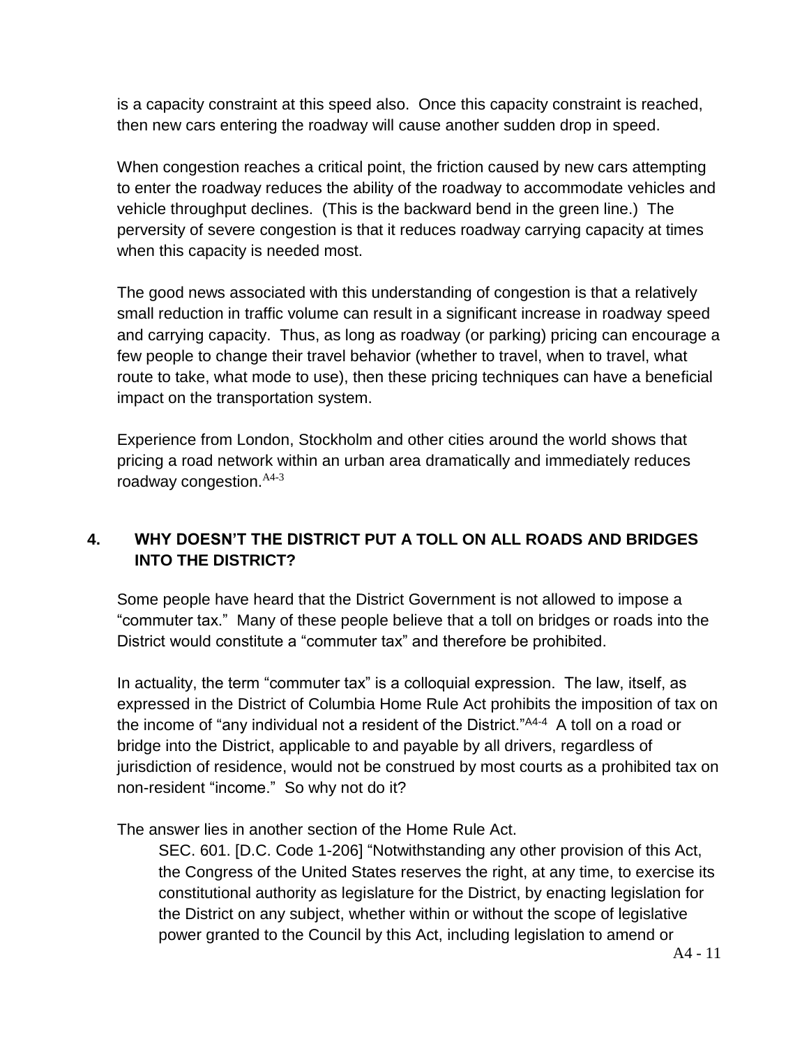is a capacity constraint at this speed also. Once this capacity constraint is reached, then new cars entering the roadway will cause another sudden drop in speed.

When congestion reaches a critical point, the friction caused by new cars attempting to enter the roadway reduces the ability of the roadway to accommodate vehicles and vehicle throughput declines. (This is the backward bend in the green line.) The perversity of severe congestion is that it reduces roadway carrying capacity at times when this capacity is needed most.

The good news associated with this understanding of congestion is that a relatively small reduction in traffic volume can result in a significant increase in roadway speed and carrying capacity. Thus, as long as roadway (or parking) pricing can encourage a few people to change their travel behavior (whether to travel, when to travel, what route to take, what mode to use), then these pricing techniques can have a beneficial impact on the transportation system.

Experience from London, Stockholm and other cities around the world shows that pricing a road network within an urban area dramatically and immediately reduces roadway congestion.[A4-3]

## 4. WHY DOESN'T THE DISTRICT PUT A TOLL ON ALL ROADS AND BRIDGES INTO THE DISTRICT?

Some people have heard that the District Government is not allowed to impose a "commuter tax." Many of these people believe that a toll on bridges or roads into the District would constitute a "commuter tax" and therefore be prohibited.

In actuality, the term "commuter tax" is a colloquial expression. The law, itself, as expressed in the District of Columbia Home Rule Act prohibits the imposition of tax on the income of "any individual not a resident of the District."[A4-4] A toll on a road or bridge into the District, applicable to and payable by all drivers, regardless of jurisdiction of residence, would not be construed by most courts as a prohibited tax on non-resident "income." So why not do it?

The answer lies in another section of the Home Rule Act.

> SEC. 601. [D.C. Code 1-206] "Notwithstanding any other provision of this Act, the Congress of the United States reserves the right, at any time, to exercise its constitutional authority as legislature for the District, by enacting legislation for the District on any subject, whether within or without the scope of legislative power granted to the Council by this Act, including legislation to amend or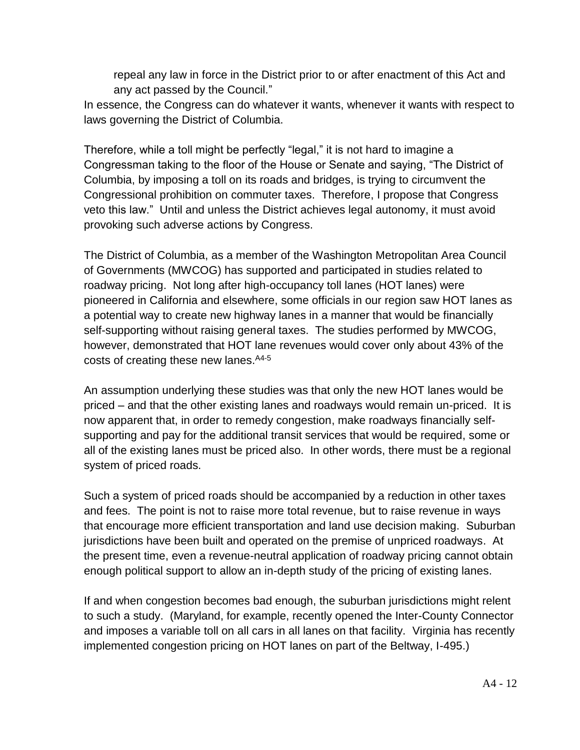> repeal any law in force in the District prior to or after enactment of this Act and any act passed by the Council."

In essence, the Congress can do whatever it wants, whenever it wants with respect to laws governing the District of Columbia.

Therefore, while a toll might be perfectly "legal," it is not hard to imagine a Congressman taking to the floor of the House or Senate and saying, "The District of Columbia, by imposing a toll on its roads and bridges, is trying to circumvent the Congressional prohibition on commuter taxes. Therefore, I propose that Congress veto this law." Until and unless the District achieves legal autonomy, it must avoid provoking such adverse actions by Congress.

The District of Columbia, as a member of the Washington Metropolitan Area Council of Governments (MWCOG) has supported and participated in studies related to roadway pricing. Not long after high-occupancy toll lanes (HOT lanes) were pioneered in California and elsewhere, some officials in our region saw HOT lanes as a potential way to create new highway lanes in a manner that would be financially self-supporting without raising general taxes. The studies performed by MWCOG, however, demonstrated that HOT lane revenues would cover only about 43% of the costs of creating these new lanes.[A4-5]

An assumption underlying these studies was that only the new HOT lanes would be priced – and that the other existing lanes and roadways would remain un-priced. It is now apparent that, in order to remedy congestion, make roadways financially self-supporting and pay for the additional transit services that would be required, some or all of the existing lanes must be priced also. In other words, there must be a regional system of priced roads.

Such a system of priced roads should be accompanied by a reduction in other taxes and fees. The point is not to raise more total revenue, but to raise revenue in ways that encourage more efficient transportation and land use decision making. Suburban jurisdictions have been built and operated on the premise of unpriced roadways. At the present time, even a revenue-neutral application of roadway pricing cannot obtain enough political support to allow an in-depth study of the pricing of existing lanes.

If and when congestion becomes bad enough, the suburban jurisdictions might relent to such a study. (Maryland, for example, recently opened the Inter-County Connector and imposes a variable toll on all cars in all lanes on that facility. Virginia has recently implemented congestion pricing on HOT lanes on part of the Beltway, I-495.)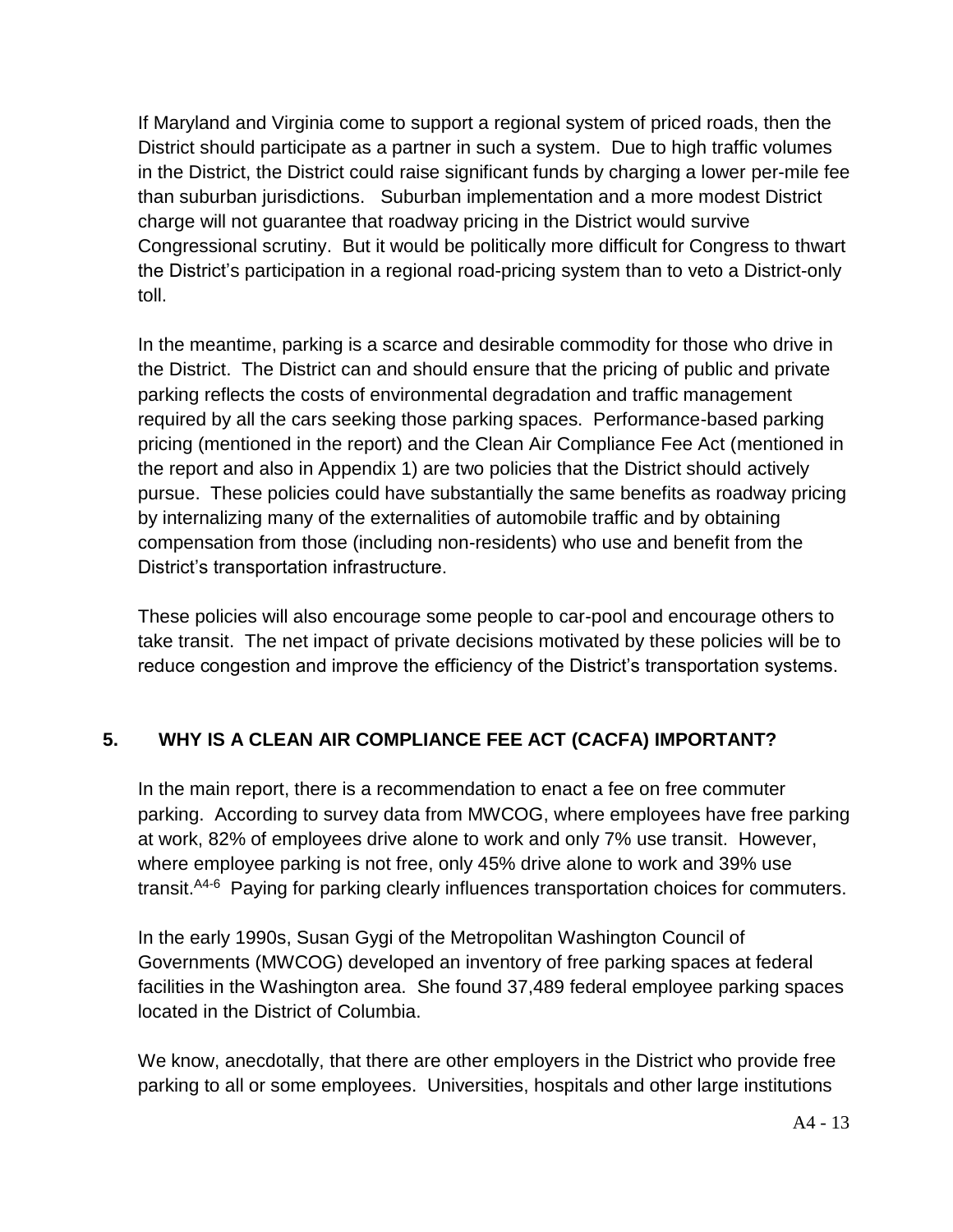If Maryland and Virginia come to support a regional system of priced roads, then the District should participate as a partner in such a system. Due to high traffic volumes in the District, the District could raise significant funds by charging a lower per-mile fee than suburban jurisdictions. Suburban implementation and a more modest District charge will not guarantee that roadway pricing in the District would survive Congressional scrutiny. But it would be politically more difficult for Congress to thwart the District's participation in a regional road-pricing system than to veto a District-only toll.

In the meantime, parking is a scarce and desirable commodity for those who drive in the District. The District can and should ensure that the pricing of public and private parking reflects the costs of environmental degradation and traffic management required by all the cars seeking those parking spaces. Performance-based parking pricing (mentioned in the report) and the Clean Air Compliance Fee Act (mentioned in the report and also in Appendix 1) are two policies that the District should actively pursue. These policies could have substantially the same benefits as roadway pricing by internalizing many of the externalities of automobile traffic and by obtaining compensation from those (including non-residents) who use and benefit from the District's transportation infrastructure.

These policies will also encourage some people to car-pool and encourage others to take transit. The net impact of private decisions motivated by these policies will be to reduce congestion and improve the efficiency of the District's transportation systems.

## 5. WHY IS A CLEAN AIR COMPLIANCE FEE ACT (CACFA) IMPORTANT?

In the main report, there is a recommendation to enact a fee on free commuter parking. According to survey data from MWCOG, where employees have free parking at work, 82% of employees drive alone to work and only 7% use transit. However, where employee parking is not free, only 45% drive alone to work and 39% use transit.[A4-6] Paying for parking clearly influences transportation choices for commuters.

In the early 1990s, Susan Gygi of the Metropolitan Washington Council of Governments (MWCOG) developed an inventory of free parking spaces at federal facilities in the Washington area. She found 37,489 federal employee parking spaces located in the District of Columbia.

We know, anecdotally, that there are other employers in the District who provide free parking to all or some employees. Universities, hospitals and other large institutions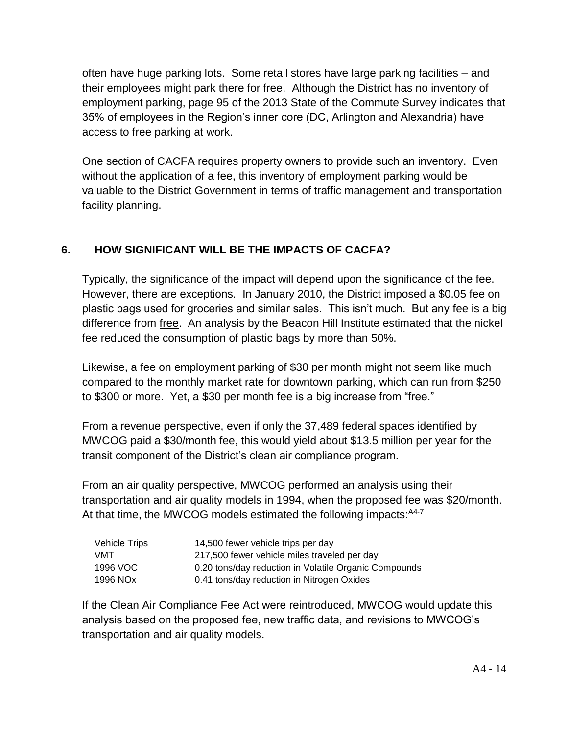often have huge parking lots. Some retail stores have large parking facilities – and their employees might park there for free. Although the District has no inventory of employment parking, page 95 of the 2013 State of the Commute Survey indicates that 35% of employees in the Region's inner core (DC, Arlington and Alexandria) have access to free parking at work.

One section of CACFA requires property owners to provide such an inventory. Even without the application of a fee, this inventory of employment parking would be valuable to the District Government in terms of traffic management and transportation facility planning.

## 6. HOW SIGNIFICANT WILL BE THE IMPACTS OF CACFA?

Typically, the significance of the impact will depend upon the significance of the fee. However, there are exceptions. In January 2010, the District imposed a $0.05 fee on plastic bags used for groceries and similar sales. This isn't much. But any fee is a big difference from free. An analysis by the Beacon Hill Institute estimated that the nickel fee reduced the consumption of plastic bags by more than 50%.

Likewise, a fee on employment parking of $30 per month might not seem like much compared to the monthly market rate for downtown parking, which can run from $250 to $300 or more. Yet, a $30 per month fee is a big increase from "free."

From a revenue perspective, even if only the 37,489 federal spaces identified by MWCOG paid a $30/month fee, this would yield about $13.5 million per year for the transit component of the District's clean air compliance program.

From an air quality perspective, MWCOG performed an analysis using their transportation and air quality models in 1994, when the proposed fee was $20/month. At that time, the MWCOG models estimated the following impacts:[A4-7]

| | |
|---|---|
| Vehicle Trips | 14,500 fewer vehicle trips per day |
| VMT | 217,500 fewer vehicle miles traveled per day |
| 1996 VOC | 0.20 tons/day reduction in Volatile Organic Compounds |
| 1996 NOx | 0.41 tons/day reduction in Nitrogen Oxides |

If the Clean Air Compliance Fee Act were reintroduced, MWCOG would update this analysis based on the proposed fee, new traffic data, and revisions to MWCOG's transportation and air quality models.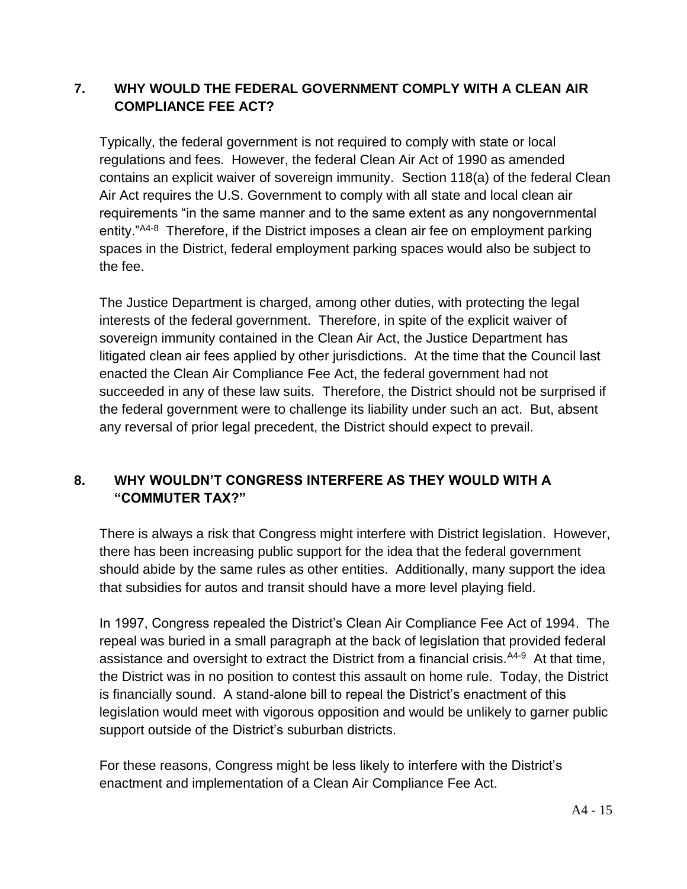## 7. WHY WOULD THE FEDERAL GOVERNMENT COMPLY WITH A CLEAN AIR COMPLIANCE FEE ACT?

Typically, the federal government is not required to comply with state or local regulations and fees. However, the federal Clean Air Act of 1990 as amended contains an explicit waiver of sovereign immunity. Section 118(a) of the federal Clean Air Act requires the U.S. Government to comply with all state and local clean air requirements "in the same manner and to the same extent as any nongovernmental entity."[A4-8] Therefore, if the District imposes a clean air fee on employment parking spaces in the District, federal employment parking spaces would also be subject to the fee.

The Justice Department is charged, among other duties, with protecting the legal interests of the federal government. Therefore, in spite of the explicit waiver of sovereign immunity contained in the Clean Air Act, the Justice Department has litigated clean air fees applied by other jurisdictions. At the time that the Council last enacted the Clean Air Compliance Fee Act, the federal government had not succeeded in any of these law suits. Therefore, the District should not be surprised if the federal government were to challenge its liability under such an act. But, absent any reversal of prior legal precedent, the District should expect to prevail.

## 8. WHY WOULDN'T CONGRESS INTERFERE AS THEY WOULD WITH A "COMMUTER TAX?"

There is always a risk that Congress might interfere with District legislation. However, there has been increasing public support for the idea that the federal government should abide by the same rules as other entities. Additionally, many support the idea that subsidies for autos and transit should have a more level playing field.

In 1997, Congress repealed the District's Clean Air Compliance Fee Act of 1994. The repeal was buried in a small paragraph at the back of legislation that provided federal assistance and oversight to extract the District from a financial crisis.[A4-9] At that time, the District was in no position to contest this assault on home rule. Today, the District is financially sound. A stand-alone bill to repeal the District's enactment of this legislation would meet with vigorous opposition and would be unlikely to garner public support outside of the District's suburban districts.

For these reasons, Congress might be less likely to interfere with the District's enactment and implementation of a Clean Air Compliance Fee Act.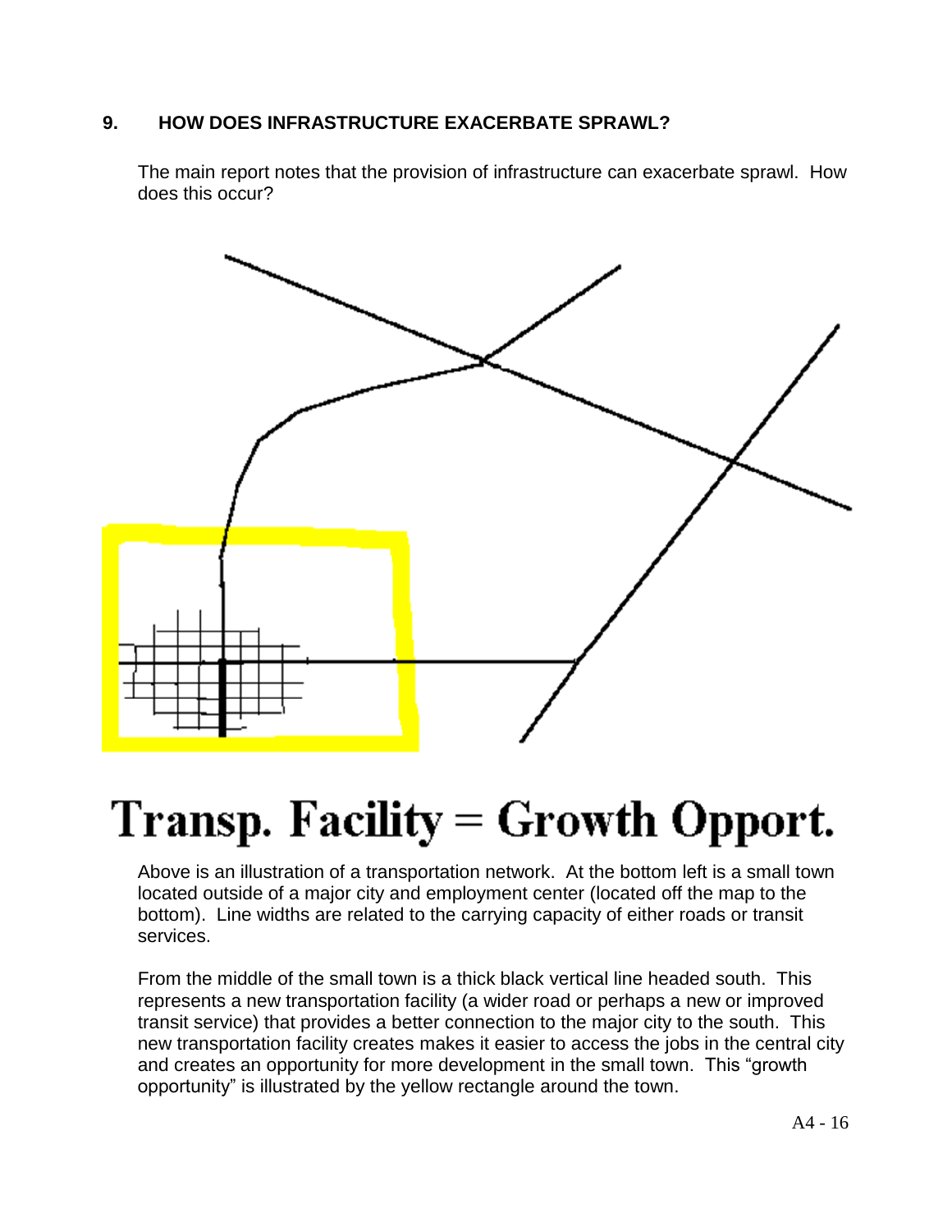## 9. HOW DOES INFRASTRUCTURE EXACERBATE SPRAWL?

The main report notes that the provision of infrastructure can exacerbate sprawl. How does this occur?

# Transp. Facility = Growth Opport.

Above is an illustration of a transportation network. At the bottom left is a small town located outside of a major city and employment center (located off the map to the bottom). Line widths are related to the carrying capacity of either roads or transit services.

From the middle of the small town is a thick black vertical line headed south. This represents a new transportation facility (a wider road or perhaps a new or improved transit service) that provides a better connection to the major city to the south. This new transportation facility creates makes it easier to access the jobs in the central city and creates an opportunity for more development in the small town. This "growth opportunity" is illustrated by the yellow rectangle around the town.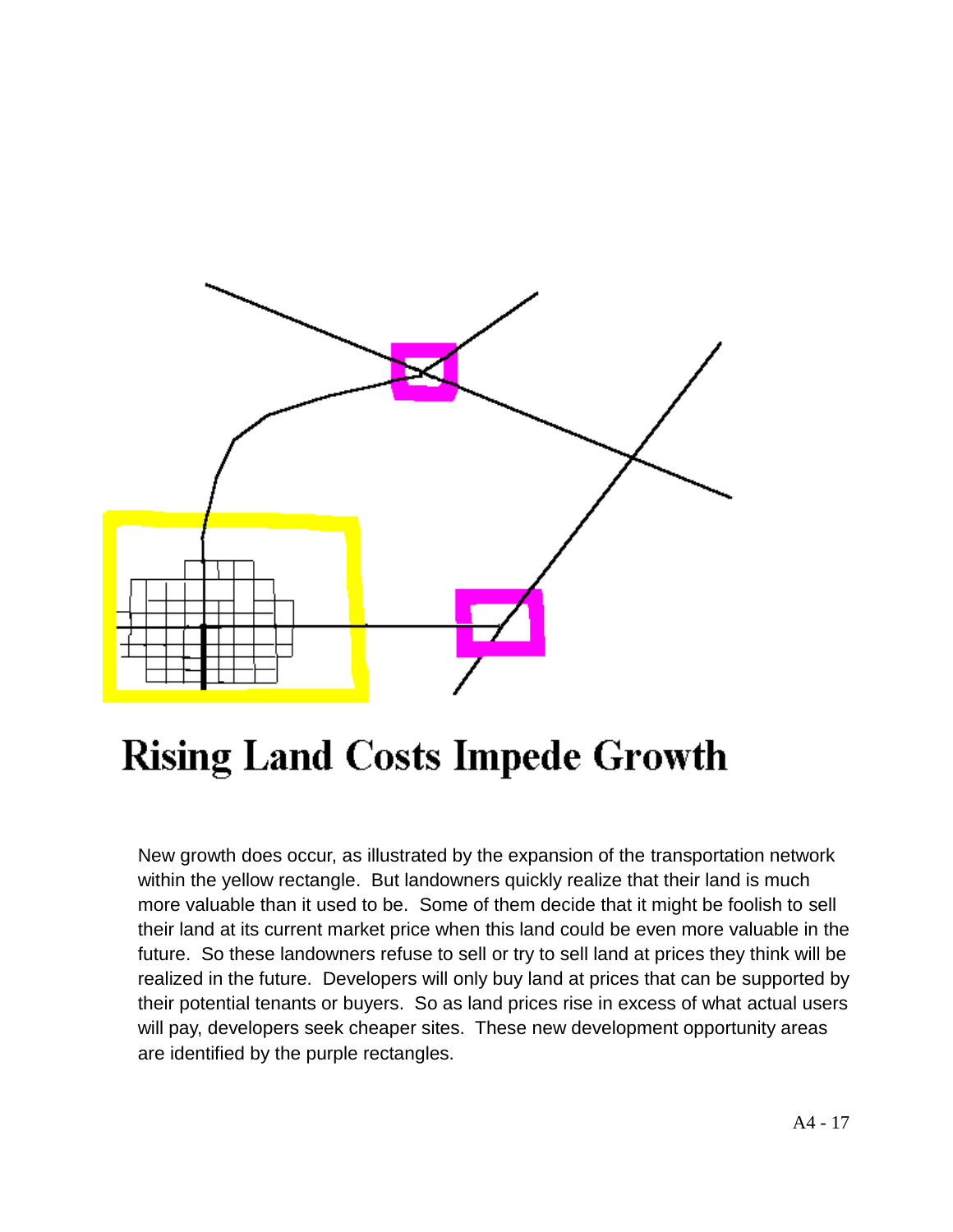# Rising Land Costs Impede Growth

New growth does occur, as illustrated by the expansion of the transportation network within the yellow rectangle. But landowners quickly realize that their land is much more valuable than it used to be. Some of them decide that it might be foolish to sell their land at its current market price when this land could be even more valuable in the future. So these landowners refuse to sell or try to sell land at prices they think will be realized in the future. Developers will only buy land at prices that can be supported by their potential tenants or buyers. So as land prices rise in excess of what actual users will pay, developers seek cheaper sites. These new development opportunity areas are identified by the purple rectangles.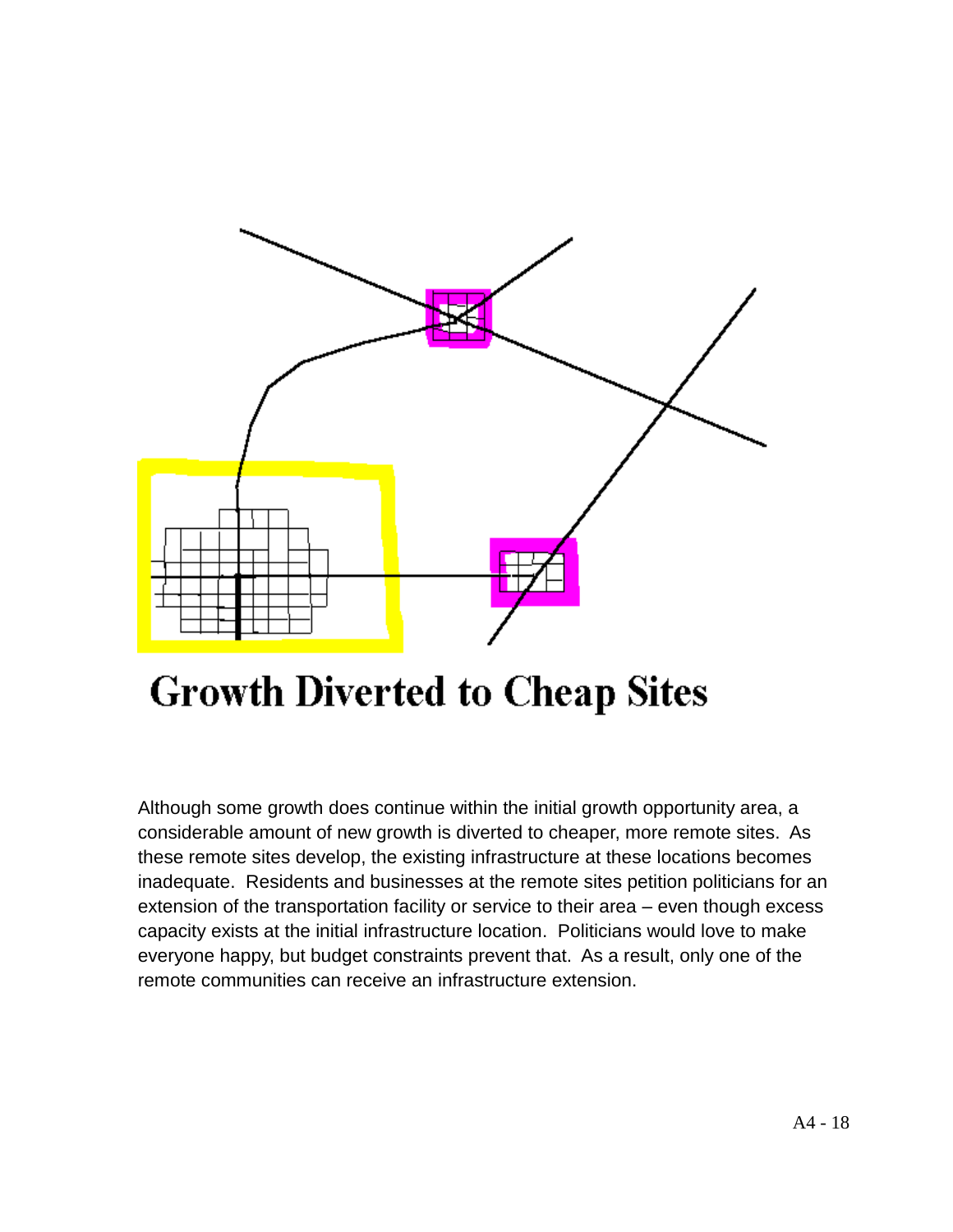# Growth Diverted to Cheap Sites

Although some growth does continue within the initial growth opportunity area, a considerable amount of new growth is diverted to cheaper, more remote sites. As these remote sites develop, the existing infrastructure at these locations becomes inadequate. Residents and businesses at the remote sites petition politicians for an extension of the transportation facility or service to their area – even though excess capacity exists at the initial infrastructure location. Politicians would love to make everyone happy, but budget constraints prevent that. As a result, only one of the remote communities can receive an infrastructure extension.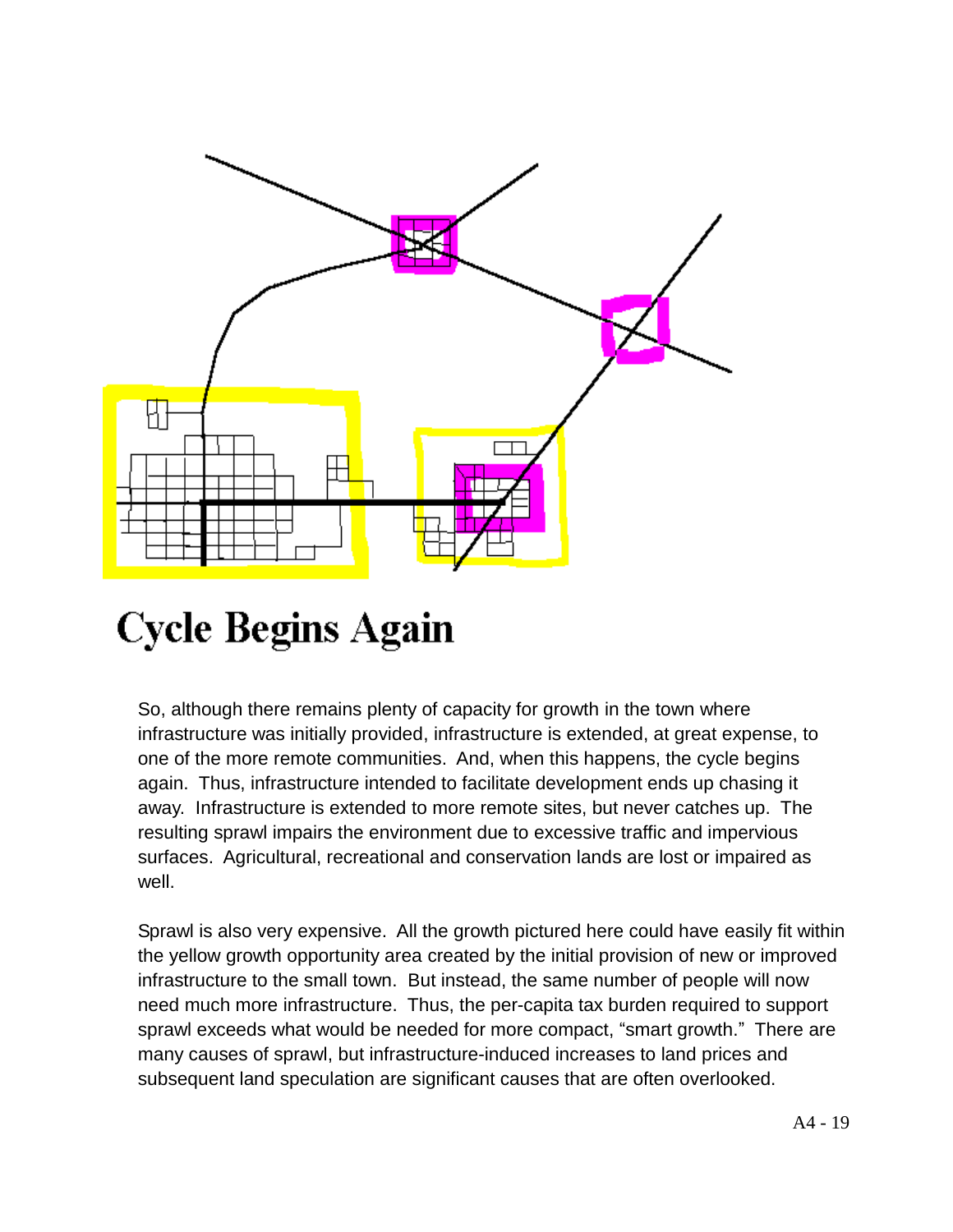# Cycle Begins Again

So, although there remains plenty of capacity for growth in the town where infrastructure was initially provided, infrastructure is extended, at great expense, to one of the more remote communities. And, when this happens, the cycle begins again. Thus, infrastructure intended to facilitate development ends up chasing it away. Infrastructure is extended to more remote sites, but never catches up. The resulting sprawl impairs the environment due to excessive traffic and impervious surfaces. Agricultural, recreational and conservation lands are lost or impaired as well.

Sprawl is also very expensive. All the growth pictured here could have easily fit within the yellow growth opportunity area created by the initial provision of new or improved infrastructure to the small town. But instead, the same number of people will now need much more infrastructure. Thus, the per-capita tax burden required to support sprawl exceeds what would be needed for more compact, "smart growth." There are many causes of sprawl, but infrastructure-induced increases to land prices and subsequent land speculation are significant causes that are often overlooked.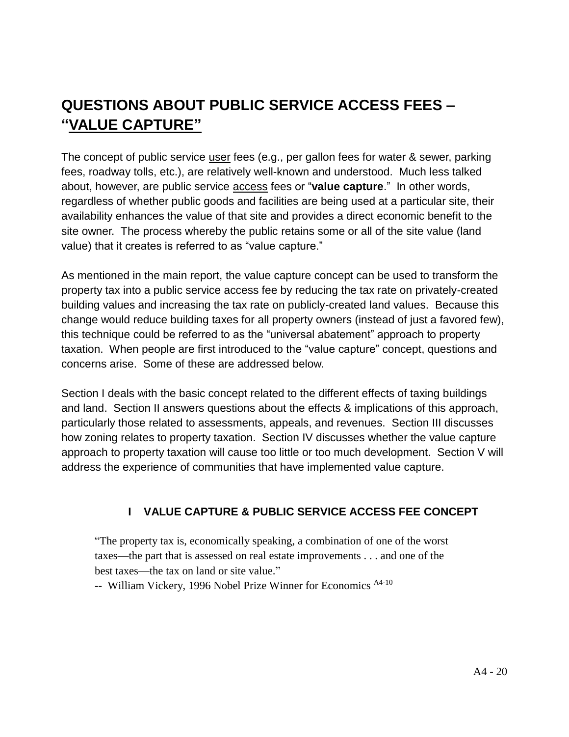# QUESTIONS ABOUT PUBLIC SERVICE ACCESS FEES – "VALUE CAPTURE"

The concept of public service user fees (e.g., per gallon fees for water & sewer, parking fees, roadway tolls, etc.), are relatively well-known and understood. Much less talked about, however, are public service access fees or "**value capture**." In other words, regardless of whether public goods and facilities are being used at a particular site, their availability enhances the value of that site and provides a direct economic benefit to the site owner. The process whereby the public retains some or all of the site value (land value) that it creates is referred to as "value capture."

As mentioned in the main report, the value capture concept can be used to transform the property tax into a public service access fee by reducing the tax rate on privately-created building values and increasing the tax rate on publicly-created land values. Because this change would reduce building taxes for all property owners (instead of just a favored few), this technique could be referred to as the "universal abatement" approach to property taxation. When people are first introduced to the "value capture" concept, questions and concerns arise. Some of these are addressed below.

Section I deals with the basic concept related to the different effects of taxing buildings and land. Section II answers questions about the effects & implications of this approach, particularly those related to assessments, appeals, and revenues. Section III discusses how zoning relates to property taxation. Section IV discusses whether the value capture approach to property taxation will cause too little or too much development. Section V will address the experience of communities that have implemented value capture.

## I VALUE CAPTURE & PUBLIC SERVICE ACCESS FEE CONCEPT

> "The property tax is, economically speaking, a combination of one of the worst taxes—the part that is assessed on real estate improvements . . . and one of the best taxes—the tax on land or site value."
>
> -- William Vickery, 1996 Nobel Prize Winner for Economics [A4-10]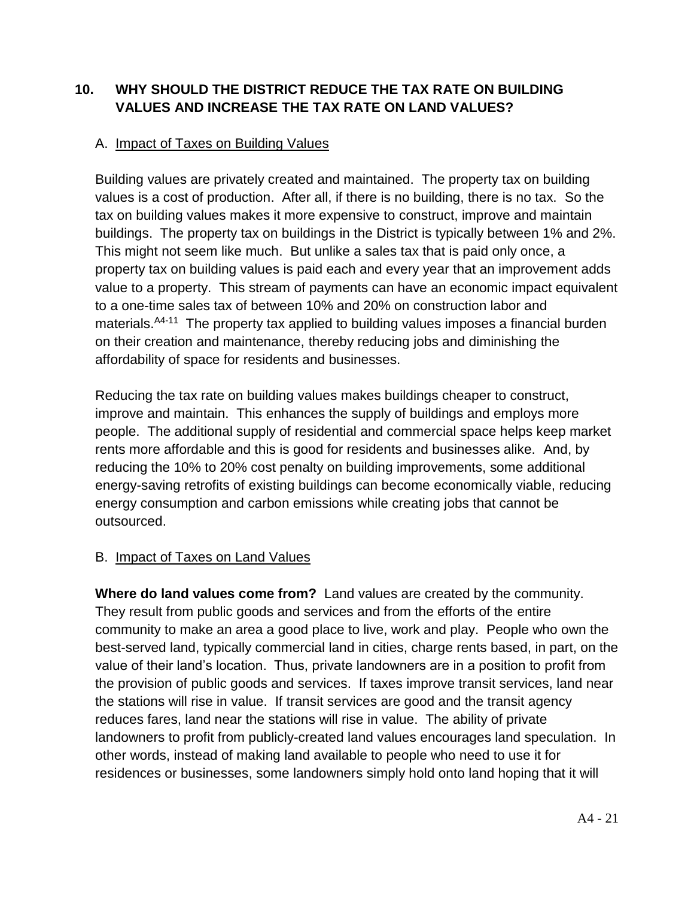## 10. WHY SHOULD THE DISTRICT REDUCE THE TAX RATE ON BUILDING VALUES AND INCREASE THE TAX RATE ON LAND VALUES?

### A. Impact of Taxes on Building Values

Building values are privately created and maintained. The property tax on building values is a cost of production. After all, if there is no building, there is no tax. So the tax on building values makes it more expensive to construct, improve and maintain buildings. The property tax on buildings in the District is typically between 1% and 2%. This might not seem like much. But unlike a sales tax that is paid only once, a property tax on building values is paid each and every year that an improvement adds value to a property. This stream of payments can have an economic impact equivalent to a one-time sales tax of between 10% and 20% on construction labor and materials.[A4-11] The property tax applied to building values imposes a financial burden on their creation and maintenance, thereby reducing jobs and diminishing the affordability of space for residents and businesses.

Reducing the tax rate on building values makes buildings cheaper to construct, improve and maintain. This enhances the supply of buildings and employs more people. The additional supply of residential and commercial space helps keep market rents more affordable and this is good for residents and businesses alike. And, by reducing the 10% to 20% cost penalty on building improvements, some additional energy-saving retrofits of existing buildings can become economically viable, reducing energy consumption and carbon emissions while creating jobs that cannot be outsourced.

### B. Impact of Taxes on Land Values

**Where do land values come from?** Land values are created by the community. They result from public goods and services and from the efforts of the entire community to make an area a good place to live, work and play. People who own the best-served land, typically commercial land in cities, charge rents based, in part, on the value of their land's location. Thus, private landowners are in a position to profit from the provision of public goods and services. If taxes improve transit services, land near the stations will rise in value. If transit services are good and the transit agency reduces fares, land near the stations will rise in value. The ability of private landowners to profit from publicly-created land values encourages land speculation. In other words, instead of making land available to people who need to use it for residences or businesses, some landowners simply hold onto land hoping that it will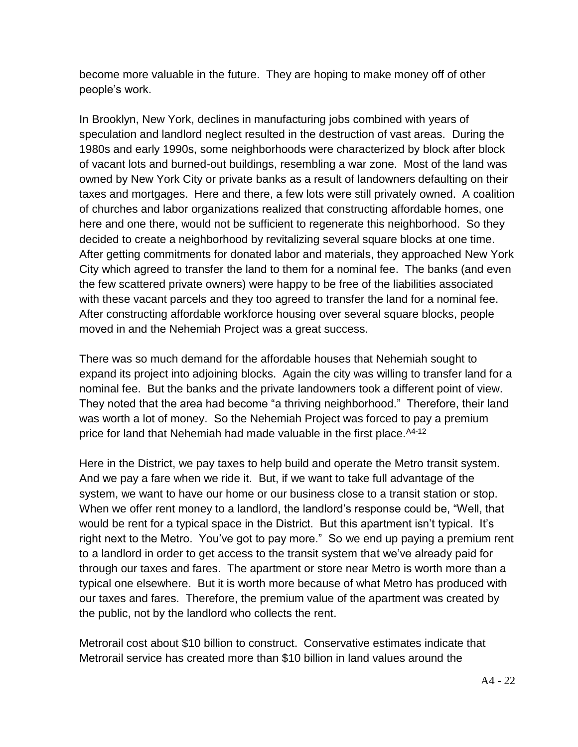become more valuable in the future. They are hoping to make money off of other people's work.

In Brooklyn, New York, declines in manufacturing jobs combined with years of speculation and landlord neglect resulted in the destruction of vast areas. During the 1980s and early 1990s, some neighborhoods were characterized by block after block of vacant lots and burned-out buildings, resembling a war zone. Most of the land was owned by New York City or private banks as a result of landowners defaulting on their taxes and mortgages. Here and there, a few lots were still privately owned. A coalition of churches and labor organizations realized that constructing affordable homes, one here and one there, would not be sufficient to regenerate this neighborhood. So they decided to create a neighborhood by revitalizing several square blocks at one time. After getting commitments for donated labor and materials, they approached New York City which agreed to transfer the land to them for a nominal fee. The banks (and even the few scattered private owners) were happy to be free of the liabilities associated with these vacant parcels and they too agreed to transfer the land for a nominal fee. After constructing affordable workforce housing over several square blocks, people moved in and the Nehemiah Project was a great success.

There was so much demand for the affordable houses that Nehemiah sought to expand its project into adjoining blocks. Again the city was willing to transfer land for a nominal fee. But the banks and the private landowners took a different point of view. They noted that the area had become "a thriving neighborhood." Therefore, their land was worth a lot of money. So the Nehemiah Project was forced to pay a premium price for land that Nehemiah had made valuable in the first place.[A4-12]

Here in the District, we pay taxes to help build and operate the Metro transit system. And we pay a fare when we ride it. But, if we want to take full advantage of the system, we want to have our home or our business close to a transit station or stop. When we offer rent money to a landlord, the landlord's response could be, "Well, that would be rent for a typical space in the District. But this apartment isn't typical. It's right next to the Metro. You've got to pay more." So we end up paying a premium rent to a landlord in order to get access to the transit system that we've already paid for through our taxes and fares. The apartment or store near Metro is worth more than a typical one elsewhere. But it is worth more because of what Metro has produced with our taxes and fares. Therefore, the premium value of the apartment was created by the public, not by the landlord who collects the rent.

Metrorail cost about $10 billion to construct. Conservative estimates indicate that Metrorail service has created more than $10 billion in land values around the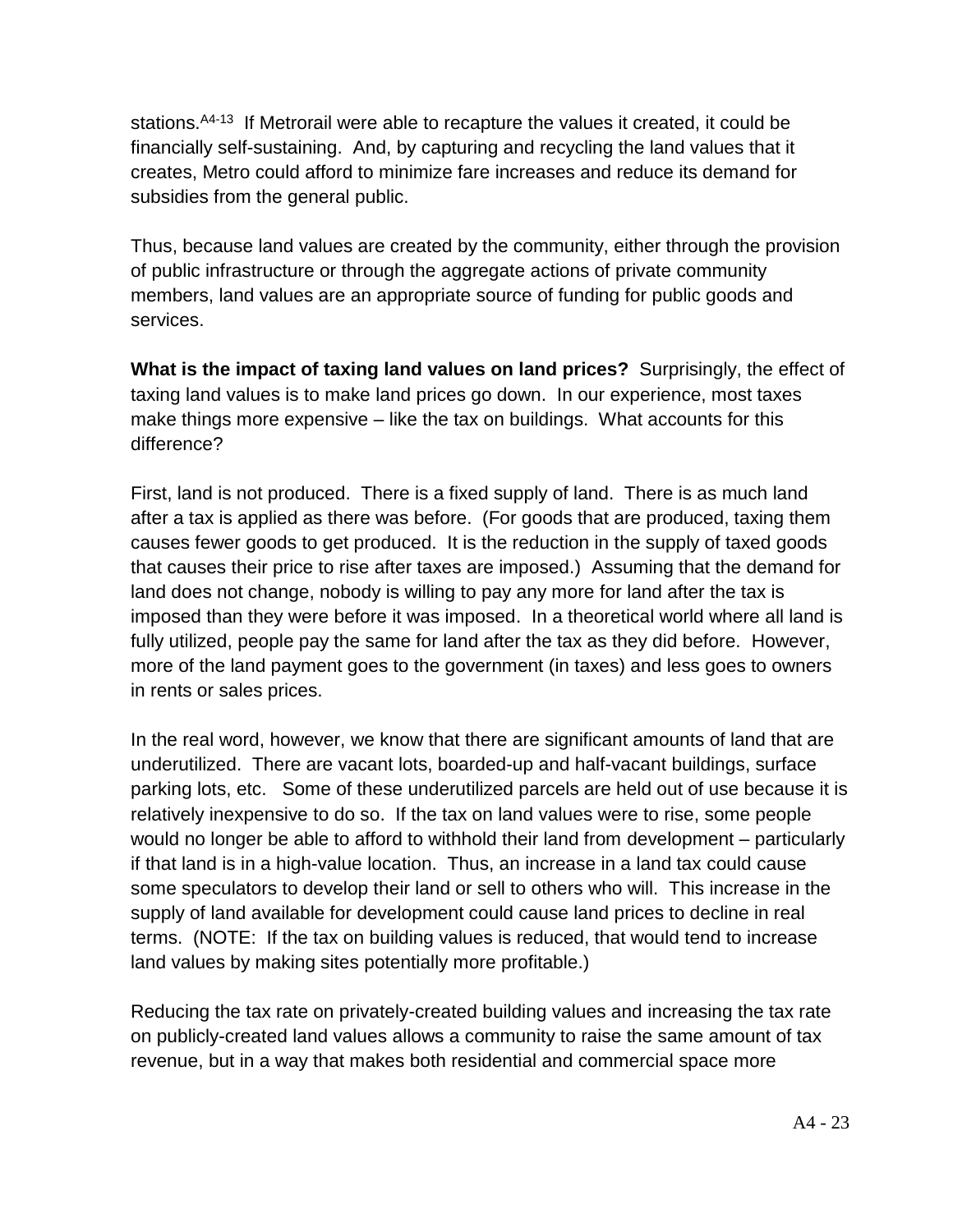stations.[A4-13] If Metrorail were able to recapture the values it created, it could be financially self-sustaining. And, by capturing and recycling the land values that it creates, Metro could afford to minimize fare increases and reduce its demand for subsidies from the general public.

Thus, because land values are created by the community, either through the provision of public infrastructure or through the aggregate actions of private community members, land values are an appropriate source of funding for public goods and services.

**What is the impact of taxing land values on land prices?** Surprisingly, the effect of taxing land values is to make land prices go down. In our experience, most taxes make things more expensive – like the tax on buildings. What accounts for this difference?

First, land is not produced. There is a fixed supply of land. There is as much land after a tax is applied as there was before. (For goods that are produced, taxing them causes fewer goods to get produced. It is the reduction in the supply of taxed goods that causes their price to rise after taxes are imposed.) Assuming that the demand for land does not change, nobody is willing to pay any more for land after the tax is imposed than they were before it was imposed. In a theoretical world where all land is fully utilized, people pay the same for land after the tax as they did before. However, more of the land payment goes to the government (in taxes) and less goes to owners in rents or sales prices.

In the real word, however, we know that there are significant amounts of land that are underutilized. There are vacant lots, boarded-up and half-vacant buildings, surface parking lots, etc. Some of these underutilized parcels are held out of use because it is relatively inexpensive to do so. If the tax on land values were to rise, some people would no longer be able to afford to withhold their land from development – particularly if that land is in a high-value location. Thus, an increase in a land tax could cause some speculators to develop their land or sell to others who will. This increase in the supply of land available for development could cause land prices to decline in real terms. (NOTE: If the tax on building values is reduced, that would tend to increase land values by making sites potentially more profitable.)

Reducing the tax rate on privately-created building values and increasing the tax rate on publicly-created land values allows a community to raise the same amount of tax revenue, but in a way that makes both residential and commercial space more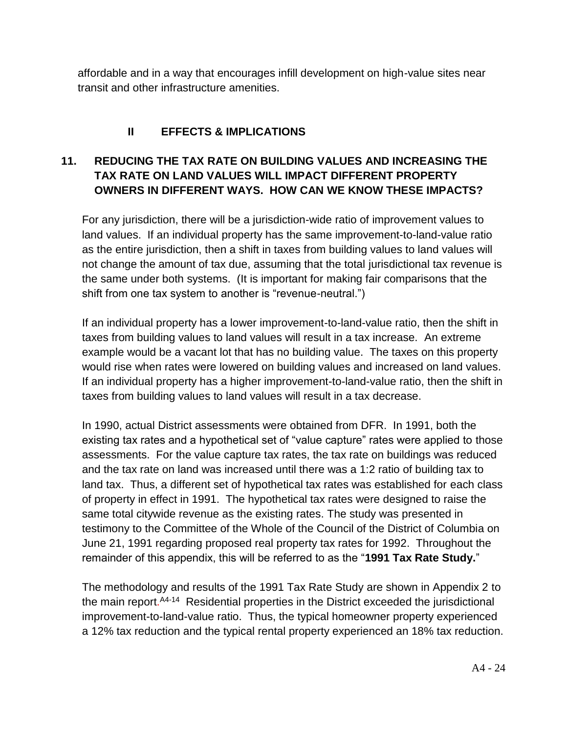affordable and in a way that encourages infill development on high-value sites near transit and other infrastructure amenities.

## II EFFECTS & IMPLICATIONS

### 11. REDUCING THE TAX RATE ON BUILDING VALUES AND INCREASING THE TAX RATE ON LAND VALUES WILL IMPACT DIFFERENT PROPERTY OWNERS IN DIFFERENT WAYS. HOW CAN WE KNOW THESE IMPACTS?

For any jurisdiction, there will be a jurisdiction-wide ratio of improvement values to land values. If an individual property has the same improvement-to-land-value ratio as the entire jurisdiction, then a shift in taxes from building values to land values will not change the amount of tax due, assuming that the total jurisdictional tax revenue is the same under both systems. (It is important for making fair comparisons that the shift from one tax system to another is "revenue-neutral.")

If an individual property has a lower improvement-to-land-value ratio, then the shift in taxes from building values to land values will result in a tax increase. An extreme example would be a vacant lot that has no building value. The taxes on this property would rise when rates were lowered on building values and increased on land values. If an individual property has a higher improvement-to-land-value ratio, then the shift in taxes from building values to land values will result in a tax decrease.

In 1990, actual District assessments were obtained from DFR. In 1991, both the existing tax rates and a hypothetical set of "value capture" rates were applied to those assessments. For the value capture tax rates, the tax rate on buildings was reduced and the tax rate on land was increased until there was a 1:2 ratio of building tax to land tax. Thus, a different set of hypothetical tax rates was established for each class of property in effect in 1991. The hypothetical tax rates were designed to raise the same total citywide revenue as the existing rates. The study was presented in testimony to the Committee of the Whole of the Council of the District of Columbia on June 21, 1991 regarding proposed real property tax rates for 1992. Throughout the remainder of this appendix, this will be referred to as the "**1991 Tax Rate Study.**"

The methodology and results of the 1991 Tax Rate Study are shown in Appendix 2 to the main report.[A4-14] Residential properties in the District exceeded the jurisdictional improvement-to-land-value ratio. Thus, the typical homeowner property experienced a 12% tax reduction and the typical rental property experienced an 18% tax reduction.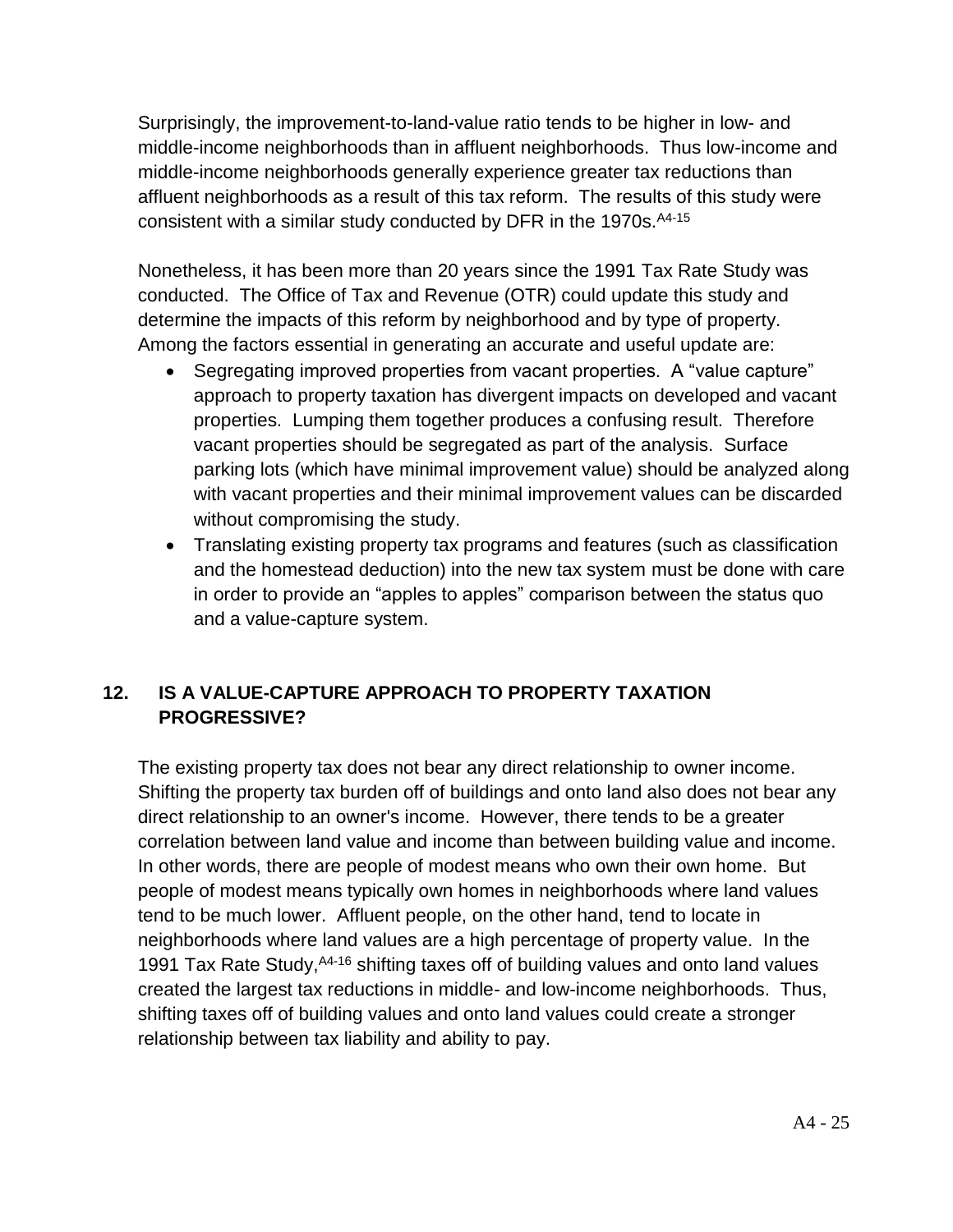Surprisingly, the improvement-to-land-value ratio tends to be higher in low- and middle-income neighborhoods than in affluent neighborhoods. Thus low-income and middle-income neighborhoods generally experience greater tax reductions than affluent neighborhoods as a result of this tax reform. The results of this study were consistent with a similar study conducted by DFR in the 1970s.[A4-15]

Nonetheless, it has been more than 20 years since the 1991 Tax Rate Study was conducted. The Office of Tax and Revenue (OTR) could update this study and determine the impacts of this reform by neighborhood and by type of property. Among the factors essential in generating an accurate and useful update are:

- Segregating improved properties from vacant properties. A "value capture" approach to property taxation has divergent impacts on developed and vacant properties. Lumping them together produces a confusing result. Therefore vacant properties should be segregated as part of the analysis. Surface parking lots (which have minimal improvement value) should be analyzed along with vacant properties and their minimal improvement values can be discarded without compromising the study.
- Translating existing property tax programs and features (such as classification and the homestead deduction) into the new tax system must be done with care in order to provide an "apples to apples" comparison between the status quo and a value-capture system.

## 12. IS A VALUE-CAPTURE APPROACH TO PROPERTY TAXATION PROGRESSIVE?

The existing property tax does not bear any direct relationship to owner income. Shifting the property tax burden off of buildings and onto land also does not bear any direct relationship to an owner's income. However, there tends to be a greater correlation between land value and income than between building value and income. In other words, there are people of modest means who own their own home. But people of modest means typically own homes in neighborhoods where land values tend to be much lower. Affluent people, on the other hand, tend to locate in neighborhoods where land values are a high percentage of property value. In the 1991 Tax Rate Study,[A4-16] shifting taxes off of building values and onto land values created the largest tax reductions in middle- and low-income neighborhoods. Thus, shifting taxes off of building values and onto land values could create a stronger relationship between tax liability and ability to pay.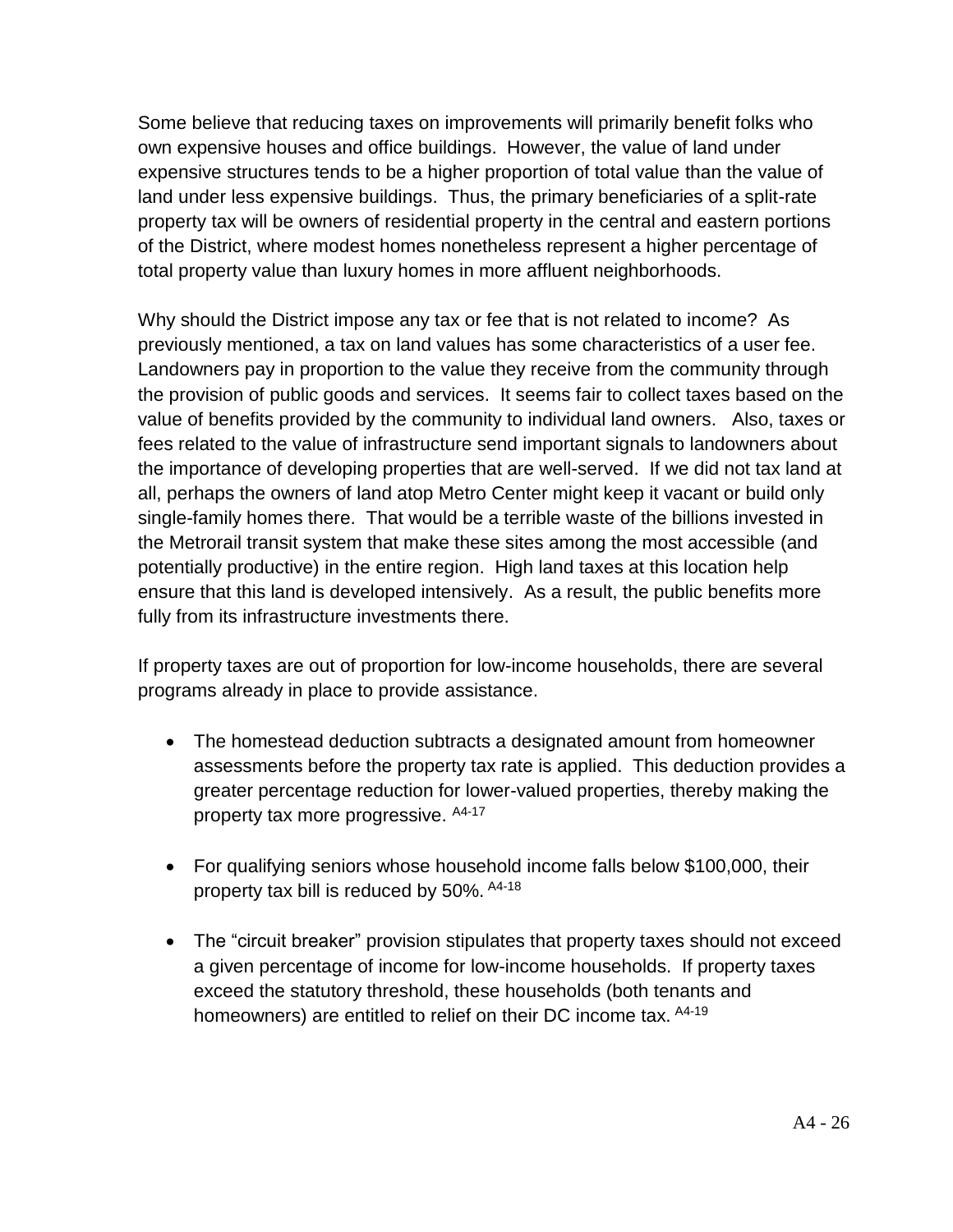Some believe that reducing taxes on improvements will primarily benefit folks who own expensive houses and office buildings. However, the value of land under expensive structures tends to be a higher proportion of total value than the value of land under less expensive buildings. Thus, the primary beneficiaries of a split-rate property tax will be owners of residential property in the central and eastern portions of the District, where modest homes nonetheless represent a higher percentage of total property value than luxury homes in more affluent neighborhoods.

Why should the District impose any tax or fee that is not related to income? As previously mentioned, a tax on land values has some characteristics of a user fee. Landowners pay in proportion to the value they receive from the community through the provision of public goods and services. It seems fair to collect taxes based on the value of benefits provided by the community to individual land owners. Also, taxes or fees related to the value of infrastructure send important signals to landowners about the importance of developing properties that are well-served. If we did not tax land at all, perhaps the owners of land atop Metro Center might keep it vacant or build only single-family homes there. That would be a terrible waste of the billions invested in the Metrorail transit system that make these sites among the most accessible (and potentially productive) in the entire region. High land taxes at this location help ensure that this land is developed intensively. As a result, the public benefits more fully from its infrastructure investments there.

If property taxes are out of proportion for low-income households, there are several programs already in place to provide assistance.

- The homestead deduction subtracts a designated amount from homeowner assessments before the property tax rate is applied. This deduction provides a greater percentage reduction for lower-valued properties, thereby making the property tax more progressive. [A4-17]

- For qualifying seniors whose household income falls below $100,000, their property tax bill is reduced by 50%. [A4-18]

- The "circuit breaker" provision stipulates that property taxes should not exceed a given percentage of income for low-income households. If property taxes exceed the statutory threshold, these households (both tenants and homeowners) are entitled to relief on their DC income tax. [A4-19]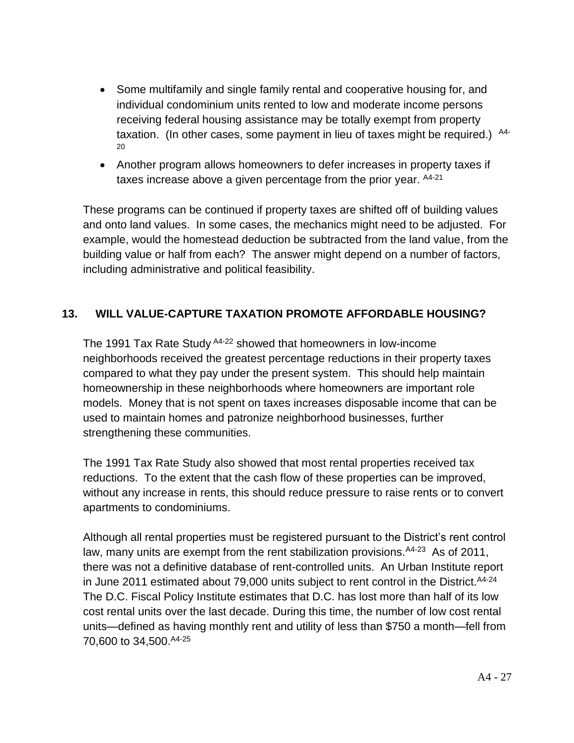- Some multifamily and single family rental and cooperative housing for, and individual condominium units rented to low and moderate income persons receiving federal housing assistance may be totally exempt from property taxation. (In other cases, some payment in lieu of taxes might be required.) [A4-20]
- Another program allows homeowners to defer increases in property taxes if taxes increase above a given percentage from the prior year. [A4-21]

These programs can be continued if property taxes are shifted off of building values and onto land values. In some cases, the mechanics might need to be adjusted. For example, would the homestead deduction be subtracted from the land value, from the building value or half from each? The answer might depend on a number of factors, including administrative and political feasibility.

## 13. WILL VALUE-CAPTURE TAXATION PROMOTE AFFORDABLE HOUSING?

The 1991 Tax Rate Study [A4-22] showed that homeowners in low-income neighborhoods received the greatest percentage reductions in their property taxes compared to what they pay under the present system. This should help maintain homeownership in these neighborhoods where homeowners are important role models. Money that is not spent on taxes increases disposable income that can be used to maintain homes and patronize neighborhood businesses, further strengthening these communities.

The 1991 Tax Rate Study also showed that most rental properties received tax reductions. To the extent that the cash flow of these properties can be improved, without any increase in rents, this should reduce pressure to raise rents or to convert apartments to condominiums.

Although all rental properties must be registered pursuant to the District's rent control law, many units are exempt from the rent stabilization provisions.[A4-23] As of 2011, there was not a definitive database of rent-controlled units. An Urban Institute report in June 2011 estimated about 79,000 units subject to rent control in the District.[A4-24] The D.C. Fiscal Policy Institute estimates that D.C. has lost more than half of its low cost rental units over the last decade. During this time, the number of low cost rental units—defined as having monthly rent and utility of less than $750 a month—fell from 70,600 to 34,500.[A4-25]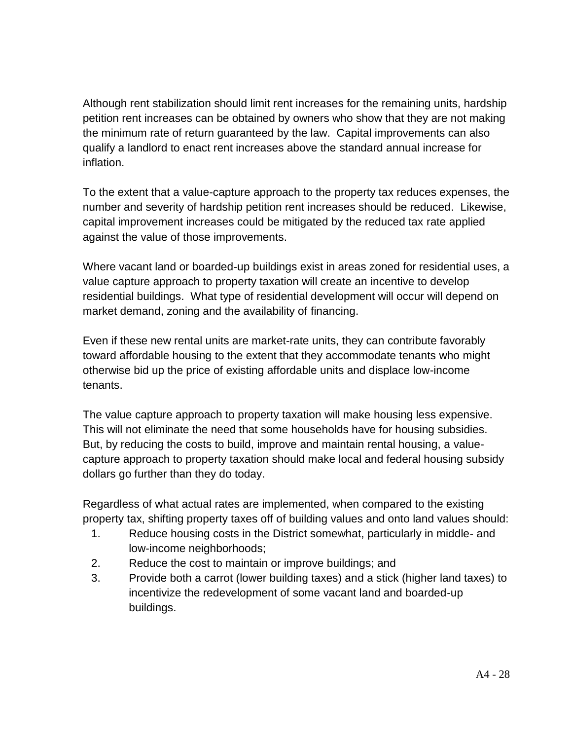Although rent stabilization should limit rent increases for the remaining units, hardship petition rent increases can be obtained by owners who show that they are not making the minimum rate of return guaranteed by the law. Capital improvements can also qualify a landlord to enact rent increases above the standard annual increase for inflation.

To the extent that a value-capture approach to the property tax reduces expenses, the number and severity of hardship petition rent increases should be reduced. Likewise, capital improvement increases could be mitigated by the reduced tax rate applied against the value of those improvements.

Where vacant land or boarded-up buildings exist in areas zoned for residential uses, a value capture approach to property taxation will create an incentive to develop residential buildings. What type of residential development will occur will depend on market demand, zoning and the availability of financing.

Even if these new rental units are market-rate units, they can contribute favorably toward affordable housing to the extent that they accommodate tenants who might otherwise bid up the price of existing affordable units and displace low-income tenants.

The value capture approach to property taxation will make housing less expensive. This will not eliminate the need that some households have for housing subsidies. But, by reducing the costs to build, improve and maintain rental housing, a value-capture approach to property taxation should make local and federal housing subsidy dollars go further than they do today.

Regardless of what actual rates are implemented, when compared to the existing property tax, shifting property taxes off of building values and onto land values should:

1. Reduce housing costs in the District somewhat, particularly in middle- and low-income neighborhoods;
2. Reduce the cost to maintain or improve buildings; and
3. Provide both a carrot (lower building taxes) and a stick (higher land taxes) to incentivize the redevelopment of some vacant land and boarded-up buildings.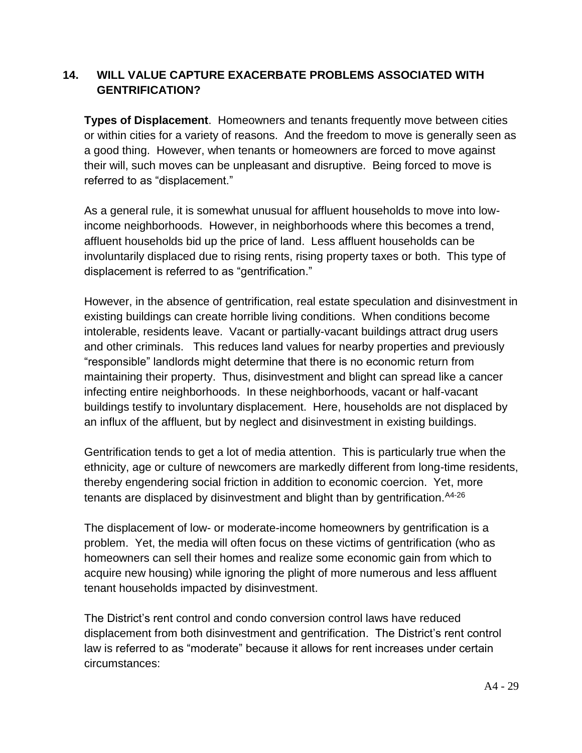## 14. WILL VALUE CAPTURE EXACERBATE PROBLEMS ASSOCIATED WITH GENTRIFICATION?

**Types of Displacement**. Homeowners and tenants frequently move between cities or within cities for a variety of reasons. And the freedom to move is generally seen as a good thing. However, when tenants or homeowners are forced to move against their will, such moves can be unpleasant and disruptive. Being forced to move is referred to as "displacement."

As a general rule, it is somewhat unusual for affluent households to move into low-income neighborhoods. However, in neighborhoods where this becomes a trend, affluent households bid up the price of land. Less affluent households can be involuntarily displaced due to rising rents, rising property taxes or both. This type of displacement is referred to as "gentrification."

However, in the absence of gentrification, real estate speculation and disinvestment in existing buildings can create horrible living conditions. When conditions become intolerable, residents leave. Vacant or partially-vacant buildings attract drug users and other criminals. This reduces land values for nearby properties and previously "responsible" landlords might determine that there is no economic return from maintaining their property. Thus, disinvestment and blight can spread like a cancer infecting entire neighborhoods. In these neighborhoods, vacant or half-vacant buildings testify to involuntary displacement. Here, households are not displaced by an influx of the affluent, but by neglect and disinvestment in existing buildings.

Gentrification tends to get a lot of media attention. This is particularly true when the ethnicity, age or culture of newcomers are markedly different from long-time residents, thereby engendering social friction in addition to economic coercion. Yet, more tenants are displaced by disinvestment and blight than by gentrification.[A4-26]

The displacement of low- or moderate-income homeowners by gentrification is a problem. Yet, the media will often focus on these victims of gentrification (who as homeowners can sell their homes and realize some economic gain from which to acquire new housing) while ignoring the plight of more numerous and less affluent tenant households impacted by disinvestment.

The District's rent control and condo conversion control laws have reduced displacement from both disinvestment and gentrification. The District's rent control law is referred to as "moderate" because it allows for rent increases under certain circumstances: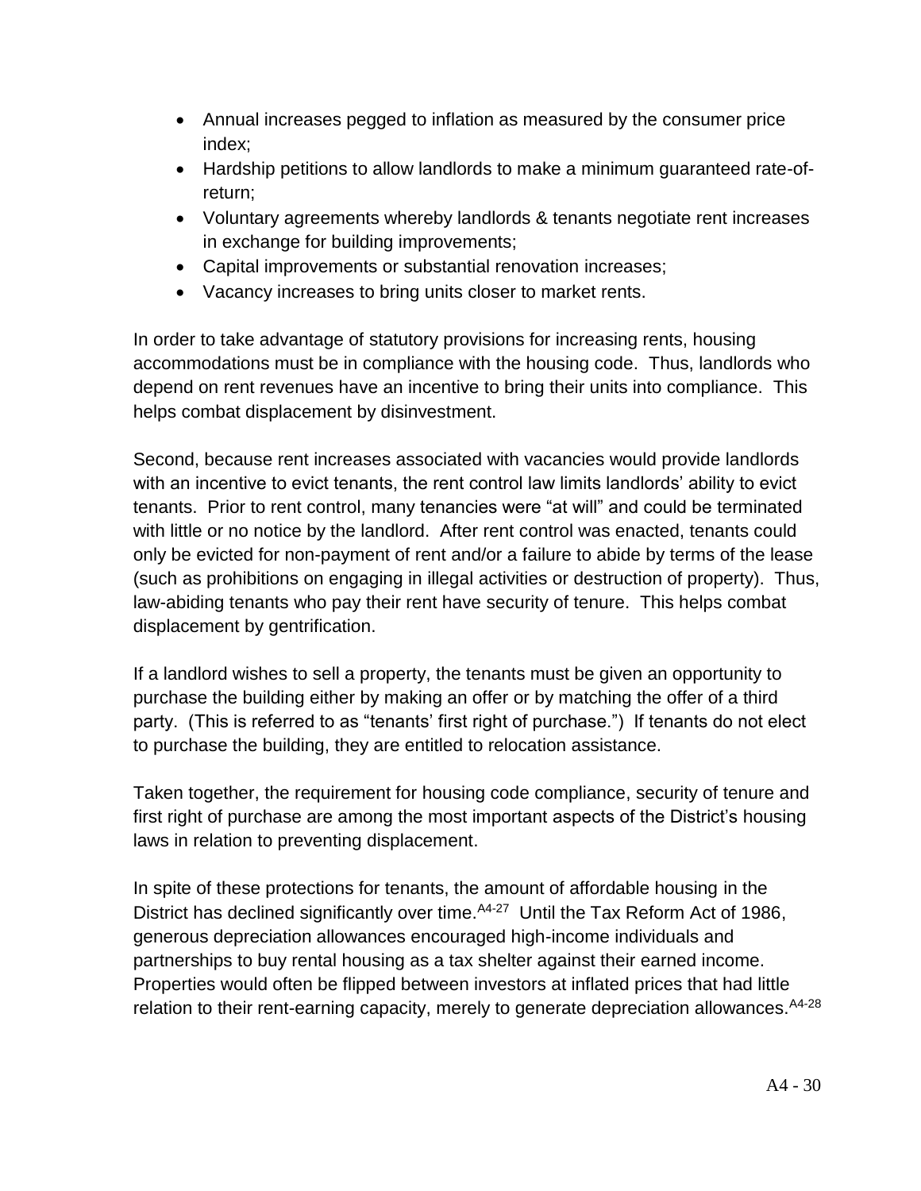- Annual increases pegged to inflation as measured by the consumer price index;
- Hardship petitions to allow landlords to make a minimum guaranteed rate-of-return;
- Voluntary agreements whereby landlords & tenants negotiate rent increases in exchange for building improvements;
- Capital improvements or substantial renovation increases;
- Vacancy increases to bring units closer to market rents.

In order to take advantage of statutory provisions for increasing rents, housing accommodations must be in compliance with the housing code. Thus, landlords who depend on rent revenues have an incentive to bring their units into compliance. This helps combat displacement by disinvestment.

Second, because rent increases associated with vacancies would provide landlords with an incentive to evict tenants, the rent control law limits landlords' ability to evict tenants. Prior to rent control, many tenancies were "at will" and could be terminated with little or no notice by the landlord. After rent control was enacted, tenants could only be evicted for non-payment of rent and/or a failure to abide by terms of the lease (such as prohibitions on engaging in illegal activities or destruction of property). Thus, law-abiding tenants who pay their rent have security of tenure. This helps combat displacement by gentrification.

If a landlord wishes to sell a property, the tenants must be given an opportunity to purchase the building either by making an offer or by matching the offer of a third party. (This is referred to as "tenants' first right of purchase.") If tenants do not elect to purchase the building, they are entitled to relocation assistance.

Taken together, the requirement for housing code compliance, security of tenure and first right of purchase are among the most important aspects of the District's housing laws in relation to preventing displacement.

In spite of these protections for tenants, the amount of affordable housing in the District has declined significantly over time.[A4-27] Until the Tax Reform Act of 1986, generous depreciation allowances encouraged high-income individuals and partnerships to buy rental housing as a tax shelter against their earned income. Properties would often be flipped between investors at inflated prices that had little relation to their rent-earning capacity, merely to generate depreciation allowances.[A4-28]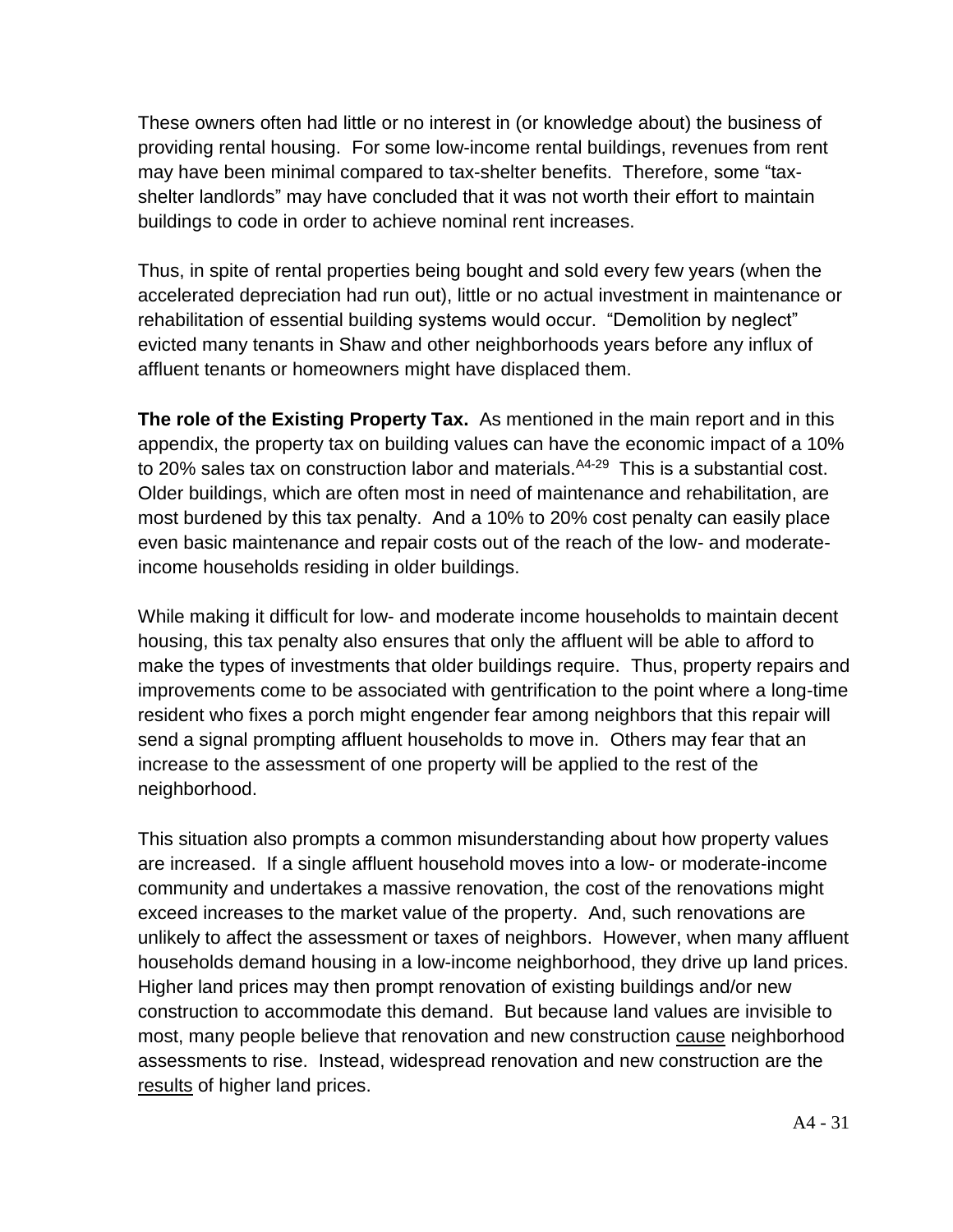These owners often had little or no interest in (or knowledge about) the business of providing rental housing. For some low-income rental buildings, revenues from rent may have been minimal compared to tax-shelter benefits. Therefore, some "tax-shelter landlords" may have concluded that it was not worth their effort to maintain buildings to code in order to achieve nominal rent increases.

Thus, in spite of rental properties being bought and sold every few years (when the accelerated depreciation had run out), little or no actual investment in maintenance or rehabilitation of essential building systems would occur. "Demolition by neglect" evicted many tenants in Shaw and other neighborhoods years before any influx of affluent tenants or homeowners might have displaced them.

**The role of the Existing Property Tax.** As mentioned in the main report and in this appendix, the property tax on building values can have the economic impact of a 10% to 20% sales tax on construction labor and materials.[A4-29] This is a substantial cost. Older buildings, which are often most in need of maintenance and rehabilitation, are most burdened by this tax penalty. And a 10% to 20% cost penalty can easily place even basic maintenance and repair costs out of the reach of the low- and moderate-income households residing in older buildings.

While making it difficult for low- and moderate income households to maintain decent housing, this tax penalty also ensures that only the affluent will be able to afford to make the types of investments that older buildings require. Thus, property repairs and improvements come to be associated with gentrification to the point where a long-time resident who fixes a porch might engender fear among neighbors that this repair will send a signal prompting affluent households to move in. Others may fear that an increase to the assessment of one property will be applied to the rest of the neighborhood.

This situation also prompts a common misunderstanding about how property values are increased. If a single affluent household moves into a low- or moderate-income community and undertakes a massive renovation, the cost of the renovations might exceed increases to the market value of the property. And, such renovations are unlikely to affect the assessment or taxes of neighbors. However, when many affluent households demand housing in a low-income neighborhood, they drive up land prices. Higher land prices may then prompt renovation of existing buildings and/or new construction to accommodate this demand. But because land values are invisible to most, many people believe that renovation and new construction <u>cause</u> neighborhood assessments to rise. Instead, widespread renovation and new construction are the <u>results</u> of higher land prices.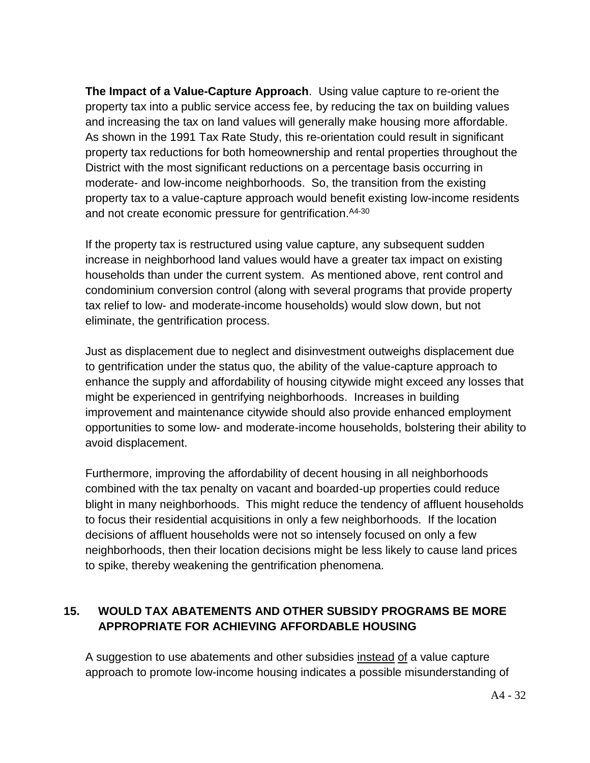**The Impact of a Value-Capture Approach**. Using value capture to re-orient the property tax into a public service access fee, by reducing the tax on building values and increasing the tax on land values will generally make housing more affordable. As shown in the 1991 Tax Rate Study, this re-orientation could result in significant property tax reductions for both homeownership and rental properties throughout the District with the most significant reductions on a percentage basis occurring in moderate- and low-income neighborhoods. So, the transition from the existing property tax to a value-capture approach would benefit existing low-income residents and not create economic pressure for gentrification.[A4-30]

If the property tax is restructured using value capture, any subsequent sudden increase in neighborhood land values would have a greater tax impact on existing households than under the current system. As mentioned above, rent control and condominium conversion control (along with several programs that provide property tax relief to low- and moderate-income households) would slow down, but not eliminate, the gentrification process.

Just as displacement due to neglect and disinvestment outweighs displacement due to gentrification under the status quo, the ability of the value-capture approach to enhance the supply and affordability of housing citywide might exceed any losses that might be experienced in gentrifying neighborhoods. Increases in building improvement and maintenance citywide should also provide enhanced employment opportunities to some low- and moderate-income households, bolstering their ability to avoid displacement.

Furthermore, improving the affordability of decent housing in all neighborhoods combined with the tax penalty on vacant and boarded-up properties could reduce blight in many neighborhoods. This might reduce the tendency of affluent households to focus their residential acquisitions in only a few neighborhoods. If the location decisions of affluent households were not so intensely focused on only a few neighborhoods, then their location decisions might be less likely to cause land prices to spike, thereby weakening the gentrification phenomena.

## 15. WOULD TAX ABATEMENTS AND OTHER SUBSIDY PROGRAMS BE MORE APPROPRIATE FOR ACHIEVING AFFORDABLE HOUSING

A suggestion to use abatements and other subsidies instead of a value capture approach to promote low-income housing indicates a possible misunderstanding of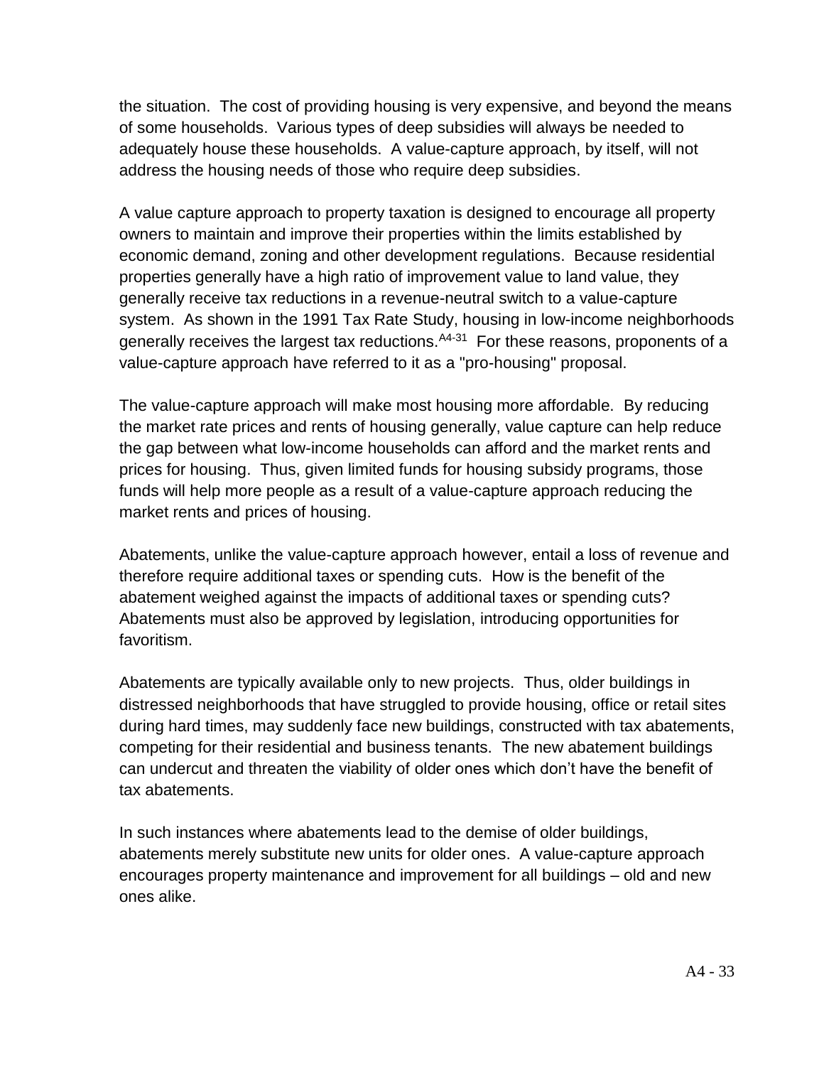the situation. The cost of providing housing is very expensive, and beyond the means of some households. Various types of deep subsidies will always be needed to adequately house these households. A value-capture approach, by itself, will not address the housing needs of those who require deep subsidies.

A value capture approach to property taxation is designed to encourage all property owners to maintain and improve their properties within the limits established by economic demand, zoning and other development regulations. Because residential properties generally have a high ratio of improvement value to land value, they generally receive tax reductions in a revenue-neutral switch to a value-capture system. As shown in the 1991 Tax Rate Study, housing in low-income neighborhoods generally receives the largest tax reductions.[A4-31] For these reasons, proponents of a value-capture approach have referred to it as a "pro-housing" proposal.

The value-capture approach will make most housing more affordable. By reducing the market rate prices and rents of housing generally, value capture can help reduce the gap between what low-income households can afford and the market rents and prices for housing. Thus, given limited funds for housing subsidy programs, those funds will help more people as a result of a value-capture approach reducing the market rents and prices of housing.

Abatements, unlike the value-capture approach however, entail a loss of revenue and therefore require additional taxes or spending cuts. How is the benefit of the abatement weighed against the impacts of additional taxes or spending cuts? Abatements must also be approved by legislation, introducing opportunities for favoritism.

Abatements are typically available only to new projects. Thus, older buildings in distressed neighborhoods that have struggled to provide housing, office or retail sites during hard times, may suddenly face new buildings, constructed with tax abatements, competing for their residential and business tenants. The new abatement buildings can undercut and threaten the viability of older ones which don't have the benefit of tax abatements.

In such instances where abatements lead to the demise of older buildings, abatements merely substitute new units for older ones. A value-capture approach encourages property maintenance and improvement for all buildings – old and new ones alike.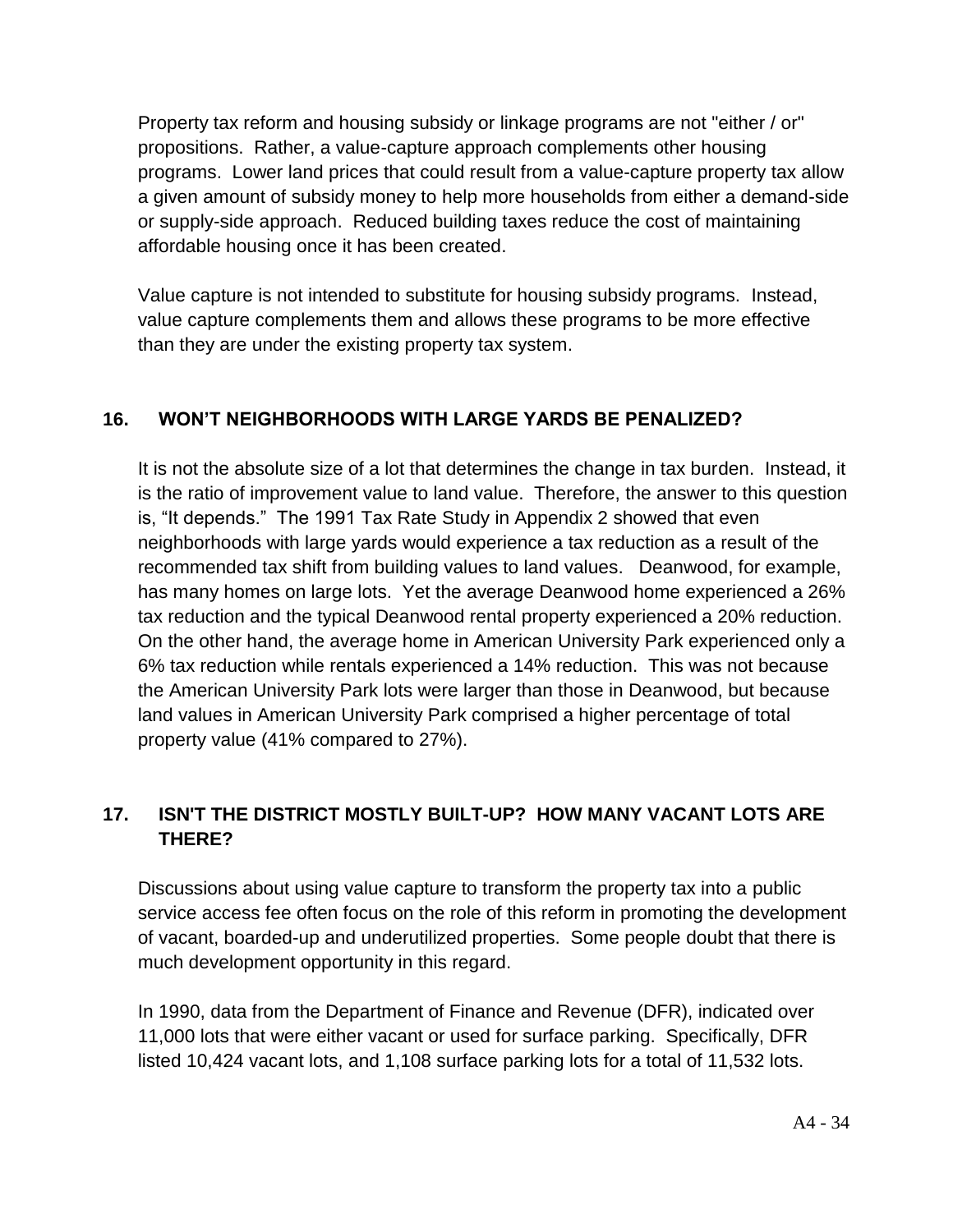Property tax reform and housing subsidy or linkage programs are not "either / or" propositions. Rather, a value-capture approach complements other housing programs. Lower land prices that could result from a value-capture property tax allow a given amount of subsidy money to help more households from either a demand-side or supply-side approach. Reduced building taxes reduce the cost of maintaining affordable housing once it has been created.

Value capture is not intended to substitute for housing subsidy programs. Instead, value capture complements them and allows these programs to be more effective than they are under the existing property tax system.

### 16. WON'T NEIGHBORHOODS WITH LARGE YARDS BE PENALIZED?

It is not the absolute size of a lot that determines the change in tax burden. Instead, it is the ratio of improvement value to land value. Therefore, the answer to this question is, "It depends." The 1991 Tax Rate Study in Appendix 2 showed that even neighborhoods with large yards would experience a tax reduction as a result of the recommended tax shift from building values to land values. Deanwood, for example, has many homes on large lots. Yet the average Deanwood home experienced a 26% tax reduction and the typical Deanwood rental property experienced a 20% reduction. On the other hand, the average home in American University Park experienced only a 6% tax reduction while rentals experienced a 14% reduction. This was not because the American University Park lots were larger than those in Deanwood, but because land values in American University Park comprised a higher percentage of total property value (41% compared to 27%).

### 17. ISN'T THE DISTRICT MOSTLY BUILT-UP? HOW MANY VACANT LOTS ARE THERE?

Discussions about using value capture to transform the property tax into a public service access fee often focus on the role of this reform in promoting the development of vacant, boarded-up and underutilized properties. Some people doubt that there is much development opportunity in this regard.

In 1990, data from the Department of Finance and Revenue (DFR), indicated over 11,000 lots that were either vacant or used for surface parking. Specifically, DFR listed 10,424 vacant lots, and 1,108 surface parking lots for a total of 11,532 lots.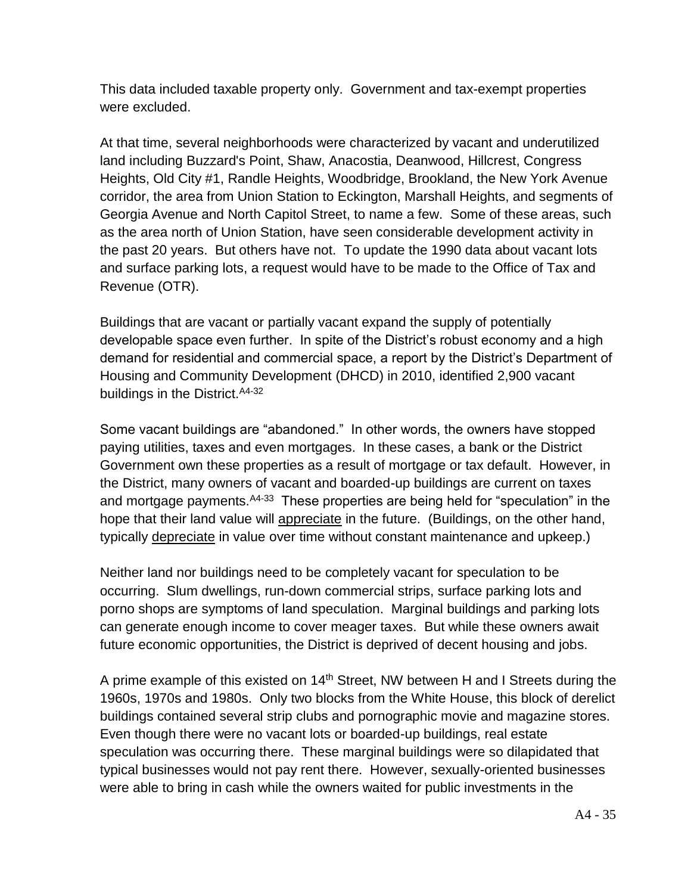This data included taxable property only. Government and tax-exempt properties were excluded.

At that time, several neighborhoods were characterized by vacant and underutilized land including Buzzard's Point, Shaw, Anacostia, Deanwood, Hillcrest, Congress Heights, Old City #1, Randle Heights, Woodbridge, Brookland, the New York Avenue corridor, the area from Union Station to Eckington, Marshall Heights, and segments of Georgia Avenue and North Capitol Street, to name a few. Some of these areas, such as the area north of Union Station, have seen considerable development activity in the past 20 years. But others have not. To update the 1990 data about vacant lots and surface parking lots, a request would have to be made to the Office of Tax and Revenue (OTR).

Buildings that are vacant or partially vacant expand the supply of potentially developable space even further. In spite of the District's robust economy and a high demand for residential and commercial space, a report by the District's Department of Housing and Community Development (DHCD) in 2010, identified 2,900 vacant buildings in the District.[A4-32]

Some vacant buildings are "abandoned." In other words, the owners have stopped paying utilities, taxes and even mortgages. In these cases, a bank or the District Government own these properties as a result of mortgage or tax default. However, in the District, many owners of vacant and boarded-up buildings are current on taxes and mortgage payments.[A4-33] These properties are being held for "speculation" in the hope that their land value will appreciate in the future. (Buildings, on the other hand, typically depreciate in value over time without constant maintenance and upkeep.)

Neither land nor buildings need to be completely vacant for speculation to be occurring. Slum dwellings, run-down commercial strips, surface parking lots and porno shops are symptoms of land speculation. Marginal buildings and parking lots can generate enough income to cover meager taxes. But while these owners await future economic opportunities, the District is deprived of decent housing and jobs.

A prime example of this existed on 14th Street, NW between H and I Streets during the 1960s, 1970s and 1980s. Only two blocks from the White House, this block of derelict buildings contained several strip clubs and pornographic movie and magazine stores. Even though there were no vacant lots or boarded-up buildings, real estate speculation was occurring there. These marginal buildings were so dilapidated that typical businesses would not pay rent there. However, sexually-oriented businesses were able to bring in cash while the owners waited for public investments in the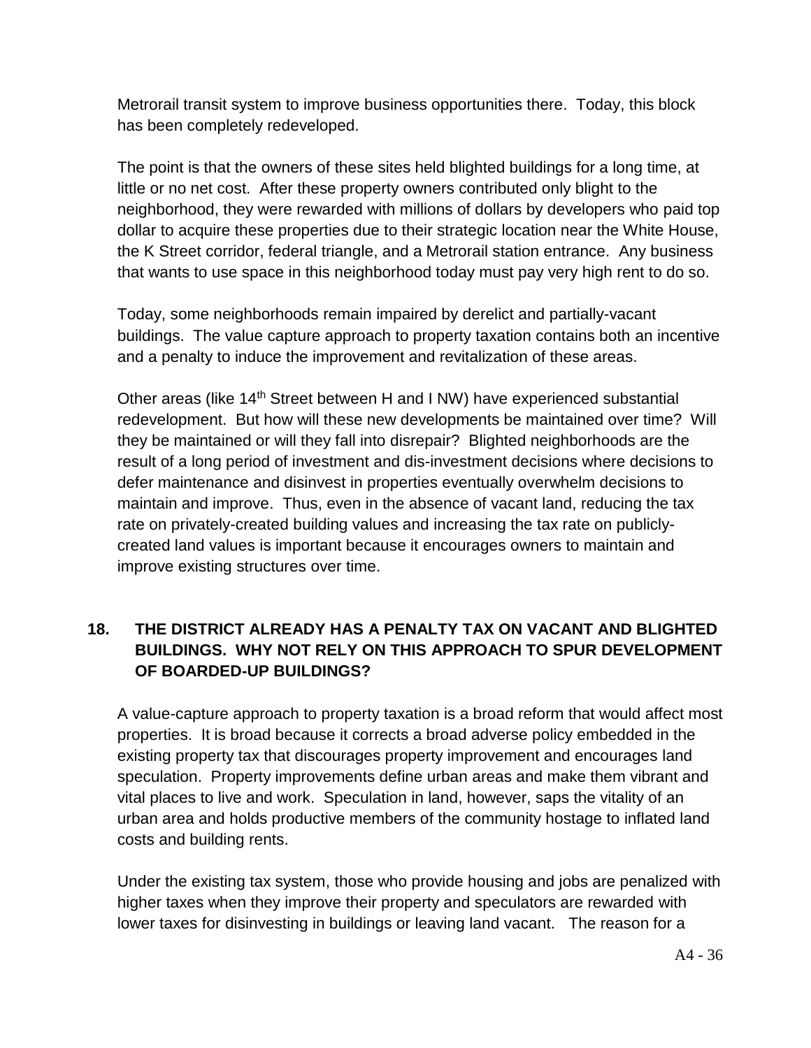Metrorail transit system to improve business opportunities there. Today, this block has been completely redeveloped.

The point is that the owners of these sites held blighted buildings for a long time, at little or no net cost. After these property owners contributed only blight to the neighborhood, they were rewarded with millions of dollars by developers who paid top dollar to acquire these properties due to their strategic location near the White House, the K Street corridor, federal triangle, and a Metrorail station entrance. Any business that wants to use space in this neighborhood today must pay very high rent to do so.

Today, some neighborhoods remain impaired by derelict and partially-vacant buildings. The value capture approach to property taxation contains both an incentive and a penalty to induce the improvement and revitalization of these areas.

Other areas (like 14th Street between H and I NW) have experienced substantial redevelopment. But how will these new developments be maintained over time? Will they be maintained or will they fall into disrepair? Blighted neighborhoods are the result of a long period of investment and dis-investment decisions where decisions to defer maintenance and disinvest in properties eventually overwhelm decisions to maintain and improve. Thus, even in the absence of vacant land, reducing the tax rate on privately-created building values and increasing the tax rate on publicly-created land values is important because it encourages owners to maintain and improve existing structures over time.

### 18. THE DISTRICT ALREADY HAS A PENALTY TAX ON VACANT AND BLIGHTED BUILDINGS. WHY NOT RELY ON THIS APPROACH TO SPUR DEVELOPMENT OF BOARDED-UP BUILDINGS?

A value-capture approach to property taxation is a broad reform that would affect most properties. It is broad because it corrects a broad adverse policy embedded in the existing property tax that discourages property improvement and encourages land speculation. Property improvements define urban areas and make them vibrant and vital places to live and work. Speculation in land, however, saps the vitality of an urban area and holds productive members of the community hostage to inflated land costs and building rents.

Under the existing tax system, those who provide housing and jobs are penalized with higher taxes when they improve their property and speculators are rewarded with lower taxes for disinvesting in buildings or leaving land vacant. The reason for a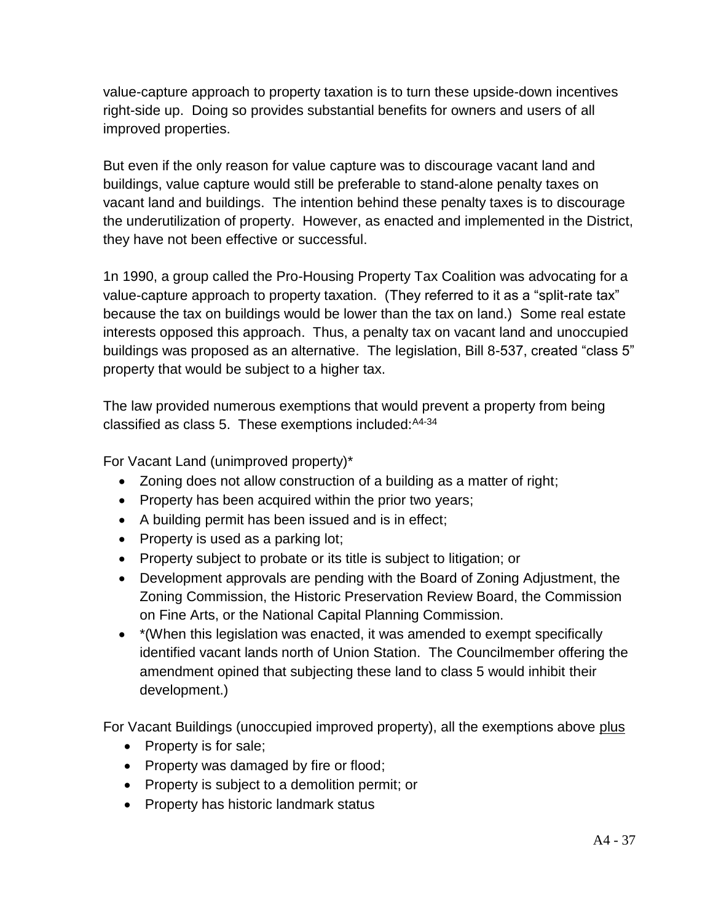value-capture approach to property taxation is to turn these upside-down incentives right-side up. Doing so provides substantial benefits for owners and users of all improved properties.

But even if the only reason for value capture was to discourage vacant land and buildings, value capture would still be preferable to stand-alone penalty taxes on vacant land and buildings. The intention behind these penalty taxes is to discourage the underutilization of property. However, as enacted and implemented in the District, they have not been effective or successful.

1n 1990, a group called the Pro-Housing Property Tax Coalition was advocating for a value-capture approach to property taxation. (They referred to it as a "split-rate tax" because the tax on buildings would be lower than the tax on land.) Some real estate interests opposed this approach. Thus, a penalty tax on vacant land and unoccupied buildings was proposed as an alternative. The legislation, Bill 8-537, created "class 5" property that would be subject to a higher tax.

The law provided numerous exemptions that would prevent a property from being classified as class 5. These exemptions included:[A4-34]

For Vacant Land (unimproved property)*

- Zoning does not allow construction of a building as a matter of right;
- Property has been acquired within the prior two years;
- A building permit has been issued and is in effect;
- Property is used as a parking lot;
- Property subject to probate or its title is subject to litigation; or
- Development approvals are pending with the Board of Zoning Adjustment, the Zoning Commission, the Historic Preservation Review Board, the Commission on Fine Arts, or the National Capital Planning Commission.
- *(When this legislation was enacted, it was amended to exempt specifically identified vacant lands north of Union Station. The Councilmember offering the amendment opined that subjecting these land to class 5 would inhibit their development.)

For Vacant Buildings (unoccupied improved property), all the exemptions above <u>plus</u>

- Property is for sale;
- Property was damaged by fire or flood;
- Property is subject to a demolition permit; or
- Property has historic landmark status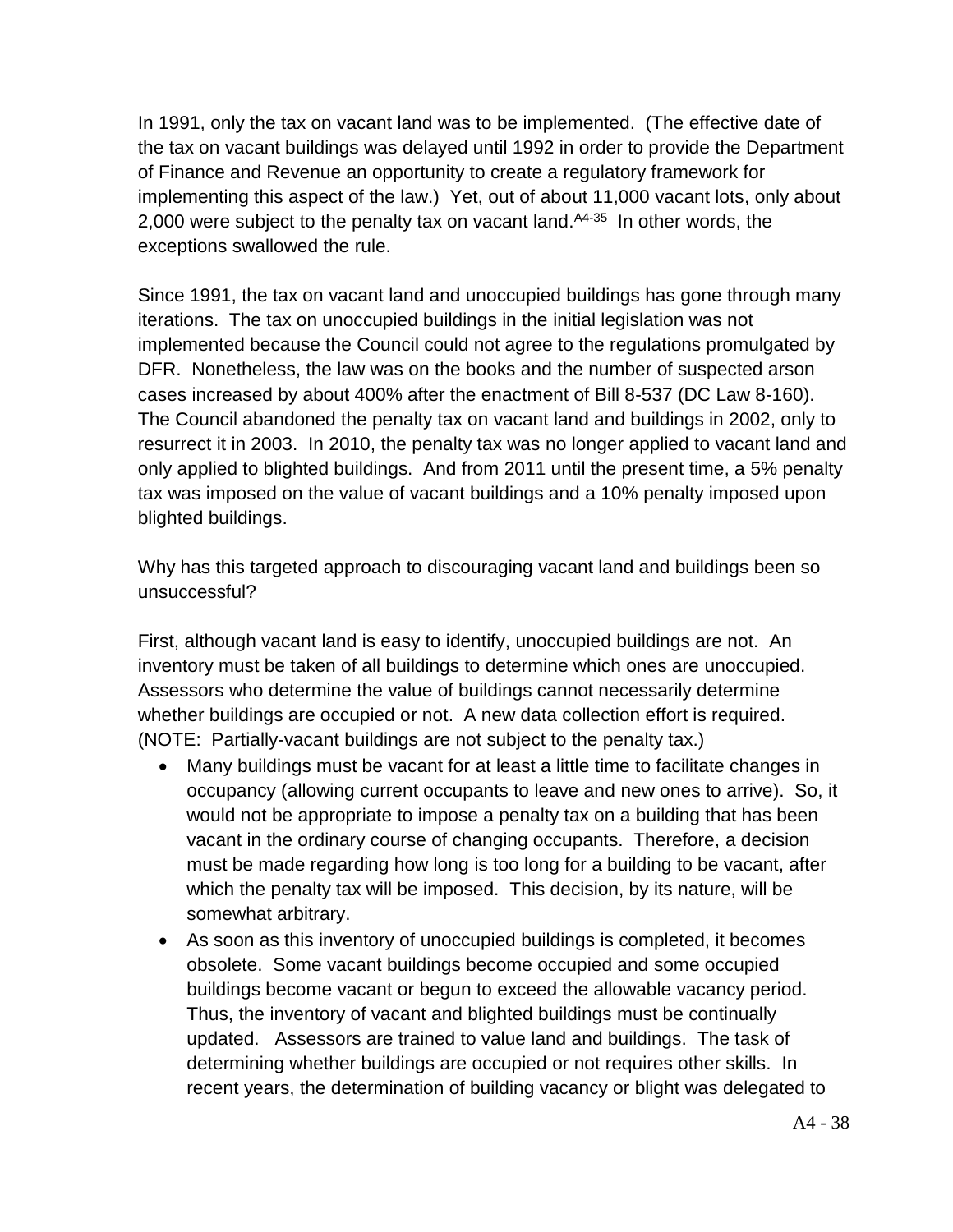In 1991, only the tax on vacant land was to be implemented. (The effective date of the tax on vacant buildings was delayed until 1992 in order to provide the Department of Finance and Revenue an opportunity to create a regulatory framework for implementing this aspect of the law.) Yet, out of about 11,000 vacant lots, only about 2,000 were subject to the penalty tax on vacant land.[A4-35] In other words, the exceptions swallowed the rule.

Since 1991, the tax on vacant land and unoccupied buildings has gone through many iterations. The tax on unoccupied buildings in the initial legislation was not implemented because the Council could not agree to the regulations promulgated by DFR. Nonetheless, the law was on the books and the number of suspected arson cases increased by about 400% after the enactment of Bill 8-537 (DC Law 8-160). The Council abandoned the penalty tax on vacant land and buildings in 2002, only to resurrect it in 2003. In 2010, the penalty tax was no longer applied to vacant land and only applied to blighted buildings. And from 2011 until the present time, a 5% penalty tax was imposed on the value of vacant buildings and a 10% penalty imposed upon blighted buildings.

Why has this targeted approach to discouraging vacant land and buildings been so unsuccessful?

First, although vacant land is easy to identify, unoccupied buildings are not. An inventory must be taken of all buildings to determine which ones are unoccupied. Assessors who determine the value of buildings cannot necessarily determine whether buildings are occupied or not. A new data collection effort is required. (NOTE: Partially-vacant buildings are not subject to the penalty tax.)

- Many buildings must be vacant for at least a little time to facilitate changes in occupancy (allowing current occupants to leave and new ones to arrive). So, it would not be appropriate to impose a penalty tax on a building that has been vacant in the ordinary course of changing occupants. Therefore, a decision must be made regarding how long is too long for a building to be vacant, after which the penalty tax will be imposed. This decision, by its nature, will be somewhat arbitrary.
- As soon as this inventory of unoccupied buildings is completed, it becomes obsolete. Some vacant buildings become occupied and some occupied buildings become vacant or begun to exceed the allowable vacancy period. Thus, the inventory of vacant and blighted buildings must be continually updated. Assessors are trained to value land and buildings. The task of determining whether buildings are occupied or not requires other skills. In recent years, the determination of building vacancy or blight was delegated to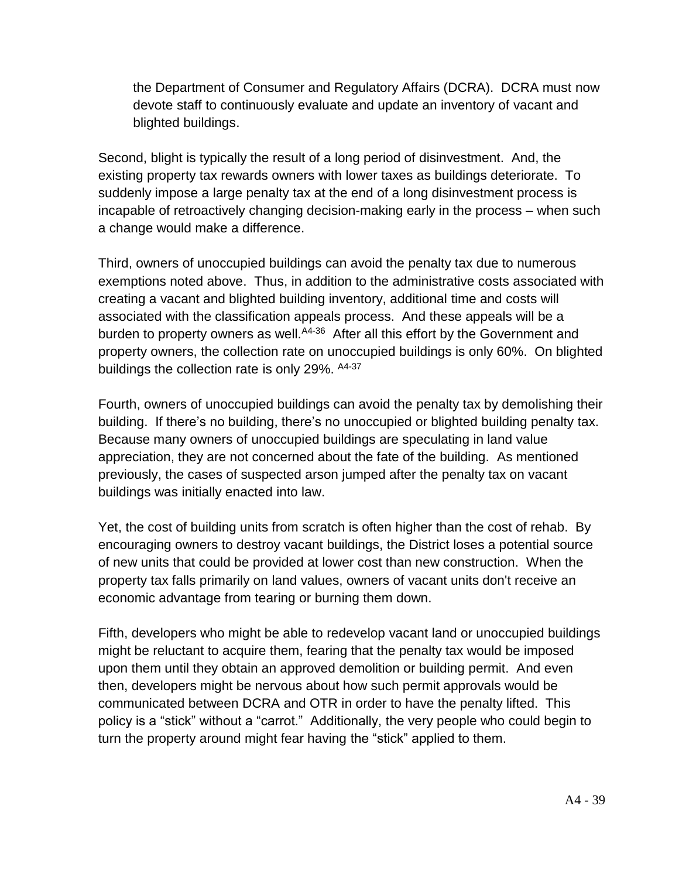the Department of Consumer and Regulatory Affairs (DCRA). DCRA must now devote staff to continuously evaluate and update an inventory of vacant and blighted buildings.

Second, blight is typically the result of a long period of disinvestment. And, the existing property tax rewards owners with lower taxes as buildings deteriorate. To suddenly impose a large penalty tax at the end of a long disinvestment process is incapable of retroactively changing decision-making early in the process – when such a change would make a difference.

Third, owners of unoccupied buildings can avoid the penalty tax due to numerous exemptions noted above. Thus, in addition to the administrative costs associated with creating a vacant and blighted building inventory, additional time and costs will associated with the classification appeals process. And these appeals will be a burden to property owners as well.[A4-36] After all this effort by the Government and property owners, the collection rate on unoccupied buildings is only 60%. On blighted buildings the collection rate is only 29%. [A4-37]

Fourth, owners of unoccupied buildings can avoid the penalty tax by demolishing their building. If there's no building, there's no unoccupied or blighted building penalty tax. Because many owners of unoccupied buildings are speculating in land value appreciation, they are not concerned about the fate of the building. As mentioned previously, the cases of suspected arson jumped after the penalty tax on vacant buildings was initially enacted into law.

Yet, the cost of building units from scratch is often higher than the cost of rehab. By encouraging owners to destroy vacant buildings, the District loses a potential source of new units that could be provided at lower cost than new construction. When the property tax falls primarily on land values, owners of vacant units don't receive an economic advantage from tearing or burning them down.

Fifth, developers who might be able to redevelop vacant land or unoccupied buildings might be reluctant to acquire them, fearing that the penalty tax would be imposed upon them until they obtain an approved demolition or building permit. And even then, developers might be nervous about how such permit approvals would be communicated between DCRA and OTR in order to have the penalty lifted. This policy is a "stick" without a "carrot." Additionally, the very people who could begin to turn the property around might fear having the "stick" applied to them.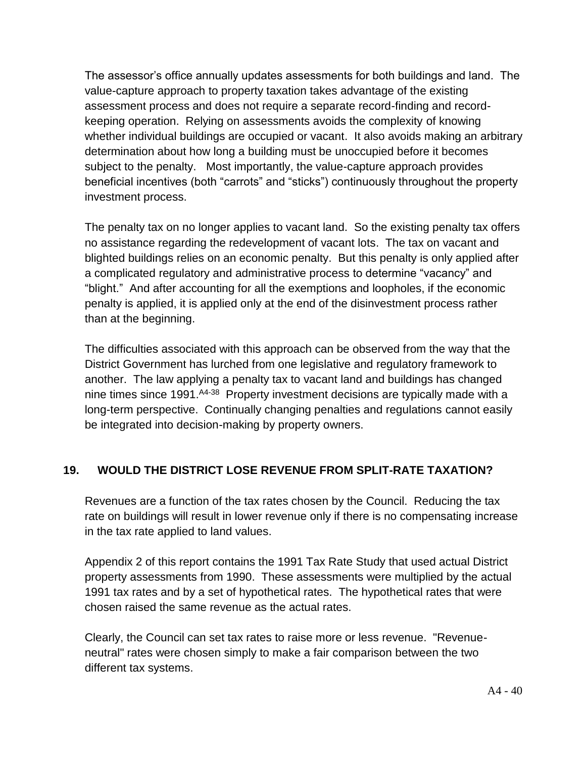The assessor's office annually updates assessments for both buildings and land. The value-capture approach to property taxation takes advantage of the existing assessment process and does not require a separate record-finding and record-keeping operation. Relying on assessments avoids the complexity of knowing whether individual buildings are occupied or vacant. It also avoids making an arbitrary determination about how long a building must be unoccupied before it becomes subject to the penalty. Most importantly, the value-capture approach provides beneficial incentives (both "carrots" and "sticks") continuously throughout the property investment process.

The penalty tax on no longer applies to vacant land. So the existing penalty tax offers no assistance regarding the redevelopment of vacant lots. The tax on vacant and blighted buildings relies on an economic penalty. But this penalty is only applied after a complicated regulatory and administrative process to determine "vacancy" and "blight." And after accounting for all the exemptions and loopholes, if the economic penalty is applied, it is applied only at the end of the disinvestment process rather than at the beginning.

The difficulties associated with this approach can be observed from the way that the District Government has lurched from one legislative and regulatory framework to another. The law applying a penalty tax to vacant land and buildings has changed nine times since 1991.[A4-38] Property investment decisions are typically made with a long-term perspective. Continually changing penalties and regulations cannot easily be integrated into decision-making by property owners.

## 19. WOULD THE DISTRICT LOSE REVENUE FROM SPLIT-RATE TAXATION?

Revenues are a function of the tax rates chosen by the Council. Reducing the tax rate on buildings will result in lower revenue only if there is no compensating increase in the tax rate applied to land values.

Appendix 2 of this report contains the 1991 Tax Rate Study that used actual District property assessments from 1990. These assessments were multiplied by the actual 1991 tax rates and by a set of hypothetical rates. The hypothetical rates that were chosen raised the same revenue as the actual rates.

Clearly, the Council can set tax rates to raise more or less revenue. "Revenue-neutral" rates were chosen simply to make a fair comparison between the two different tax systems.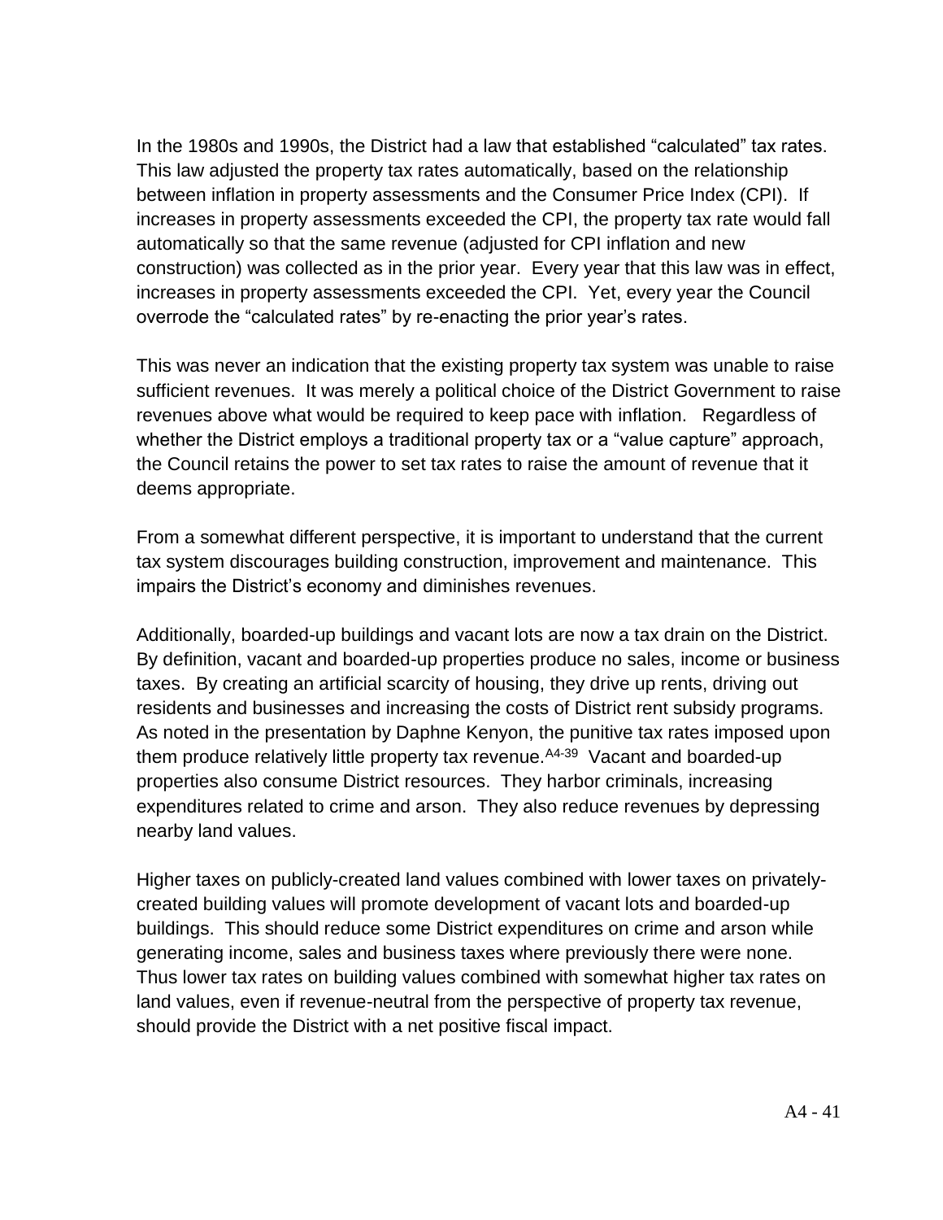In the 1980s and 1990s, the District had a law that established "calculated" tax rates. This law adjusted the property tax rates automatically, based on the relationship between inflation in property assessments and the Consumer Price Index (CPI). If increases in property assessments exceeded the CPI, the property tax rate would fall automatically so that the same revenue (adjusted for CPI inflation and new construction) was collected as in the prior year. Every year that this law was in effect, increases in property assessments exceeded the CPI. Yet, every year the Council overrode the "calculated rates" by re-enacting the prior year's rates.

This was never an indication that the existing property tax system was unable to raise sufficient revenues. It was merely a political choice of the District Government to raise revenues above what would be required to keep pace with inflation. Regardless of whether the District employs a traditional property tax or a "value capture" approach, the Council retains the power to set tax rates to raise the amount of revenue that it deems appropriate.

From a somewhat different perspective, it is important to understand that the current tax system discourages building construction, improvement and maintenance. This impairs the District's economy and diminishes revenues.

Additionally, boarded-up buildings and vacant lots are now a tax drain on the District. By definition, vacant and boarded-up properties produce no sales, income or business taxes. By creating an artificial scarcity of housing, they drive up rents, driving out residents and businesses and increasing the costs of District rent subsidy programs. As noted in the presentation by Daphne Kenyon, the punitive tax rates imposed upon them produce relatively little property tax revenue.[A4-39] Vacant and boarded-up properties also consume District resources. They harbor criminals, increasing expenditures related to crime and arson. They also reduce revenues by depressing nearby land values.

Higher taxes on publicly-created land values combined with lower taxes on privately-created building values will promote development of vacant lots and boarded-up buildings. This should reduce some District expenditures on crime and arson while generating income, sales and business taxes where previously there were none. Thus lower tax rates on building values combined with somewhat higher tax rates on land values, even if revenue-neutral from the perspective of property tax revenue, should provide the District with a net positive fiscal impact.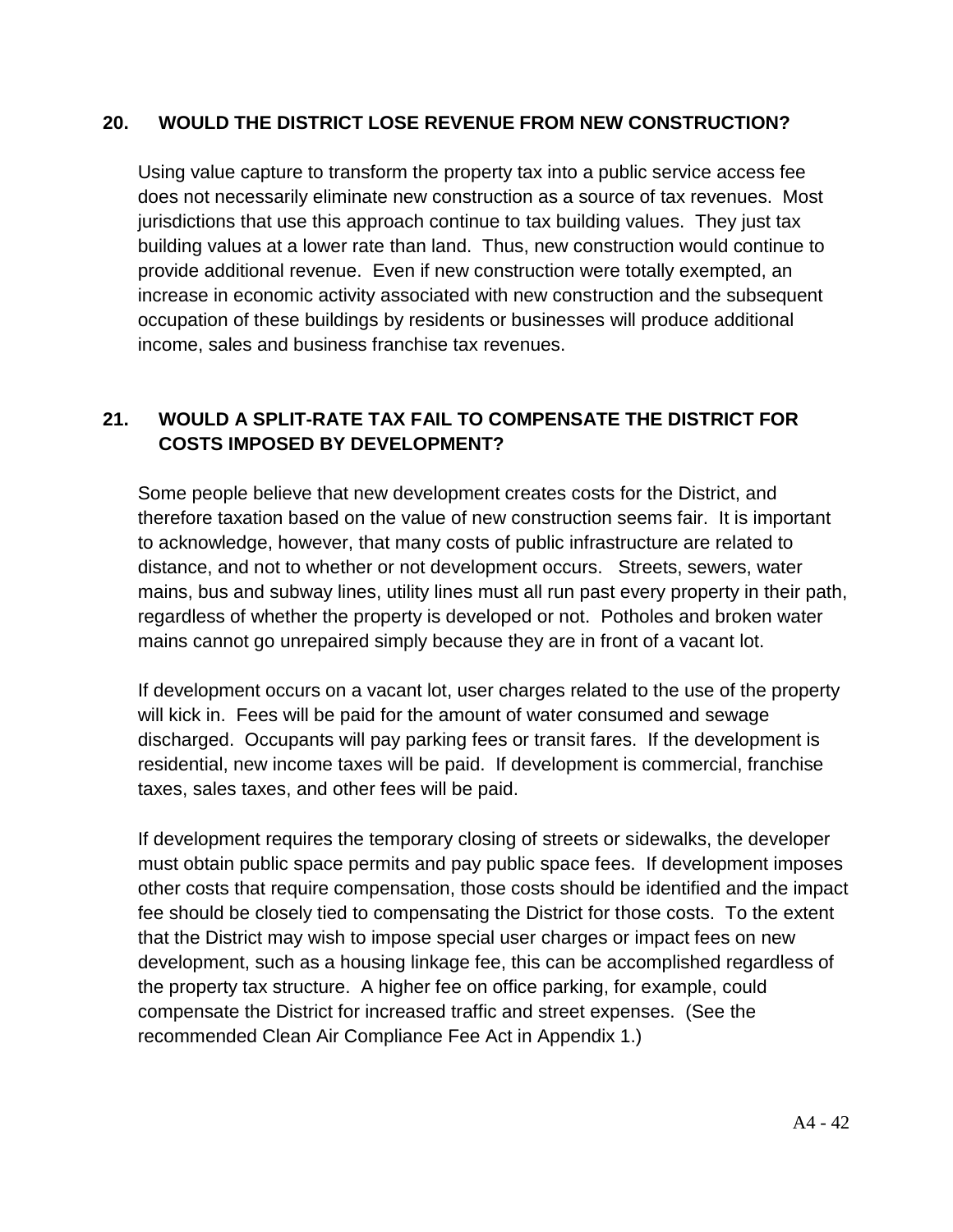## 20. WOULD THE DISTRICT LOSE REVENUE FROM NEW CONSTRUCTION?

Using value capture to transform the property tax into a public service access fee does not necessarily eliminate new construction as a source of tax revenues. Most jurisdictions that use this approach continue to tax building values. They just tax building values at a lower rate than land. Thus, new construction would continue to provide additional revenue. Even if new construction were totally exempted, an increase in economic activity associated with new construction and the subsequent occupation of these buildings by residents or businesses will produce additional income, sales and business franchise tax revenues.

## 21. WOULD A SPLIT-RATE TAX FAIL TO COMPENSATE THE DISTRICT FOR COSTS IMPOSED BY DEVELOPMENT?

Some people believe that new development creates costs for the District, and therefore taxation based on the value of new construction seems fair. It is important to acknowledge, however, that many costs of public infrastructure are related to distance, and not to whether or not development occurs. Streets, sewers, water mains, bus and subway lines, utility lines must all run past every property in their path, regardless of whether the property is developed or not. Potholes and broken water mains cannot go unrepaired simply because they are in front of a vacant lot.

If development occurs on a vacant lot, user charges related to the use of the property will kick in. Fees will be paid for the amount of water consumed and sewage discharged. Occupants will pay parking fees or transit fares. If the development is residential, new income taxes will be paid. If development is commercial, franchise taxes, sales taxes, and other fees will be paid.

If development requires the temporary closing of streets or sidewalks, the developer must obtain public space permits and pay public space fees. If development imposes other costs that require compensation, those costs should be identified and the impact fee should be closely tied to compensating the District for those costs. To the extent that the District may wish to impose special user charges or impact fees on new development, such as a housing linkage fee, this can be accomplished regardless of the property tax structure. A higher fee on office parking, for example, could compensate the District for increased traffic and street expenses. (See the recommended Clean Air Compliance Fee Act in Appendix 1.)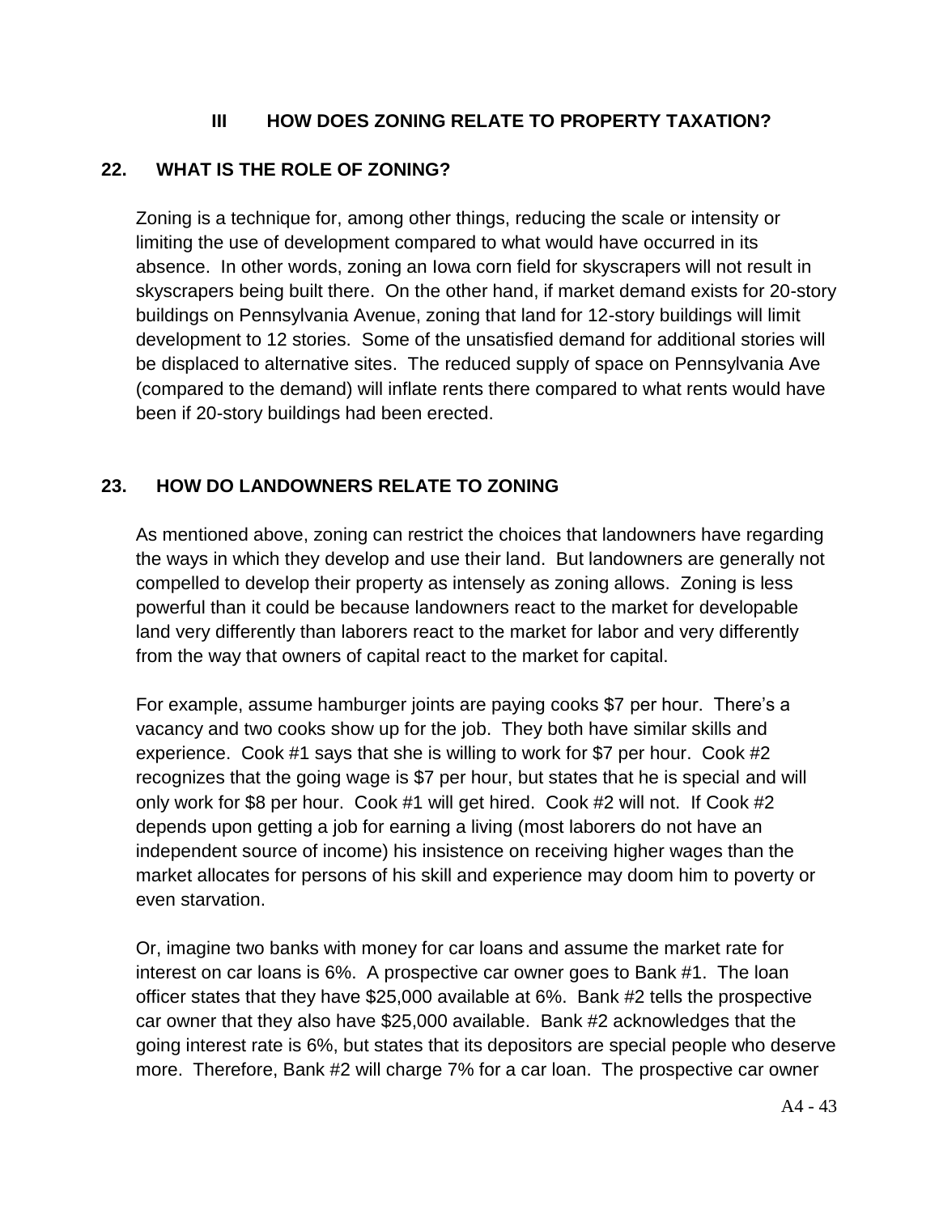## III HOW DOES ZONING RELATE TO PROPERTY TAXATION?

### 22. WHAT IS THE ROLE OF ZONING?

Zoning is a technique for, among other things, reducing the scale or intensity or limiting the use of development compared to what would have occurred in its absence. In other words, zoning an Iowa corn field for skyscrapers will not result in skyscrapers being built there. On the other hand, if market demand exists for 20-story buildings on Pennsylvania Avenue, zoning that land for 12-story buildings will limit development to 12 stories. Some of the unsatisfied demand for additional stories will be displaced to alternative sites. The reduced supply of space on Pennsylvania Ave (compared to the demand) will inflate rents there compared to what rents would have been if 20-story buildings had been erected.

### 23. HOW DO LANDOWNERS RELATE TO ZONING

As mentioned above, zoning can restrict the choices that landowners have regarding the ways in which they develop and use their land. But landowners are generally not compelled to develop their property as intensely as zoning allows. Zoning is less powerful than it could be because landowners react to the market for developable land very differently than laborers react to the market for labor and very differently from the way that owners of capital react to the market for capital.

For example, assume hamburger joints are paying cooks $7 per hour. There's a vacancy and two cooks show up for the job. They both have similar skills and experience. Cook #1 says that she is willing to work for $7 per hour. Cook #2 recognizes that the going wage is $7 per hour, but states that he is special and will only work for $8 per hour. Cook #1 will get hired. Cook #2 will not. If Cook #2 depends upon getting a job for earning a living (most laborers do not have an independent source of income) his insistence on receiving higher wages than the market allocates for persons of his skill and experience may doom him to poverty or even starvation.

Or, imagine two banks with money for car loans and assume the market rate for interest on car loans is 6%. A prospective car owner goes to Bank #1. The loan officer states that they have $25,000 available at 6%. Bank #2 tells the prospective car owner that they also have $25,000 available. Bank #2 acknowledges that the going interest rate is 6%, but states that its depositors are special people who deserve more. Therefore, Bank #2 will charge 7% for a car loan. The prospective car owner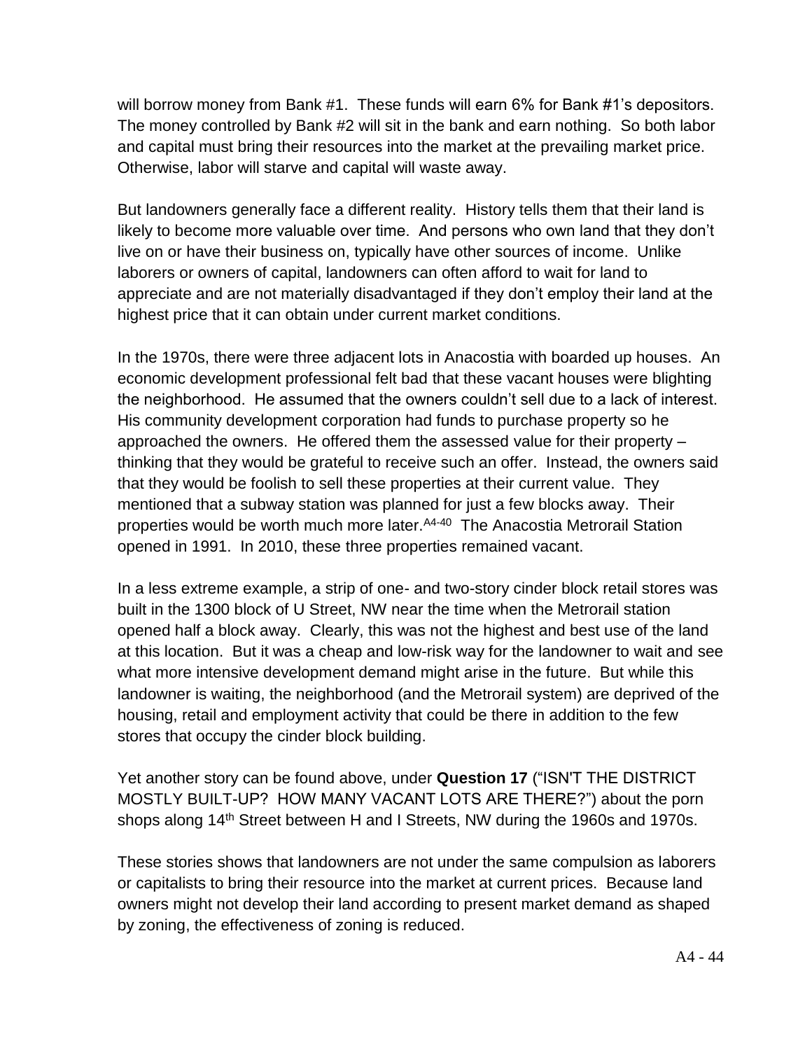will borrow money from Bank #1. These funds will earn 6% for Bank #1's depositors. The money controlled by Bank #2 will sit in the bank and earn nothing. So both labor and capital must bring their resources into the market at the prevailing market price. Otherwise, labor will starve and capital will waste away.

But landowners generally face a different reality. History tells them that their land is likely to become more valuable over time. And persons who own land that they don't live on or have their business on, typically have other sources of income. Unlike laborers or owners of capital, landowners can often afford to wait for land to appreciate and are not materially disadvantaged if they don't employ their land at the highest price that it can obtain under current market conditions.

In the 1970s, there were three adjacent lots in Anacostia with boarded up houses. An economic development professional felt bad that these vacant houses were blighting the neighborhood. He assumed that the owners couldn't sell due to a lack of interest. His community development corporation had funds to purchase property so he approached the owners. He offered them the assessed value for their property – thinking that they would be grateful to receive such an offer. Instead, the owners said that they would be foolish to sell these properties at their current value. They mentioned that a subway station was planned for just a few blocks away. Their properties would be worth much more later.[A4-40] The Anacostia Metrorail Station opened in 1991. In 2010, these three properties remained vacant.

In a less extreme example, a strip of one- and two-story cinder block retail stores was built in the 1300 block of U Street, NW near the time when the Metrorail station opened half a block away. Clearly, this was not the highest and best use of the land at this location. But it was a cheap and low-risk way for the landowner to wait and see what more intensive development demand might arise in the future. But while this landowner is waiting, the neighborhood (and the Metrorail system) are deprived of the housing, retail and employment activity that could be there in addition to the few stores that occupy the cinder block building.

Yet another story can be found above, under **Question 17** ("ISN'T THE DISTRICT MOSTLY BUILT-UP? HOW MANY VACANT LOTS ARE THERE?") about the porn shops along 14th Street between H and I Streets, NW during the 1960s and 1970s.

These stories shows that landowners are not under the same compulsion as laborers or capitalists to bring their resource into the market at current prices. Because land owners might not develop their land according to present market demand as shaped by zoning, the effectiveness of zoning is reduced.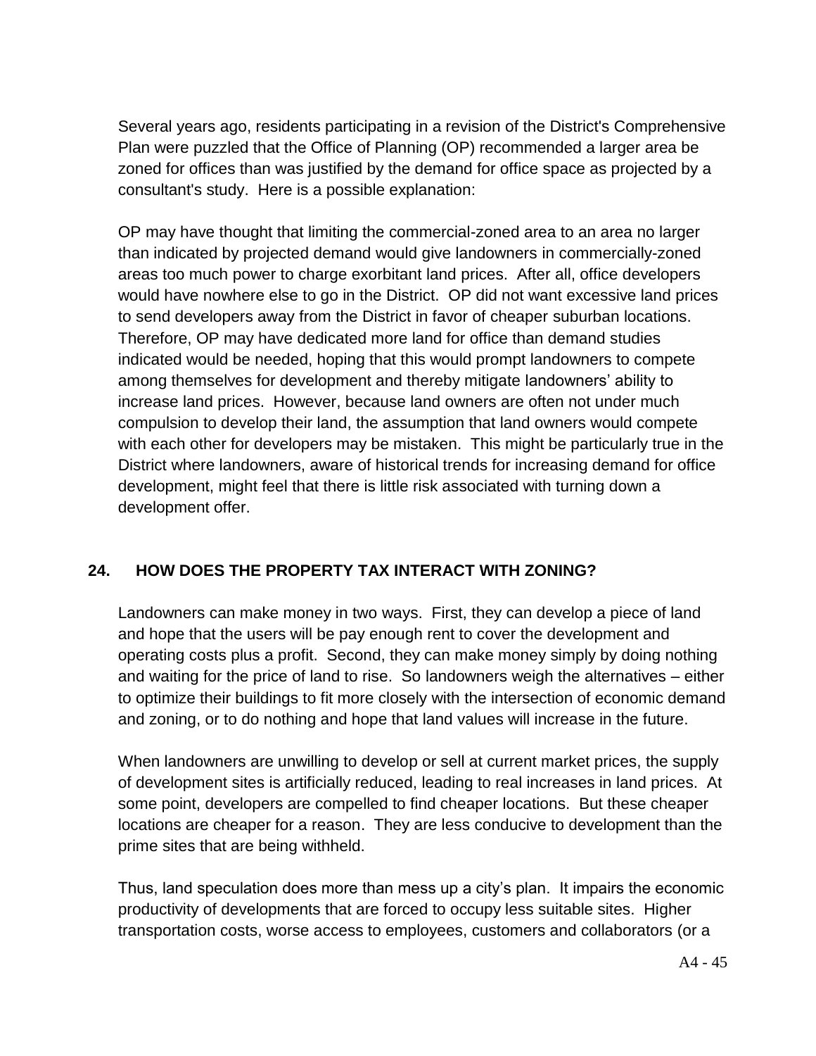Several years ago, residents participating in a revision of the District's Comprehensive Plan were puzzled that the Office of Planning (OP) recommended a larger area be zoned for offices than was justified by the demand for office space as projected by a consultant's study. Here is a possible explanation:

OP may have thought that limiting the commercial-zoned area to an area no larger than indicated by projected demand would give landowners in commercially-zoned areas too much power to charge exorbitant land prices. After all, office developers would have nowhere else to go in the District. OP did not want excessive land prices to send developers away from the District in favor of cheaper suburban locations. Therefore, OP may have dedicated more land for office than demand studies indicated would be needed, hoping that this would prompt landowners to compete among themselves for development and thereby mitigate landowners' ability to increase land prices. However, because land owners are often not under much compulsion to develop their land, the assumption that land owners would compete with each other for developers may be mistaken. This might be particularly true in the District where landowners, aware of historical trends for increasing demand for office development, might feel that there is little risk associated with turning down a development offer.

## 24. HOW DOES THE PROPERTY TAX INTERACT WITH ZONING?

Landowners can make money in two ways. First, they can develop a piece of land and hope that the users will be pay enough rent to cover the development and operating costs plus a profit. Second, they can make money simply by doing nothing and waiting for the price of land to rise. So landowners weigh the alternatives – either to optimize their buildings to fit more closely with the intersection of economic demand and zoning, or to do nothing and hope that land values will increase in the future.

When landowners are unwilling to develop or sell at current market prices, the supply of development sites is artificially reduced, leading to real increases in land prices. At some point, developers are compelled to find cheaper locations. But these cheaper locations are cheaper for a reason. They are less conducive to development than the prime sites that are being withheld.

Thus, land speculation does more than mess up a city's plan. It impairs the economic productivity of developments that are forced to occupy less suitable sites. Higher transportation costs, worse access to employees, customers and collaborators (or a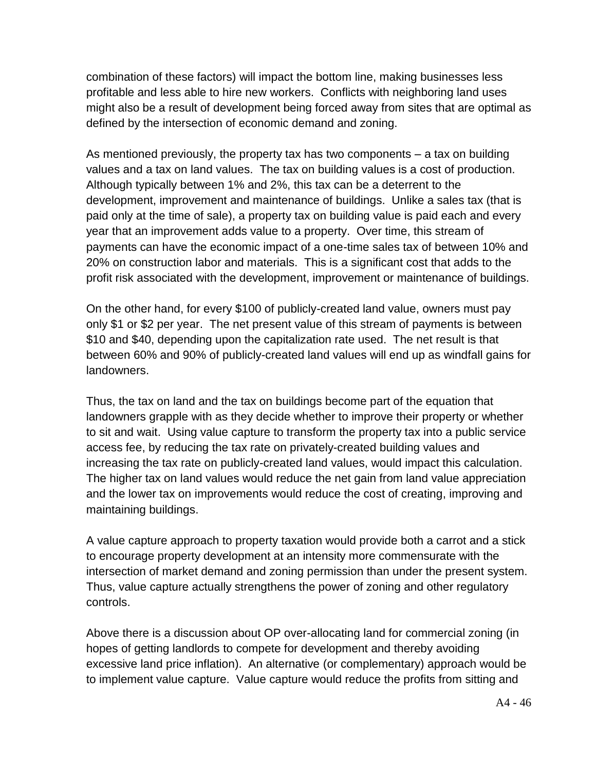combination of these factors) will impact the bottom line, making businesses less profitable and less able to hire new workers. Conflicts with neighboring land uses might also be a result of development being forced away from sites that are optimal as defined by the intersection of economic demand and zoning.

As mentioned previously, the property tax has two components – a tax on building values and a tax on land values. The tax on building values is a cost of production. Although typically between 1% and 2%, this tax can be a deterrent to the development, improvement and maintenance of buildings. Unlike a sales tax (that is paid only at the time of sale), a property tax on building value is paid each and every year that an improvement adds value to a property. Over time, this stream of payments can have the economic impact of a one-time sales tax of between 10% and 20% on construction labor and materials. This is a significant cost that adds to the profit risk associated with the development, improvement or maintenance of buildings.

On the other hand, for every $100 of publicly-created land value, owners must pay only $1 or $2 per year. The net present value of this stream of payments is between $10 and $40, depending upon the capitalization rate used. The net result is that between 60% and 90% of publicly-created land values will end up as windfall gains for landowners.

Thus, the tax on land and the tax on buildings become part of the equation that landowners grapple with as they decide whether to improve their property or whether to sit and wait. Using value capture to transform the property tax into a public service access fee, by reducing the tax rate on privately-created building values and increasing the tax rate on publicly-created land values, would impact this calculation. The higher tax on land values would reduce the net gain from land value appreciation and the lower tax on improvements would reduce the cost of creating, improving and maintaining buildings.

A value capture approach to property taxation would provide both a carrot and a stick to encourage property development at an intensity more commensurate with the intersection of market demand and zoning permission than under the present system. Thus, value capture actually strengthens the power of zoning and other regulatory controls.

Above there is a discussion about OP over-allocating land for commercial zoning (in hopes of getting landlords to compete for development and thereby avoiding excessive land price inflation). An alternative (or complementary) approach would be to implement value capture. Value capture would reduce the profits from sitting and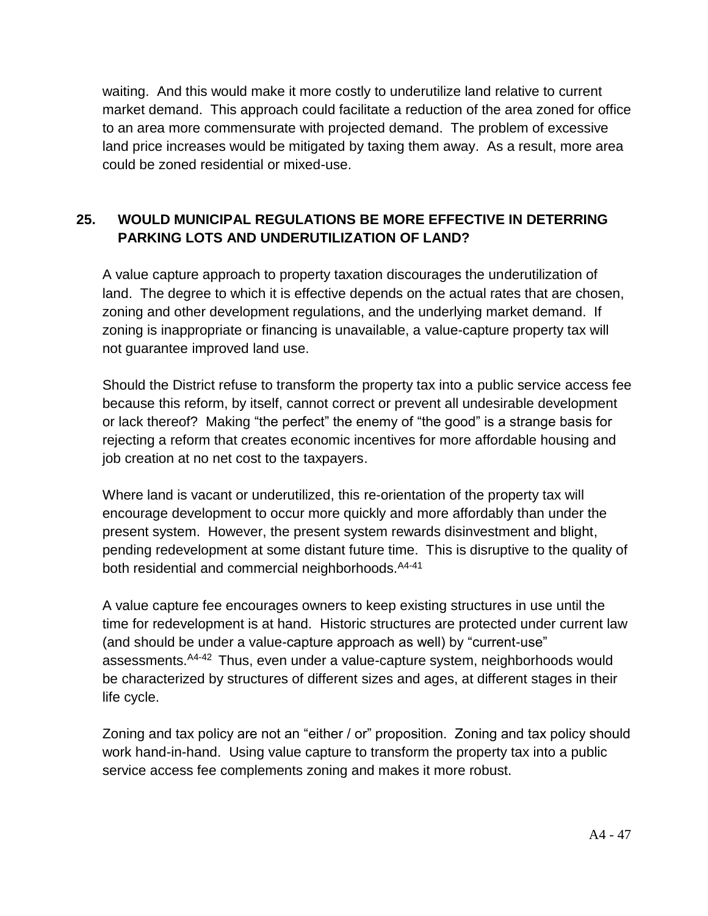waiting. And this would make it more costly to underutilize land relative to current market demand. This approach could facilitate a reduction of the area zoned for office to an area more commensurate with projected demand. The problem of excessive land price increases would be mitigated by taxing them away. As a result, more area could be zoned residential or mixed-use.

## 25. WOULD MUNICIPAL REGULATIONS BE MORE EFFECTIVE IN DETERRING PARKING LOTS AND UNDERUTILIZATION OF LAND?

A value capture approach to property taxation discourages the underutilization of land. The degree to which it is effective depends on the actual rates that are chosen, zoning and other development regulations, and the underlying market demand. If zoning is inappropriate or financing is unavailable, a value-capture property tax will not guarantee improved land use.

Should the District refuse to transform the property tax into a public service access fee because this reform, by itself, cannot correct or prevent all undesirable development or lack thereof? Making "the perfect" the enemy of "the good" is a strange basis for rejecting a reform that creates economic incentives for more affordable housing and job creation at no net cost to the taxpayers.

Where land is vacant or underutilized, this re-orientation of the property tax will encourage development to occur more quickly and more affordably than under the present system. However, the present system rewards disinvestment and blight, pending redevelopment at some distant future time. This is disruptive to the quality of both residential and commercial neighborhoods.[A4-41]

A value capture fee encourages owners to keep existing structures in use until the time for redevelopment is at hand. Historic structures are protected under current law (and should be under a value-capture approach as well) by "current-use" assessments.[A4-42] Thus, even under a value-capture system, neighborhoods would be characterized by structures of different sizes and ages, at different stages in their life cycle.

Zoning and tax policy are not an "either / or" proposition. Zoning and tax policy should work hand-in-hand. Using value capture to transform the property tax into a public service access fee complements zoning and makes it more robust.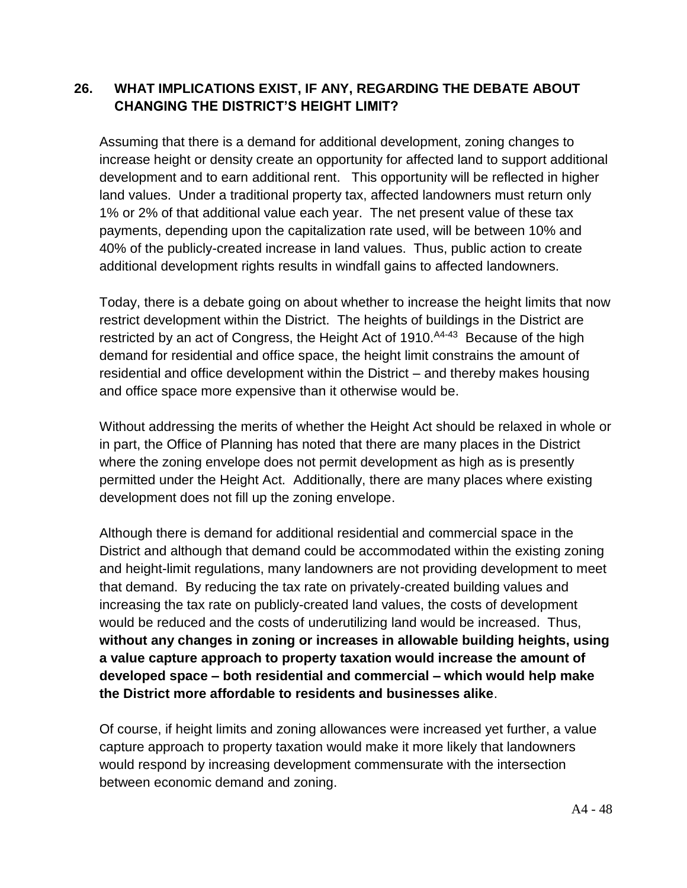## 26. WHAT IMPLICATIONS EXIST, IF ANY, REGARDING THE DEBATE ABOUT CHANGING THE DISTRICT'S HEIGHT LIMIT?

Assuming that there is a demand for additional development, zoning changes to increase height or density create an opportunity for affected land to support additional development and to earn additional rent. This opportunity will be reflected in higher land values. Under a traditional property tax, affected landowners must return only 1% or 2% of that additional value each year. The net present value of these tax payments, depending upon the capitalization rate used, will be between 10% and 40% of the publicly-created increase in land values. Thus, public action to create additional development rights results in windfall gains to affected landowners.

Today, there is a debate going on about whether to increase the height limits that now restrict development within the District. The heights of buildings in the District are restricted by an act of Congress, the Height Act of 1910.[A4-43] Because of the high demand for residential and office space, the height limit constrains the amount of residential and office development within the District – and thereby makes housing and office space more expensive than it otherwise would be.

Without addressing the merits of whether the Height Act should be relaxed in whole or in part, the Office of Planning has noted that there are many places in the District where the zoning envelope does not permit development as high as is presently permitted under the Height Act. Additionally, there are many places where existing development does not fill up the zoning envelope.

Although there is demand for additional residential and commercial space in the District and although that demand could be accommodated within the existing zoning and height-limit regulations, many landowners are not providing development to meet that demand. By reducing the tax rate on privately-created building values and increasing the tax rate on publicly-created land values, the costs of development would be reduced and the costs of underutilizing land would be increased. Thus, **without any changes in zoning or increases in allowable building heights, using a value capture approach to property taxation would increase the amount of developed space – both residential and commercial – which would help make the District more affordable to residents and businesses alike**.

Of course, if height limits and zoning allowances were increased yet further, a value capture approach to property taxation would make it more likely that landowners would respond by increasing development commensurate with the intersection between economic demand and zoning.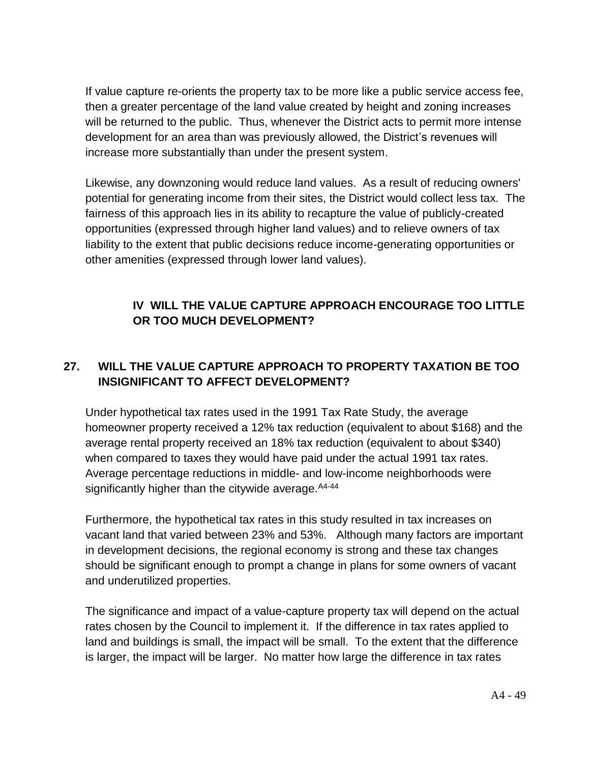If value capture re-orients the property tax to be more like a public service access fee, then a greater percentage of the land value created by height and zoning increases will be returned to the public. Thus, whenever the District acts to permit more intense development for an area than was previously allowed, the District's revenues will increase more substantially than under the present system.

Likewise, any downzoning would reduce land values. As a result of reducing owners' potential for generating income from their sites, the District would collect less tax. The fairness of this approach lies in its ability to recapture the value of publicly-created opportunities (expressed through higher land values) and to relieve owners of tax liability to the extent that public decisions reduce income-generating opportunities or other amenities (expressed through lower land values).

## IV WILL THE VALUE CAPTURE APPROACH ENCOURAGE TOO LITTLE OR TOO MUCH DEVELOPMENT?

### 27. WILL THE VALUE CAPTURE APPROACH TO PROPERTY TAXATION BE TOO INSIGNIFICANT TO AFFECT DEVELOPMENT?

Under hypothetical tax rates used in the 1991 Tax Rate Study, the average homeowner property received a 12% tax reduction (equivalent to about $168) and the average rental property received an 18% tax reduction (equivalent to about $340) when compared to taxes they would have paid under the actual 1991 tax rates. Average percentage reductions in middle- and low-income neighborhoods were significantly higher than the citywide average.[A4-44]

Furthermore, the hypothetical tax rates in this study resulted in tax increases on vacant land that varied between 23% and 53%. Although many factors are important in development decisions, the regional economy is strong and these tax changes should be significant enough to prompt a change in plans for some owners of vacant and underutilized properties.

The significance and impact of a value-capture property tax will depend on the actual rates chosen by the Council to implement it. If the difference in tax rates applied to land and buildings is small, the impact will be small. To the extent that the difference is larger, the impact will be larger. No matter how large the difference in tax rates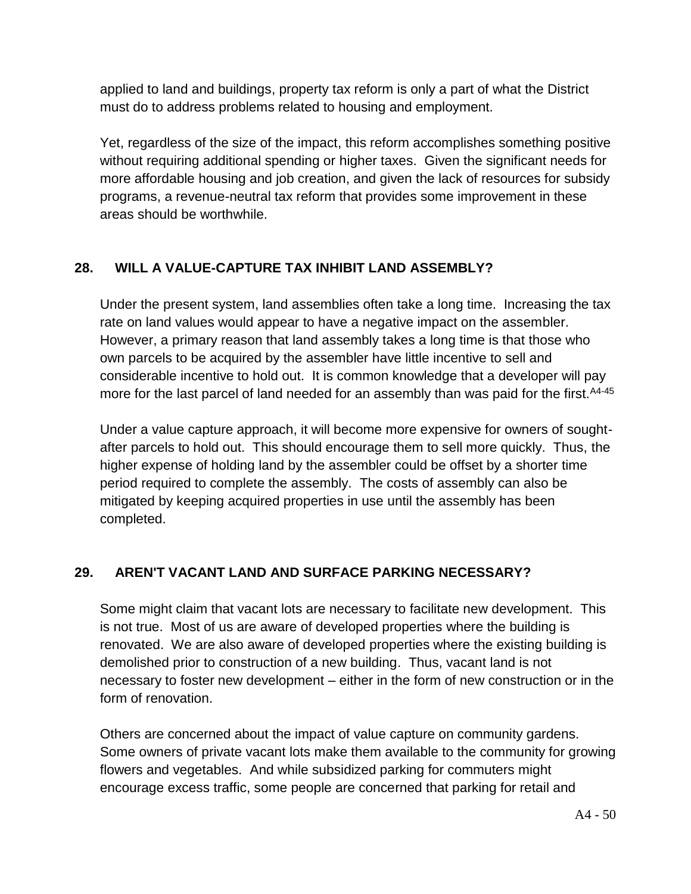applied to land and buildings, property tax reform is only a part of what the District must do to address problems related to housing and employment.

Yet, regardless of the size of the impact, this reform accomplishes something positive without requiring additional spending or higher taxes. Given the significant needs for more affordable housing and job creation, and given the lack of resources for subsidy programs, a revenue-neutral tax reform that provides some improvement in these areas should be worthwhile.

## 28. WILL A VALUE-CAPTURE TAX INHIBIT LAND ASSEMBLY?

Under the present system, land assemblies often take a long time. Increasing the tax rate on land values would appear to have a negative impact on the assembler. However, a primary reason that land assembly takes a long time is that those who own parcels to be acquired by the assembler have little incentive to sell and considerable incentive to hold out. It is common knowledge that a developer will pay more for the last parcel of land needed for an assembly than was paid for the first.[A4-45]

Under a value capture approach, it will become more expensive for owners of sought-after parcels to hold out. This should encourage them to sell more quickly. Thus, the higher expense of holding land by the assembler could be offset by a shorter time period required to complete the assembly. The costs of assembly can also be mitigated by keeping acquired properties in use until the assembly has been completed.

## 29. AREN'T VACANT LAND AND SURFACE PARKING NECESSARY?

Some might claim that vacant lots are necessary to facilitate new development. This is not true. Most of us are aware of developed properties where the building is renovated. We are also aware of developed properties where the existing building is demolished prior to construction of a new building. Thus, vacant land is not necessary to foster new development – either in the form of new construction or in the form of renovation.

Others are concerned about the impact of value capture on community gardens. Some owners of private vacant lots make them available to the community for growing flowers and vegetables. And while subsidized parking for commuters might encourage excess traffic, some people are concerned that parking for retail and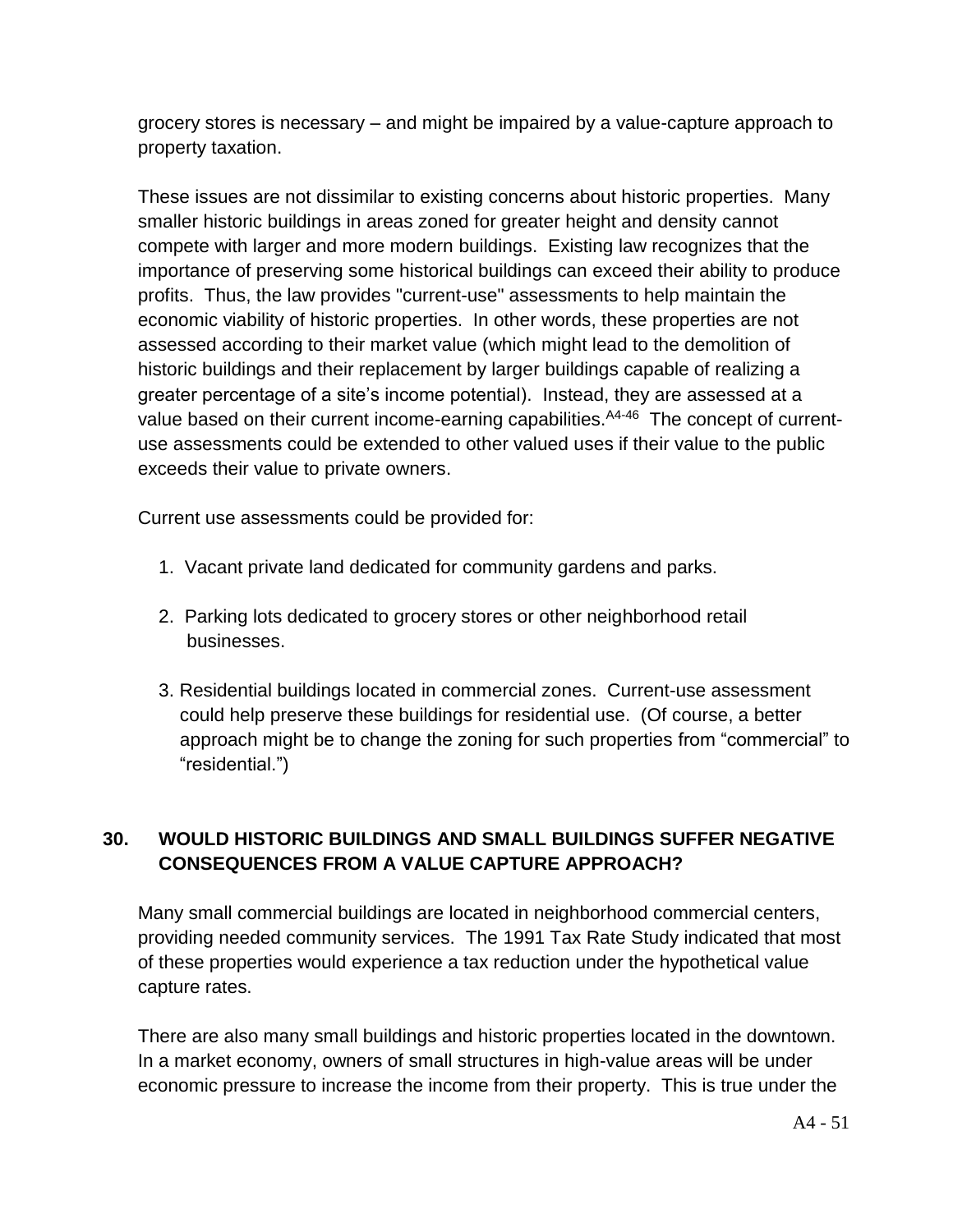grocery stores is necessary – and might be impaired by a value-capture approach to property taxation.

These issues are not dissimilar to existing concerns about historic properties. Many smaller historic buildings in areas zoned for greater height and density cannot compete with larger and more modern buildings. Existing law recognizes that the importance of preserving some historical buildings can exceed their ability to produce profits. Thus, the law provides "current-use" assessments to help maintain the economic viability of historic properties. In other words, these properties are not assessed according to their market value (which might lead to the demolition of historic buildings and their replacement by larger buildings capable of realizing a greater percentage of a site's income potential). Instead, they are assessed at a value based on their current income-earning capabilities.[A4-46] The concept of current-use assessments could be extended to other valued uses if their value to the public exceeds their value to private owners.

Current use assessments could be provided for:

1. Vacant private land dedicated for community gardens and parks.
2. Parking lots dedicated to grocery stores or other neighborhood retail businesses.
3. Residential buildings located in commercial zones. Current-use assessment could help preserve these buildings for residential use. (Of course, a better approach might be to change the zoning for such properties from "commercial" to "residential.")

## 30. WOULD HISTORIC BUILDINGS AND SMALL BUILDINGS SUFFER NEGATIVE CONSEQUENCES FROM A VALUE CAPTURE APPROACH?

Many small commercial buildings are located in neighborhood commercial centers, providing needed community services. The 1991 Tax Rate Study indicated that most of these properties would experience a tax reduction under the hypothetical value capture rates.

There are also many small buildings and historic properties located in the downtown. In a market economy, owners of small structures in high-value areas will be under economic pressure to increase the income from their property. This is true under the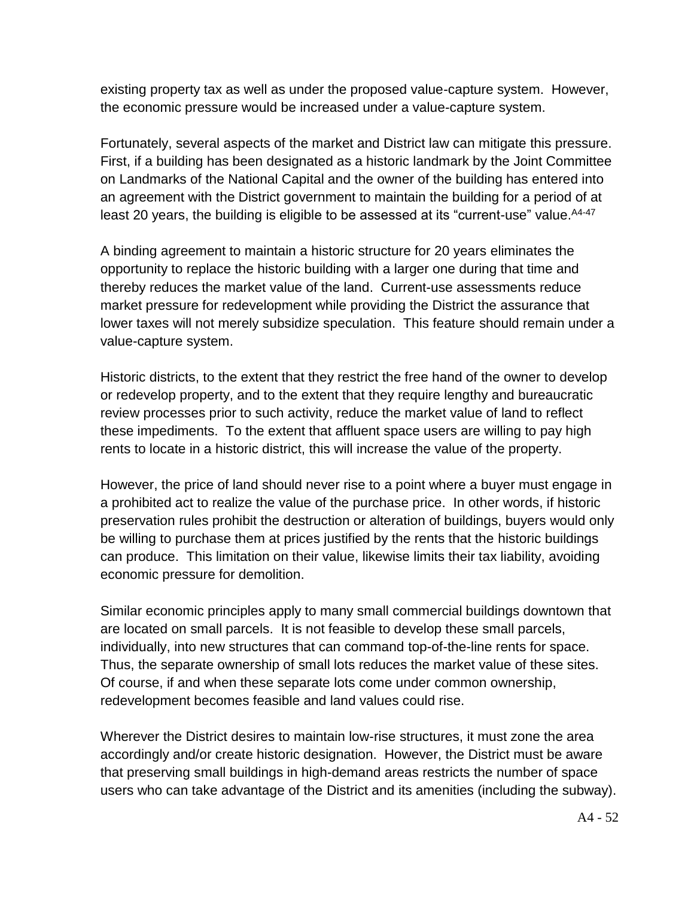existing property tax as well as under the proposed value-capture system. However, the economic pressure would be increased under a value-capture system.

Fortunately, several aspects of the market and District law can mitigate this pressure. First, if a building has been designated as a historic landmark by the Joint Committee on Landmarks of the National Capital and the owner of the building has entered into an agreement with the District government to maintain the building for a period of at least 20 years, the building is eligible to be assessed at its "current-use" value.[A4-47]

A binding agreement to maintain a historic structure for 20 years eliminates the opportunity to replace the historic building with a larger one during that time and thereby reduces the market value of the land. Current-use assessments reduce market pressure for redevelopment while providing the District the assurance that lower taxes will not merely subsidize speculation. This feature should remain under a value-capture system.

Historic districts, to the extent that they restrict the free hand of the owner to develop or redevelop property, and to the extent that they require lengthy and bureaucratic review processes prior to such activity, reduce the market value of land to reflect these impediments. To the extent that affluent space users are willing to pay high rents to locate in a historic district, this will increase the value of the property.

However, the price of land should never rise to a point where a buyer must engage in a prohibited act to realize the value of the purchase price. In other words, if historic preservation rules prohibit the destruction or alteration of buildings, buyers would only be willing to purchase them at prices justified by the rents that the historic buildings can produce. This limitation on their value, likewise limits their tax liability, avoiding economic pressure for demolition.

Similar economic principles apply to many small commercial buildings downtown that are located on small parcels. It is not feasible to develop these small parcels, individually, into new structures that can command top-of-the-line rents for space. Thus, the separate ownership of small lots reduces the market value of these sites. Of course, if and when these separate lots come under common ownership, redevelopment becomes feasible and land values could rise.

Wherever the District desires to maintain low-rise structures, it must zone the area accordingly and/or create historic designation. However, the District must be aware that preserving small buildings in high-demand areas restricts the number of space users who can take advantage of the District and its amenities (including the subway).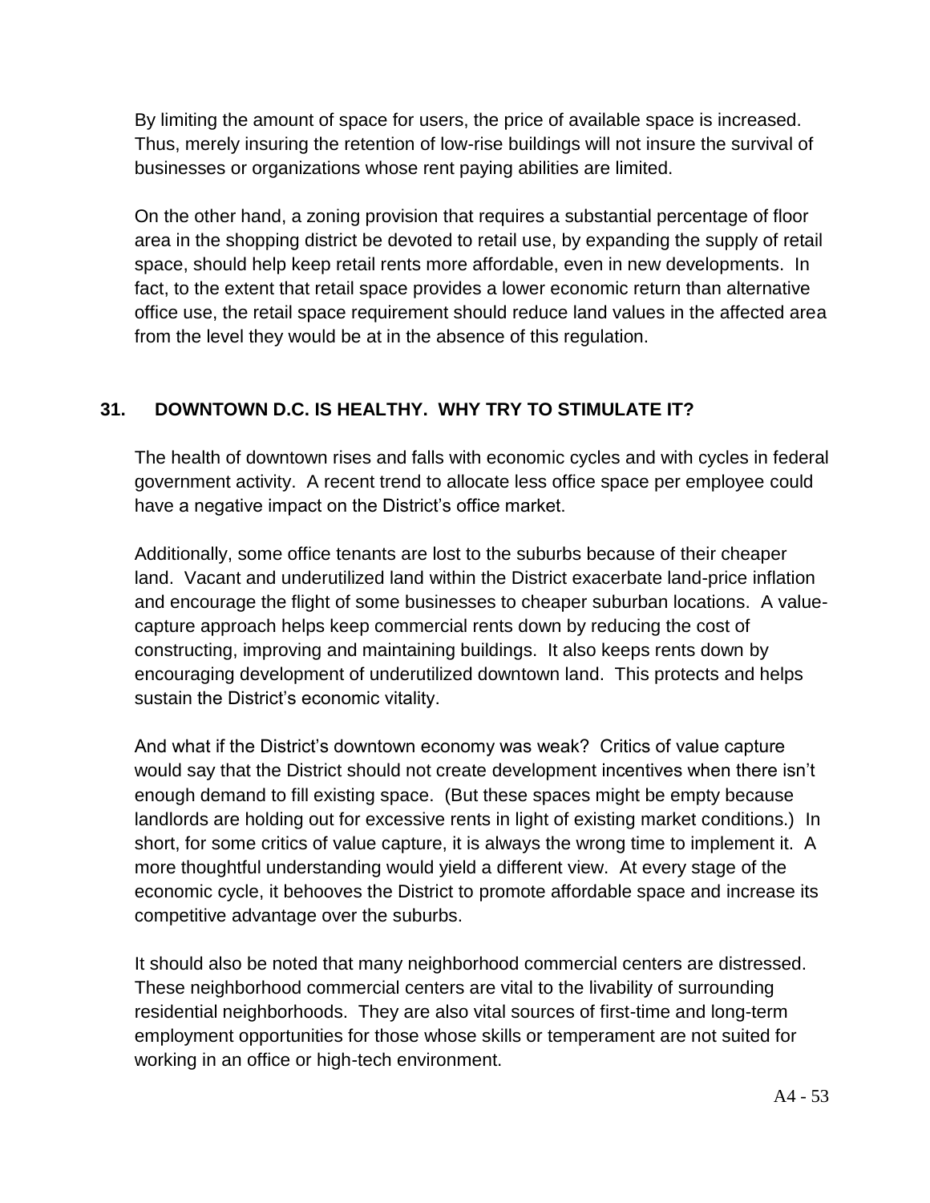By limiting the amount of space for users, the price of available space is increased. Thus, merely insuring the retention of low-rise buildings will not insure the survival of businesses or organizations whose rent paying abilities are limited.

On the other hand, a zoning provision that requires a substantial percentage of floor area in the shopping district be devoted to retail use, by expanding the supply of retail space, should help keep retail rents more affordable, even in new developments. In fact, to the extent that retail space provides a lower economic return than alternative office use, the retail space requirement should reduce land values in the affected area from the level they would be at in the absence of this regulation.

## 31. DOWNTOWN D.C. IS HEALTHY. WHY TRY TO STIMULATE IT?

The health of downtown rises and falls with economic cycles and with cycles in federal government activity. A recent trend to allocate less office space per employee could have a negative impact on the District's office market.

Additionally, some office tenants are lost to the suburbs because of their cheaper land. Vacant and underutilized land within the District exacerbate land-price inflation and encourage the flight of some businesses to cheaper suburban locations. A value-capture approach helps keep commercial rents down by reducing the cost of constructing, improving and maintaining buildings. It also keeps rents down by encouraging development of underutilized downtown land. This protects and helps sustain the District's economic vitality.

And what if the District's downtown economy was weak? Critics of value capture would say that the District should not create development incentives when there isn't enough demand to fill existing space. (But these spaces might be empty because landlords are holding out for excessive rents in light of existing market conditions.) In short, for some critics of value capture, it is always the wrong time to implement it. A more thoughtful understanding would yield a different view. At every stage of the economic cycle, it behooves the District to promote affordable space and increase its competitive advantage over the suburbs.

It should also be noted that many neighborhood commercial centers are distressed. These neighborhood commercial centers are vital to the livability of surrounding residential neighborhoods. They are also vital sources of first-time and long-term employment opportunities for those whose skills or temperament are not suited for working in an office or high-tech environment.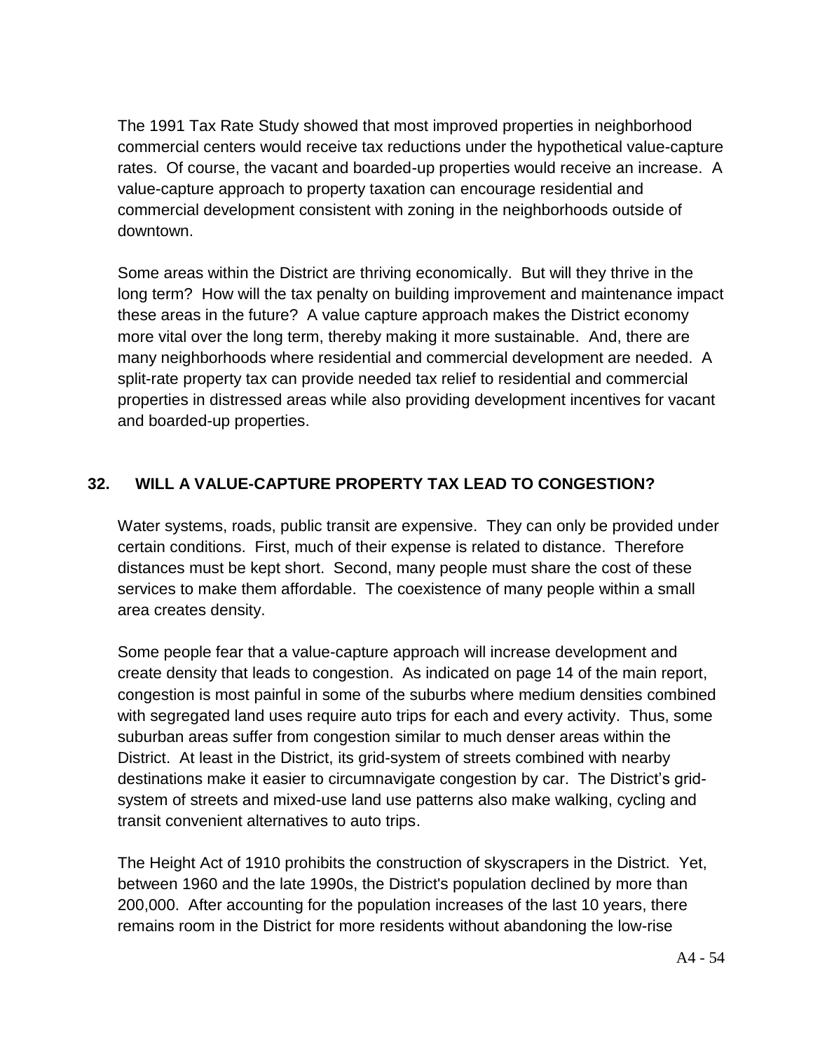The 1991 Tax Rate Study showed that most improved properties in neighborhood commercial centers would receive tax reductions under the hypothetical value-capture rates. Of course, the vacant and boarded-up properties would receive an increase. A value-capture approach to property taxation can encourage residential and commercial development consistent with zoning in the neighborhoods outside of downtown.

Some areas within the District are thriving economically. But will they thrive in the long term? How will the tax penalty on building improvement and maintenance impact these areas in the future? A value capture approach makes the District economy more vital over the long term, thereby making it more sustainable. And, there are many neighborhoods where residential and commercial development are needed. A split-rate property tax can provide needed tax relief to residential and commercial properties in distressed areas while also providing development incentives for vacant and boarded-up properties.

## 32. WILL A VALUE-CAPTURE PROPERTY TAX LEAD TO CONGESTION?

Water systems, roads, public transit are expensive. They can only be provided under certain conditions. First, much of their expense is related to distance. Therefore distances must be kept short. Second, many people must share the cost of these services to make them affordable. The coexistence of many people within a small area creates density.

Some people fear that a value-capture approach will increase development and create density that leads to congestion. As indicated on page 14 of the main report, congestion is most painful in some of the suburbs where medium densities combined with segregated land uses require auto trips for each and every activity. Thus, some suburban areas suffer from congestion similar to much denser areas within the District. At least in the District, its grid-system of streets combined with nearby destinations make it easier to circumnavigate congestion by car. The District's grid-system of streets and mixed-use land use patterns also make walking, cycling and transit convenient alternatives to auto trips.

The Height Act of 1910 prohibits the construction of skyscrapers in the District. Yet, between 1960 and the late 1990s, the District's population declined by more than 200,000. After accounting for the population increases of the last 10 years, there remains room in the District for more residents without abandoning the low-rise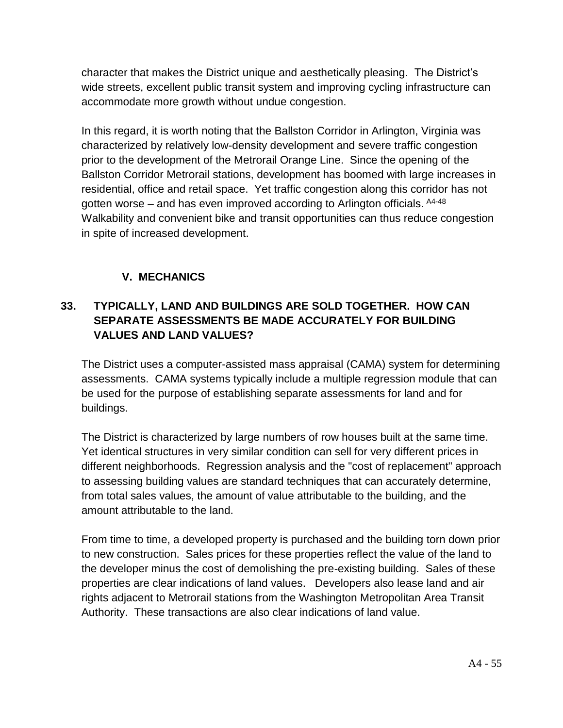character that makes the District unique and aesthetically pleasing. The District's wide streets, excellent public transit system and improving cycling infrastructure can accommodate more growth without undue congestion.

In this regard, it is worth noting that the Ballston Corridor in Arlington, Virginia was characterized by relatively low-density development and severe traffic congestion prior to the development of the Metrorail Orange Line. Since the opening of the Ballston Corridor Metrorail stations, development has boomed with large increases in residential, office and retail space. Yet traffic congestion along this corridor has not gotten worse – and has even improved according to Arlington officials. [A4-48] Walkability and convenient bike and transit opportunities can thus reduce congestion in spite of increased development.

## V. MECHANICS

### 33. TYPICALLY, LAND AND BUILDINGS ARE SOLD TOGETHER. HOW CAN SEPARATE ASSESSMENTS BE MADE ACCURATELY FOR BUILDING VALUES AND LAND VALUES?

The District uses a computer-assisted mass appraisal (CAMA) system for determining assessments. CAMA systems typically include a multiple regression module that can be used for the purpose of establishing separate assessments for land and for buildings.

The District is characterized by large numbers of row houses built at the same time. Yet identical structures in very similar condition can sell for very different prices in different neighborhoods. Regression analysis and the "cost of replacement" approach to assessing building values are standard techniques that can accurately determine, from total sales values, the amount of value attributable to the building, and the amount attributable to the land.

From time to time, a developed property is purchased and the building torn down prior to new construction. Sales prices for these properties reflect the value of the land to the developer minus the cost of demolishing the pre-existing building. Sales of these properties are clear indications of land values. Developers also lease land and air rights adjacent to Metrorail stations from the Washington Metropolitan Area Transit Authority. These transactions are also clear indications of land value.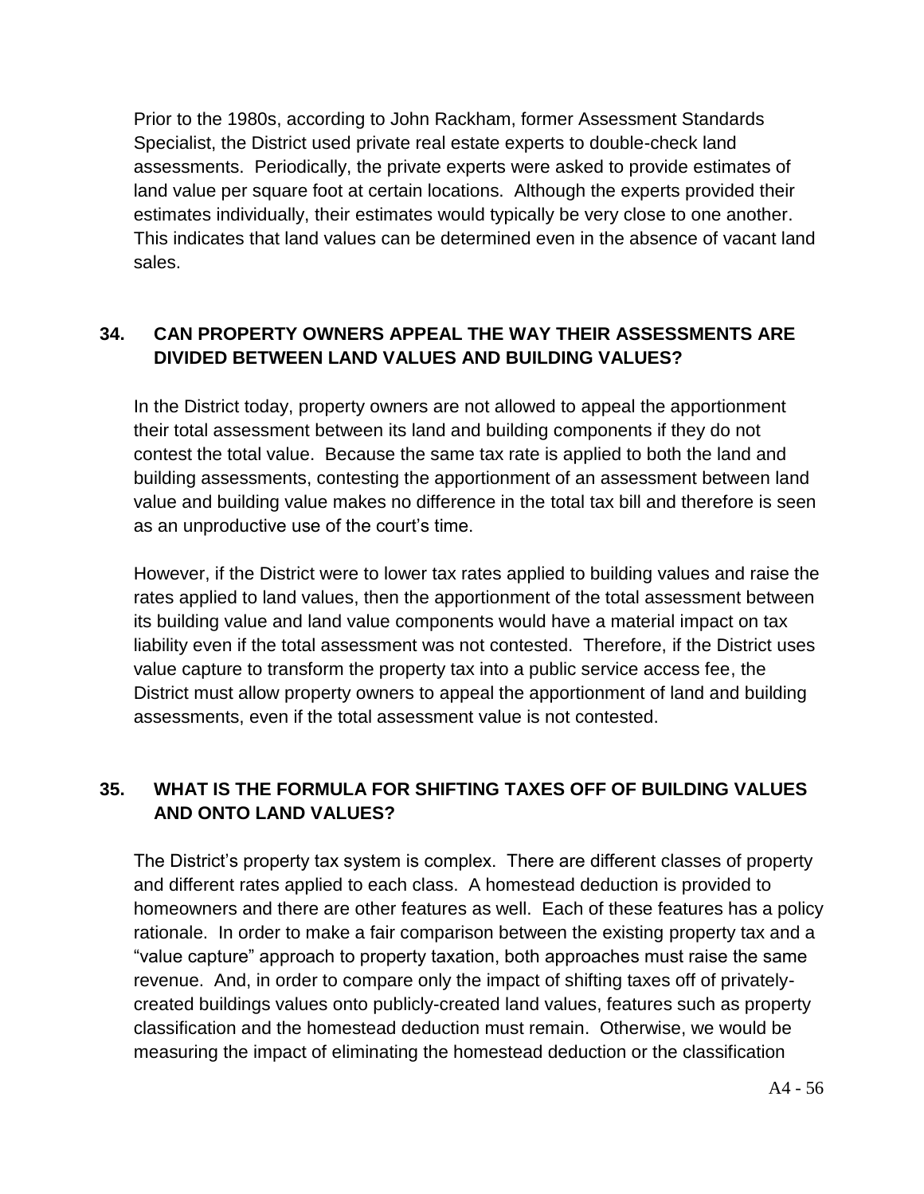Prior to the 1980s, according to John Rackham, former Assessment Standards Specialist, the District used private real estate experts to double-check land assessments. Periodically, the private experts were asked to provide estimates of land value per square foot at certain locations. Although the experts provided their estimates individually, their estimates would typically be very close to one another. This indicates that land values can be determined even in the absence of vacant land sales.

## 34. CAN PROPERTY OWNERS APPEAL THE WAY THEIR ASSESSMENTS ARE DIVIDED BETWEEN LAND VALUES AND BUILDING VALUES?

In the District today, property owners are not allowed to appeal the apportionment their total assessment between its land and building components if they do not contest the total value. Because the same tax rate is applied to both the land and building assessments, contesting the apportionment of an assessment between land value and building value makes no difference in the total tax bill and therefore is seen as an unproductive use of the court's time.

However, if the District were to lower tax rates applied to building values and raise the rates applied to land values, then the apportionment of the total assessment between its building value and land value components would have a material impact on tax liability even if the total assessment was not contested. Therefore, if the District uses value capture to transform the property tax into a public service access fee, the District must allow property owners to appeal the apportionment of land and building assessments, even if the total assessment value is not contested.

## 35. WHAT IS THE FORMULA FOR SHIFTING TAXES OFF OF BUILDING VALUES AND ONTO LAND VALUES?

The District's property tax system is complex. There are different classes of property and different rates applied to each class. A homestead deduction is provided to homeowners and there are other features as well. Each of these features has a policy rationale. In order to make a fair comparison between the existing property tax and a "value capture" approach to property taxation, both approaches must raise the same revenue. And, in order to compare only the impact of shifting taxes off of privately-created buildings values onto publicly-created land values, features such as property classification and the homestead deduction must remain. Otherwise, we would be measuring the impact of eliminating the homestead deduction or the classification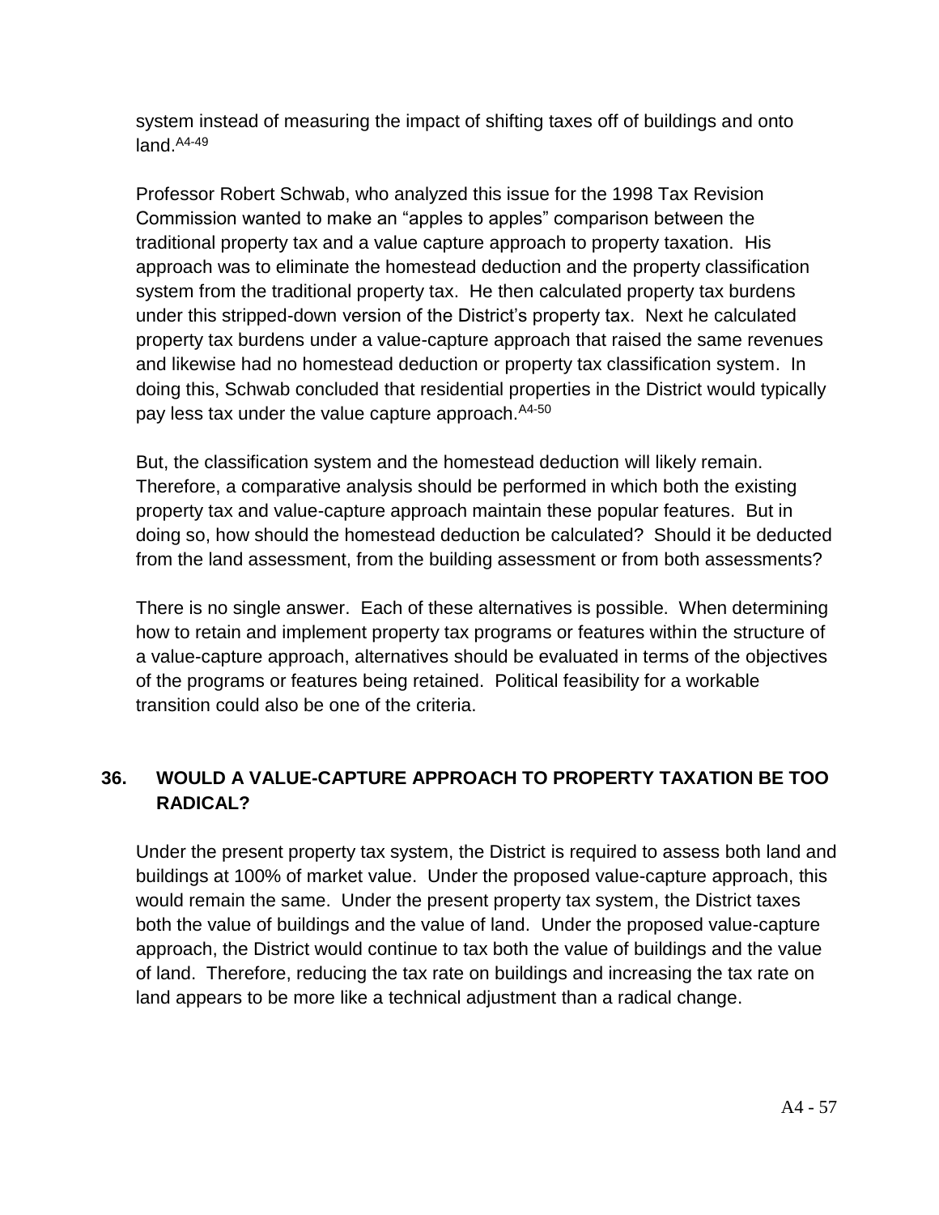system instead of measuring the impact of shifting taxes off of buildings and onto land.[A4-49]

Professor Robert Schwab, who analyzed this issue for the 1998 Tax Revision Commission wanted to make an "apples to apples" comparison between the traditional property tax and a value capture approach to property taxation. His approach was to eliminate the homestead deduction and the property classification system from the traditional property tax. He then calculated property tax burdens under this stripped-down version of the District's property tax. Next he calculated property tax burdens under a value-capture approach that raised the same revenues and likewise had no homestead deduction or property tax classification system. In doing this, Schwab concluded that residential properties in the District would typically pay less tax under the value capture approach.[A4-50]

But, the classification system and the homestead deduction will likely remain. Therefore, a comparative analysis should be performed in which both the existing property tax and value-capture approach maintain these popular features. But in doing so, how should the homestead deduction be calculated? Should it be deducted from the land assessment, from the building assessment or from both assessments?

There is no single answer. Each of these alternatives is possible. When determining how to retain and implement property tax programs or features within the structure of a value-capture approach, alternatives should be evaluated in terms of the objectives of the programs or features being retained. Political feasibility for a workable transition could also be one of the criteria.

## 36. WOULD A VALUE-CAPTURE APPROACH TO PROPERTY TAXATION BE TOO RADICAL?

Under the present property tax system, the District is required to assess both land and buildings at 100% of market value. Under the proposed value-capture approach, this would remain the same. Under the present property tax system, the District taxes both the value of buildings and the value of land. Under the proposed value-capture approach, the District would continue to tax both the value of buildings and the value of land. Therefore, reducing the tax rate on buildings and increasing the tax rate on land appears to be more like a technical adjustment than a radical change.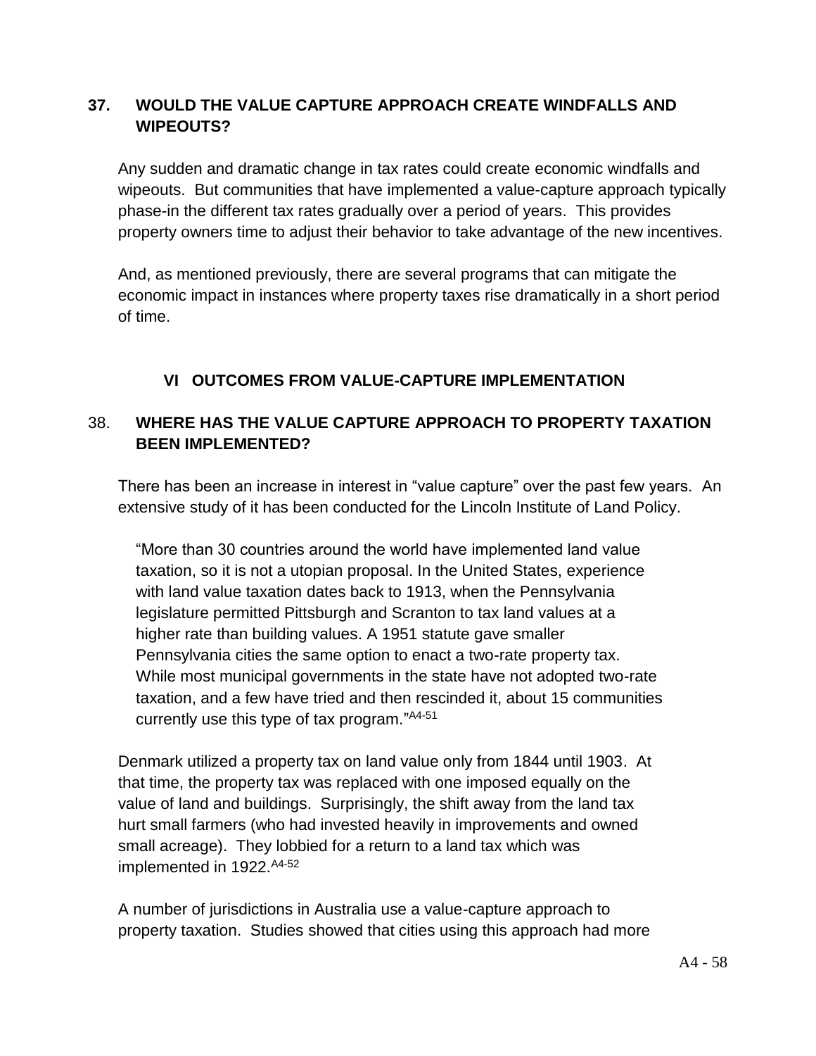## 37. WOULD THE VALUE CAPTURE APPROACH CREATE WINDFALLS AND WIPEOUTS?

Any sudden and dramatic change in tax rates could create economic windfalls and wipeouts. But communities that have implemented a value-capture approach typically phase-in the different tax rates gradually over a period of years. This provides property owners time to adjust their behavior to take advantage of the new incentives.

And, as mentioned previously, there are several programs that can mitigate the economic impact in instances where property taxes rise dramatically in a short period of time.

# VI OUTCOMES FROM VALUE-CAPTURE IMPLEMENTATION

## 38. WHERE HAS THE VALUE CAPTURE APPROACH TO PROPERTY TAXATION BEEN IMPLEMENTED?

There has been an increase in interest in "value capture" over the past few years. An extensive study of it has been conducted for the Lincoln Institute of Land Policy.

> "More than 30 countries around the world have implemented land value taxation, so it is not a utopian proposal. In the United States, experience with land value taxation dates back to 1913, when the Pennsylvania legislature permitted Pittsburgh and Scranton to tax land values at a higher rate than building values. A 1951 statute gave smaller Pennsylvania cities the same option to enact a two-rate property tax. While most municipal governments in the state have not adopted two-rate taxation, and a few have tried and then rescinded it, about 15 communities currently use this type of tax program."[A4-51]

Denmark utilized a property tax on land value only from 1844 until 1903. At that time, the property tax was replaced with one imposed equally on the value of land and buildings. Surprisingly, the shift away from the land tax hurt small farmers (who had invested heavily in improvements and owned small acreage). They lobbied for a return to a land tax which was implemented in 1922.[A4-52]

A number of jurisdictions in Australia use a value-capture approach to property taxation. Studies showed that cities using this approach had more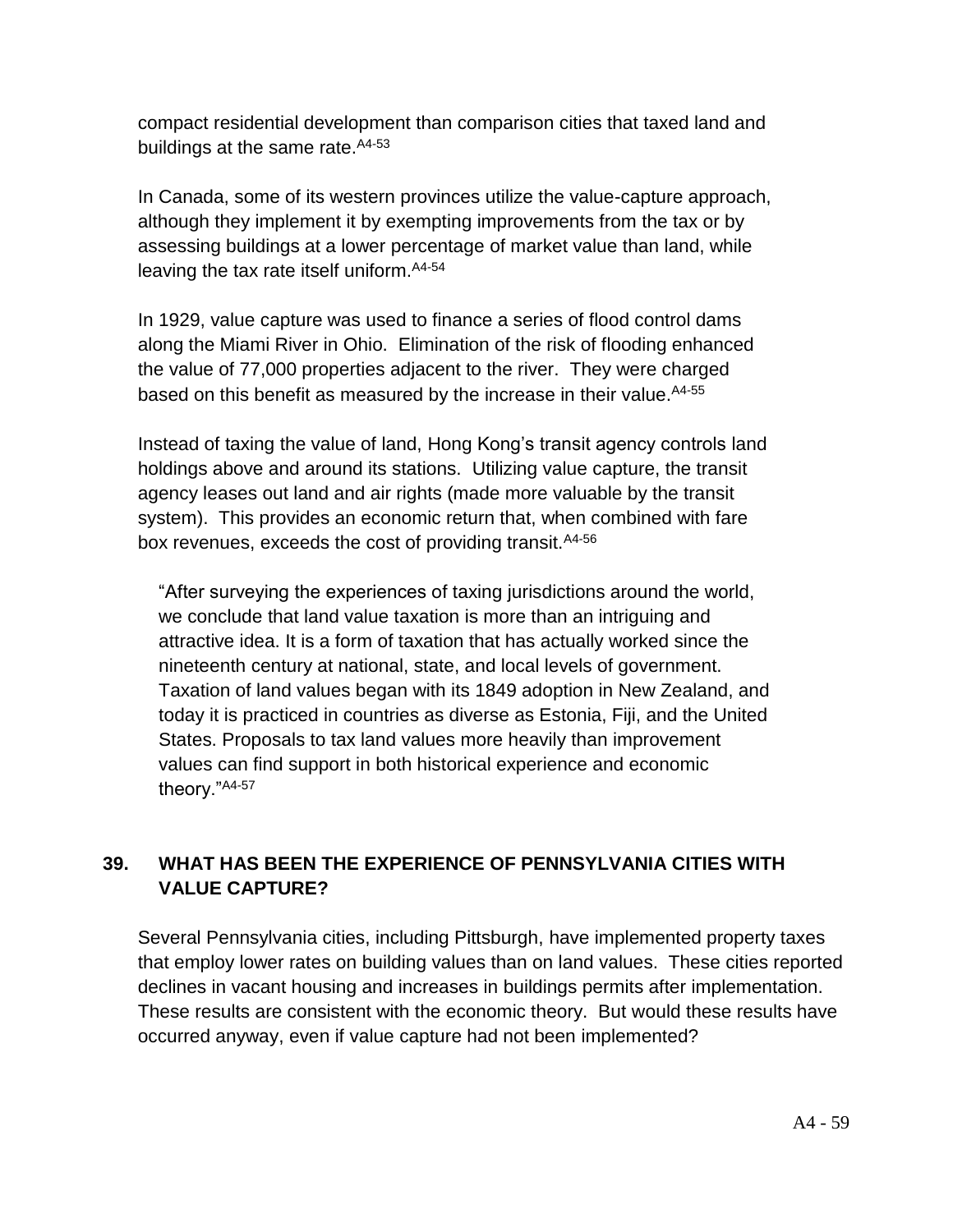compact residential development than comparison cities that taxed land and buildings at the same rate.[A4-53]

In Canada, some of its western provinces utilize the value-capture approach, although they implement it by exempting improvements from the tax or by assessing buildings at a lower percentage of market value than land, while leaving the tax rate itself uniform.[A4-54]

In 1929, value capture was used to finance a series of flood control dams along the Miami River in Ohio. Elimination of the risk of flooding enhanced the value of 77,000 properties adjacent to the river. They were charged based on this benefit as measured by the increase in their value.[A4-55]

Instead of taxing the value of land, Hong Kong's transit agency controls land holdings above and around its stations. Utilizing value capture, the transit agency leases out land and air rights (made more valuable by the transit system). This provides an economic return that, when combined with fare box revenues, exceeds the cost of providing transit.[A4-56]

> "After surveying the experiences of taxing jurisdictions around the world, we conclude that land value taxation is more than an intriguing and attractive idea. It is a form of taxation that has actually worked since the nineteenth century at national, state, and local levels of government. Taxation of land values began with its 1849 adoption in New Zealand, and today it is practiced in countries as diverse as Estonia, Fiji, and the United States. Proposals to tax land values more heavily than improvement values can find support in both historical experience and economic theory."[A4-57]

## 39. WHAT HAS BEEN THE EXPERIENCE OF PENNSYLVANIA CITIES WITH VALUE CAPTURE?

Several Pennsylvania cities, including Pittsburgh, have implemented property taxes that employ lower rates on building values than on land values. These cities reported declines in vacant housing and increases in buildings permits after implementation. These results are consistent with the economic theory. But would these results have occurred anyway, even if value capture had not been implemented?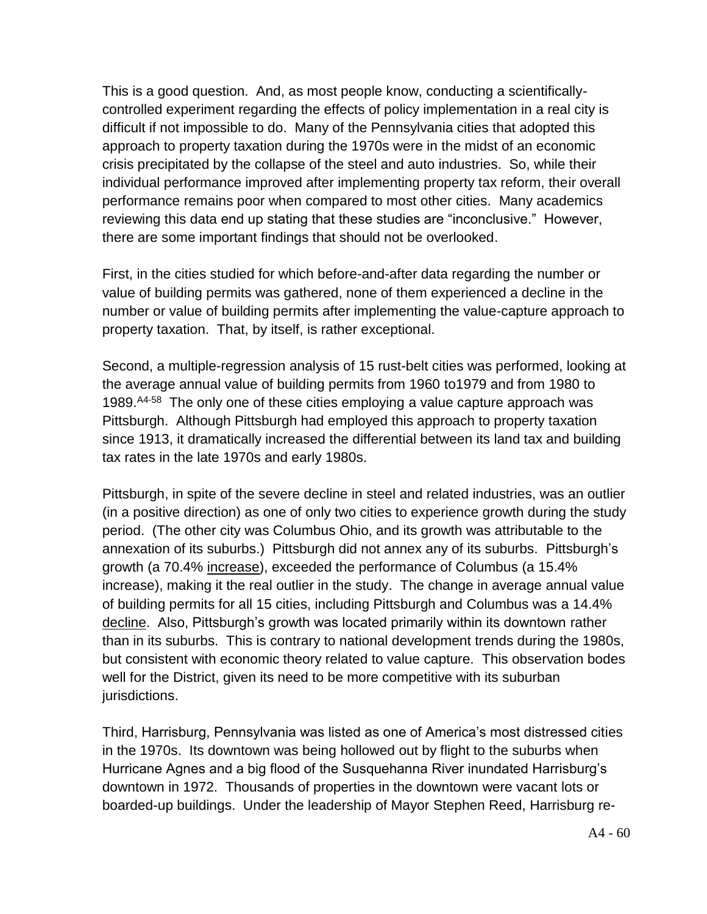This is a good question. And, as most people know, conducting a scientifically-controlled experiment regarding the effects of policy implementation in a real city is difficult if not impossible to do. Many of the Pennsylvania cities that adopted this approach to property taxation during the 1970s were in the midst of an economic crisis precipitated by the collapse of the steel and auto industries. So, while their individual performance improved after implementing property tax reform, their overall performance remains poor when compared to most other cities. Many academics reviewing this data end up stating that these studies are "inconclusive." However, there are some important findings that should not be overlooked.

First, in the cities studied for which before-and-after data regarding the number or value of building permits was gathered, none of them experienced a decline in the number or value of building permits after implementing the value-capture approach to property taxation. That, by itself, is rather exceptional.

Second, a multiple-regression analysis of 15 rust-belt cities was performed, looking at the average annual value of building permits from 1960 to1979 and from 1980 to 1989.[A4-58] The only one of these cities employing a value capture approach was Pittsburgh. Although Pittsburgh had employed this approach to property taxation since 1913, it dramatically increased the differential between its land tax and building tax rates in the late 1970s and early 1980s.

Pittsburgh, in spite of the severe decline in steel and related industries, was an outlier (in a positive direction) as one of only two cities to experience growth during the study period. (The other city was Columbus Ohio, and its growth was attributable to the annexation of its suburbs.) Pittsburgh did not annex any of its suburbs. Pittsburgh's growth (a 70.4% increase), exceeded the performance of Columbus (a 15.4% increase), making it the real outlier in the study. The change in average annual value of building permits for all 15 cities, including Pittsburgh and Columbus was a 14.4% decline. Also, Pittsburgh's growth was located primarily within its downtown rather than in its suburbs. This is contrary to national development trends during the 1980s, but consistent with economic theory related to value capture. This observation bodes well for the District, given its need to be more competitive with its suburban jurisdictions.

Third, Harrisburg, Pennsylvania was listed as one of America's most distressed cities in the 1970s. Its downtown was being hollowed out by flight to the suburbs when Hurricane Agnes and a big flood of the Susquehanna River inundated Harrisburg's downtown in 1972. Thousands of properties in the downtown were vacant lots or boarded-up buildings. Under the leadership of Mayor Stephen Reed, Harrisburg re-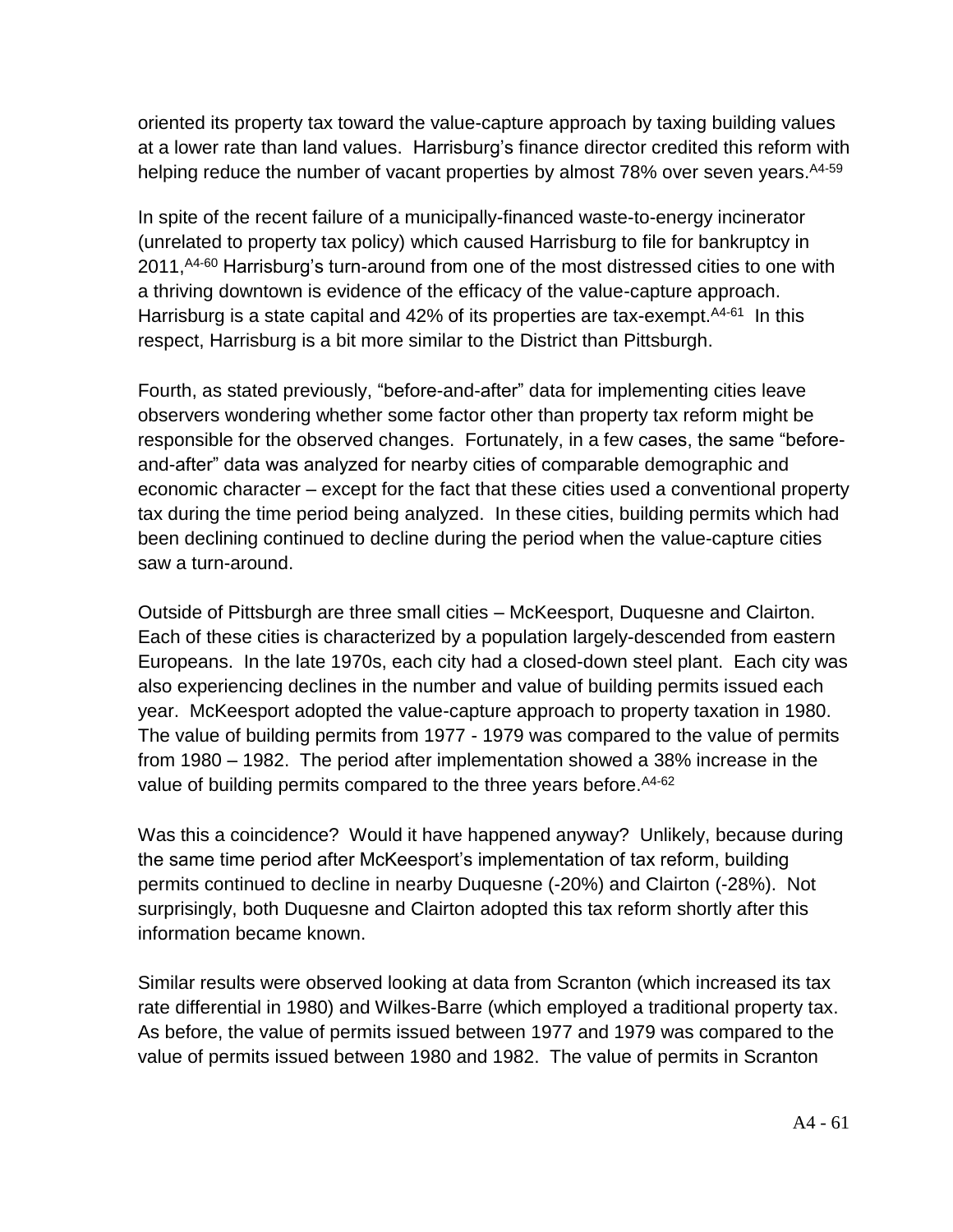oriented its property tax toward the value-capture approach by taxing building values at a lower rate than land values. Harrisburg's finance director credited this reform with helping reduce the number of vacant properties by almost 78% over seven years.[A4-59]

In spite of the recent failure of a municipally-financed waste-to-energy incinerator (unrelated to property tax policy) which caused Harrisburg to file for bankruptcy in 2011,[A4-60] Harrisburg's turn-around from one of the most distressed cities to one with a thriving downtown is evidence of the efficacy of the value-capture approach. Harrisburg is a state capital and 42% of its properties are tax-exempt.[A4-61] In this respect, Harrisburg is a bit more similar to the District than Pittsburgh.

Fourth, as stated previously, "before-and-after" data for implementing cities leave observers wondering whether some factor other than property tax reform might be responsible for the observed changes. Fortunately, in a few cases, the same "before-and-after" data was analyzed for nearby cities of comparable demographic and economic character – except for the fact that these cities used a conventional property tax during the time period being analyzed. In these cities, building permits which had been declining continued to decline during the period when the value-capture cities saw a turn-around.

Outside of Pittsburgh are three small cities – McKeesport, Duquesne and Clairton. Each of these cities is characterized by a population largely-descended from eastern Europeans. In the late 1970s, each city had a closed-down steel plant. Each city was also experiencing declines in the number and value of building permits issued each year. McKeesport adopted the value-capture approach to property taxation in 1980. The value of building permits from 1977 - 1979 was compared to the value of permits from 1980 – 1982. The period after implementation showed a 38% increase in the value of building permits compared to the three years before.[A4-62]

Was this a coincidence? Would it have happened anyway? Unlikely, because during the same time period after McKeesport's implementation of tax reform, building permits continued to decline in nearby Duquesne (-20%) and Clairton (-28%). Not surprisingly, both Duquesne and Clairton adopted this tax reform shortly after this information became known.

Similar results were observed looking at data from Scranton (which increased its tax rate differential in 1980) and Wilkes-Barre (which employed a traditional property tax. As before, the value of permits issued between 1977 and 1979 was compared to the value of permits issued between 1980 and 1982. The value of permits in Scranton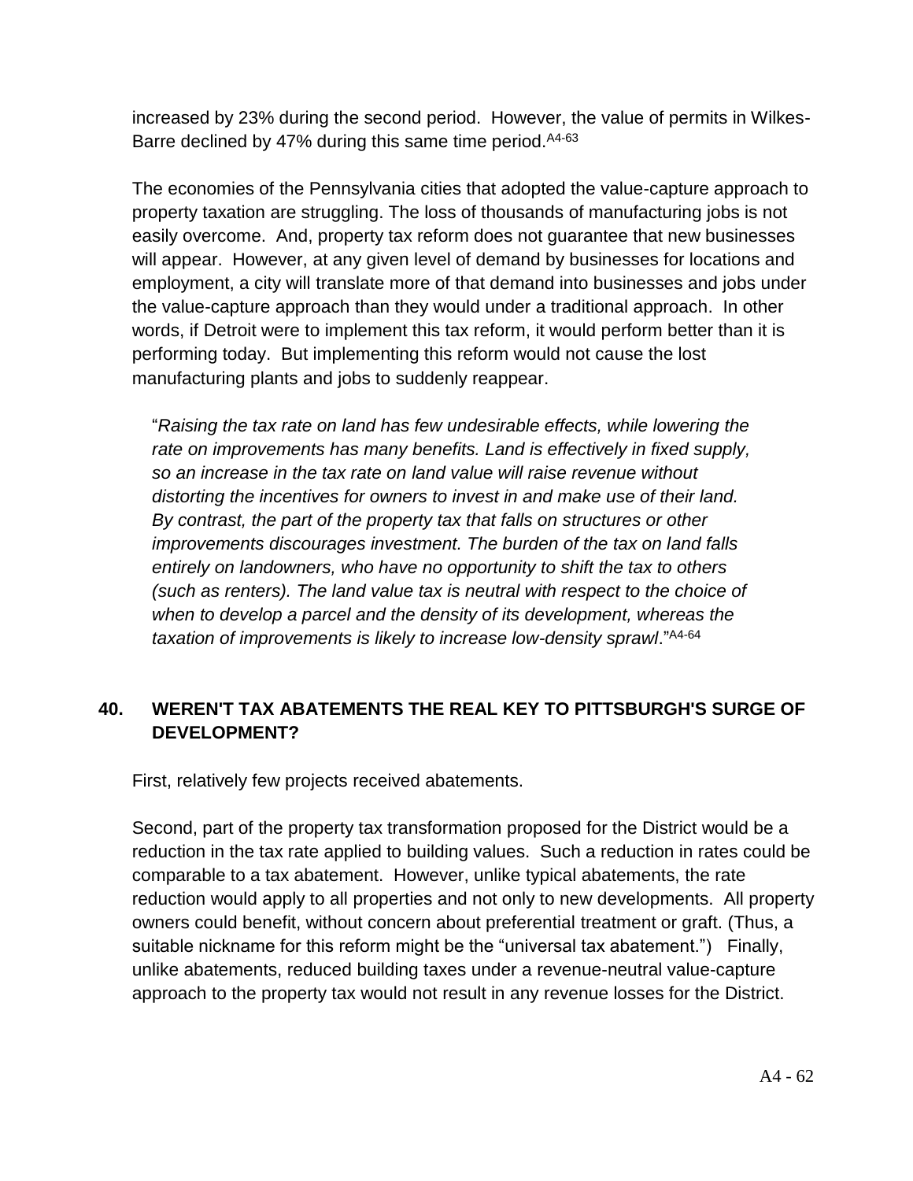increased by 23% during the second period. However, the value of permits in Wilkes-Barre declined by 47% during this same time period.[A4-63]

The economies of the Pennsylvania cities that adopted the value-capture approach to property taxation are struggling. The loss of thousands of manufacturing jobs is not easily overcome. And, property tax reform does not guarantee that new businesses will appear. However, at any given level of demand by businesses for locations and employment, a city will translate more of that demand into businesses and jobs under the value-capture approach than they would under a traditional approach. In other words, if Detroit were to implement this tax reform, it would perform better than it is performing today. But implementing this reform would not cause the lost manufacturing plants and jobs to suddenly reappear.

> "*Raising the tax rate on land has few undesirable effects, while lowering the rate on improvements has many benefits. Land is effectively in fixed supply, so an increase in the tax rate on land value will raise revenue without distorting the incentives for owners to invest in and make use of their land. By contrast, the part of the property tax that falls on structures or other improvements discourages investment. The burden of the tax on land falls entirely on landowners, who have no opportunity to shift the tax to others (such as renters). The land value tax is neutral with respect to the choice of when to develop a parcel and the density of its development, whereas the taxation of improvements is likely to increase low-density sprawl*."[A4-64]

## 40. WEREN'T TAX ABATEMENTS THE REAL KEY TO PITTSBURGH'S SURGE OF DEVELOPMENT?

First, relatively few projects received abatements.

Second, part of the property tax transformation proposed for the District would be a reduction in the tax rate applied to building values. Such a reduction in rates could be comparable to a tax abatement. However, unlike typical abatements, the rate reduction would apply to all properties and not only to new developments. All property owners could benefit, without concern about preferential treatment or graft. (Thus, a suitable nickname for this reform might be the "universal tax abatement.") Finally, unlike abatements, reduced building taxes under a revenue-neutral value-capture approach to the property tax would not result in any revenue losses for the District.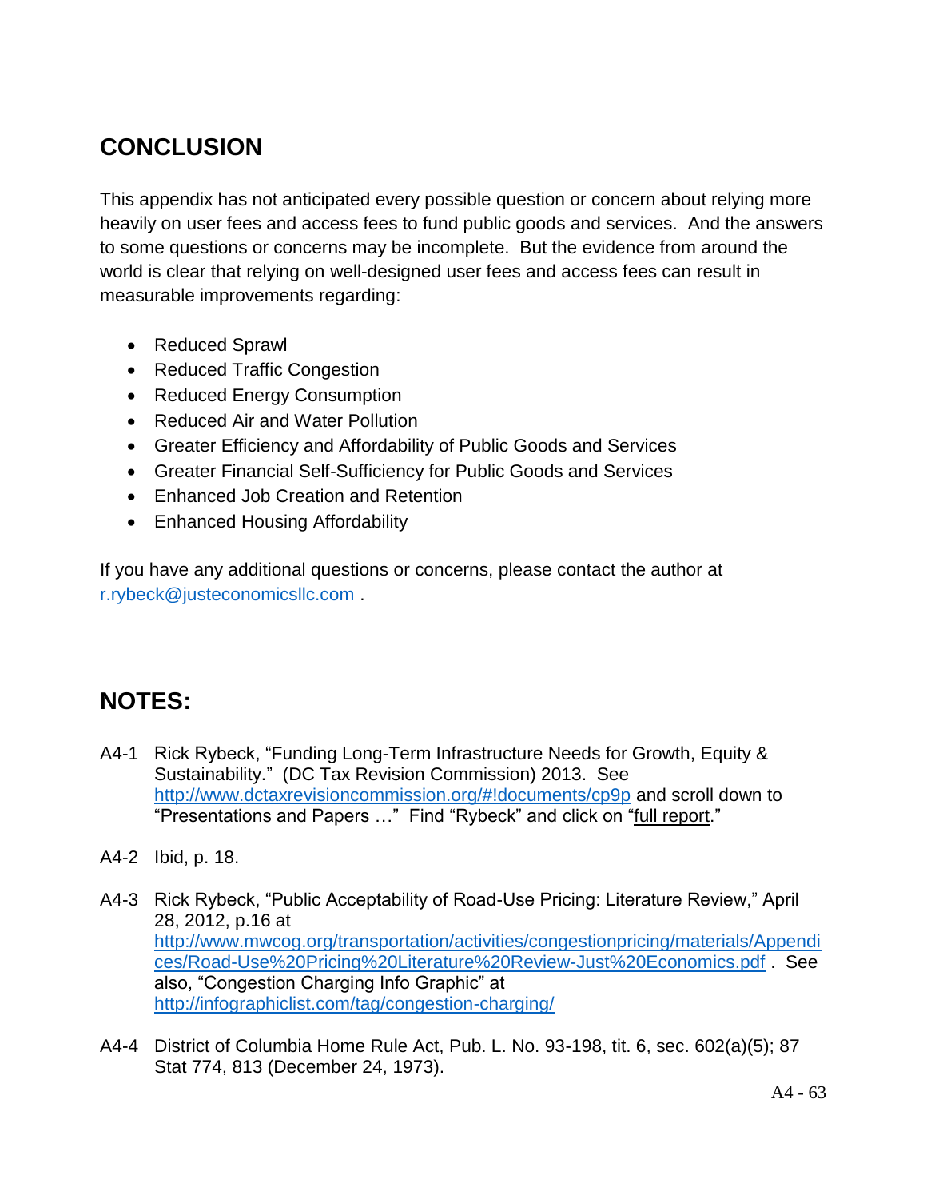## CONCLUSION

This appendix has not anticipated every possible question or concern about relying more heavily on user fees and access fees to fund public goods and services. And the answers to some questions or concerns may be incomplete. But the evidence from around the world is clear that relying on well-designed user fees and access fees can result in measurable improvements regarding:

- Reduced Sprawl
- Reduced Traffic Congestion
- Reduced Energy Consumption
- Reduced Air and Water Pollution
- Greater Efficiency and Affordability of Public Goods and Services
- Greater Financial Self-Sufficiency for Public Goods and Services
- Enhanced Job Creation and Retention
- Enhanced Housing Affordability

If you have any additional questions or concerns, please contact the author at r.rybeck@justeconomicsllc.com .

## NOTES:

A4-1 Rick Rybeck, "Funding Long-Term Infrastructure Needs for Growth, Equity & Sustainability." (DC Tax Revision Commission) 2013. See http://www.dctaxrevisioncommission.org/#!documents/cp9p and scroll down to "Presentations and Papers …" Find "Rybeck" and click on "full report."

A4-2 Ibid, p. 18.

A4-3 Rick Rybeck, "Public Acceptability of Road-Use Pricing: Literature Review," April 28, 2012, p.16 at http://www.mwcog.org/transportation/activities/congestionpricing/materials/Appendices/Road-Use%20Pricing%20Literature%20Review-Just%20Economics.pdf . See also, "Congestion Charging Info Graphic" at http://infographiclist.com/tag/congestion-charging/

A4-4 District of Columbia Home Rule Act, Pub. L. No. 93-198, tit. 6, sec. 602(a)(5); 87 Stat 774, 813 (December 24, 1973).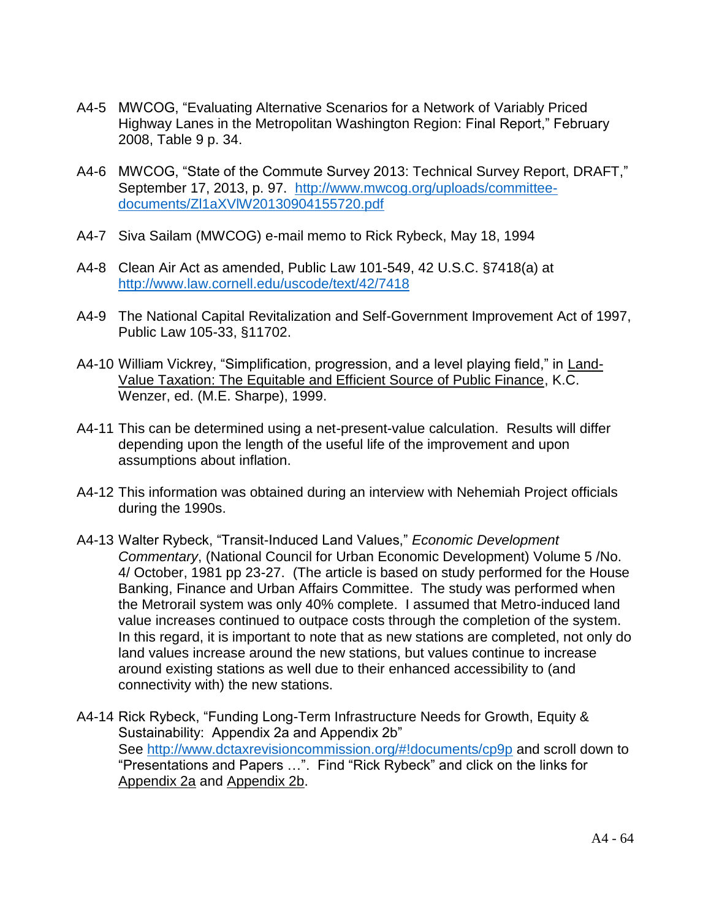A4-5 MWCOG, "Evaluating Alternative Scenarios for a Network of Variably Priced Highway Lanes in the Metropolitan Washington Region: Final Report," February 2008, Table 9 p. 34.

A4-6 MWCOG, "State of the Commute Survey 2013: Technical Survey Report, DRAFT," September 17, 2013, p. 97. http://www.mwcog.org/uploads/committee-documents/Zl1aXVlW20130904155720.pdf

A4-7 Siva Sailam (MWCOG) e-mail memo to Rick Rybeck, May 18, 1994

A4-8 Clean Air Act as amended, Public Law 101-549, 42 U.S.C. §7418(a) at http://www.law.cornell.edu/uscode/text/42/7418

A4-9 The National Capital Revitalization and Self-Government Improvement Act of 1997, Public Law 105-33, §11702.

A4-10 William Vickrey, "Simplification, progression, and a level playing field," in Land-Value Taxation: The Equitable and Efficient Source of Public Finance, K.C. Wenzer, ed. (M.E. Sharpe), 1999.

A4-11 This can be determined using a net-present-value calculation. Results will differ depending upon the length of the useful life of the improvement and upon assumptions about inflation.

A4-12 This information was obtained during an interview with Nehemiah Project officials during the 1990s.

A4-13 Walter Rybeck, "Transit-Induced Land Values," *Economic Development Commentary*, (National Council for Urban Economic Development) Volume 5 /No. 4/ October, 1981 pp 23-27. (The article is based on study performed for the House Banking, Finance and Urban Affairs Committee. The study was performed when the Metrorail system was only 40% complete. I assumed that Metro-induced land value increases continued to outpace costs through the completion of the system. In this regard, it is important to note that as new stations are completed, not only do land values increase around the new stations, but values continue to increase around existing stations as well due to their enhanced accessibility to (and connectivity with) the new stations.

A4-14 Rick Rybeck, "Funding Long-Term Infrastructure Needs for Growth, Equity & Sustainability: Appendix 2a and Appendix 2b" See http://www.dctaxrevisioncommission.org/#!documents/cp9p and scroll down to "Presentations and Papers …". Find "Rick Rybeck" and click on the links for Appendix 2a and Appendix 2b.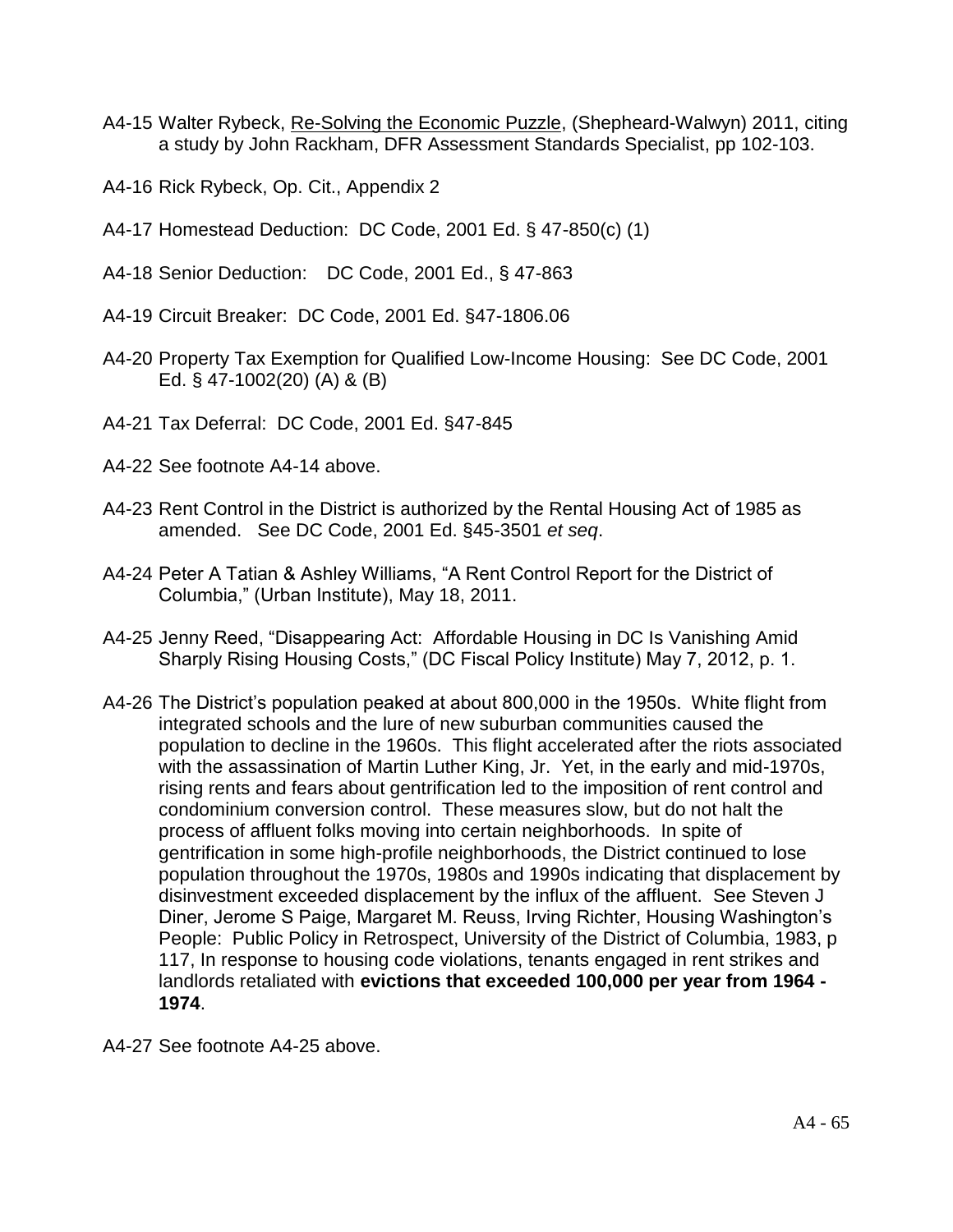A4-15 Walter Rybeck, Re-Solving the Economic Puzzle, (Shepheard-Walwyn) 2011, citing a study by John Rackham, DFR Assessment Standards Specialist, pp 102-103.

A4-16 Rick Rybeck, Op. Cit., Appendix 2

A4-17 Homestead Deduction: DC Code, 2001 Ed. § 47-850(c) (1)

A4-18 Senior Deduction: DC Code, 2001 Ed., § 47-863

A4-19 Circuit Breaker: DC Code, 2001 Ed. §47-1806.06

A4-20 Property Tax Exemption for Qualified Low-Income Housing: See DC Code, 2001 Ed. § 47-1002(20) (A) & (B)

A4-21 Tax Deferral: DC Code, 2001 Ed. §47-845

A4-22 See footnote A4-14 above.

A4-23 Rent Control in the District is authorized by the Rental Housing Act of 1985 as amended. See DC Code, 2001 Ed. §45-3501 *et seq*.

A4-24 Peter A Tatian & Ashley Williams, "A Rent Control Report for the District of Columbia," (Urban Institute), May 18, 2011.

A4-25 Jenny Reed, "Disappearing Act: Affordable Housing in DC Is Vanishing Amid Sharply Rising Housing Costs," (DC Fiscal Policy Institute) May 7, 2012, p. 1.

A4-26 The District's population peaked at about 800,000 in the 1950s. White flight from integrated schools and the lure of new suburban communities caused the population to decline in the 1960s. This flight accelerated after the riots associated with the assassination of Martin Luther King, Jr. Yet, in the early and mid-1970s, rising rents and fears about gentrification led to the imposition of rent control and condominium conversion control. These measures slow, but do not halt the process of affluent folks moving into certain neighborhoods. In spite of gentrification in some high-profile neighborhoods, the District continued to lose population throughout the 1970s, 1980s and 1990s indicating that displacement by disinvestment exceeded displacement by the influx of the affluent. See Steven J Diner, Jerome S Paige, Margaret M. Reuss, Irving Richter, Housing Washington's People: Public Policy in Retrospect, University of the District of Columbia, 1983, p 117, In response to housing code violations, tenants engaged in rent strikes and landlords retaliated with **evictions that exceeded 100,000 per year from 1964 - 1974**.

A4-27 See footnote A4-25 above.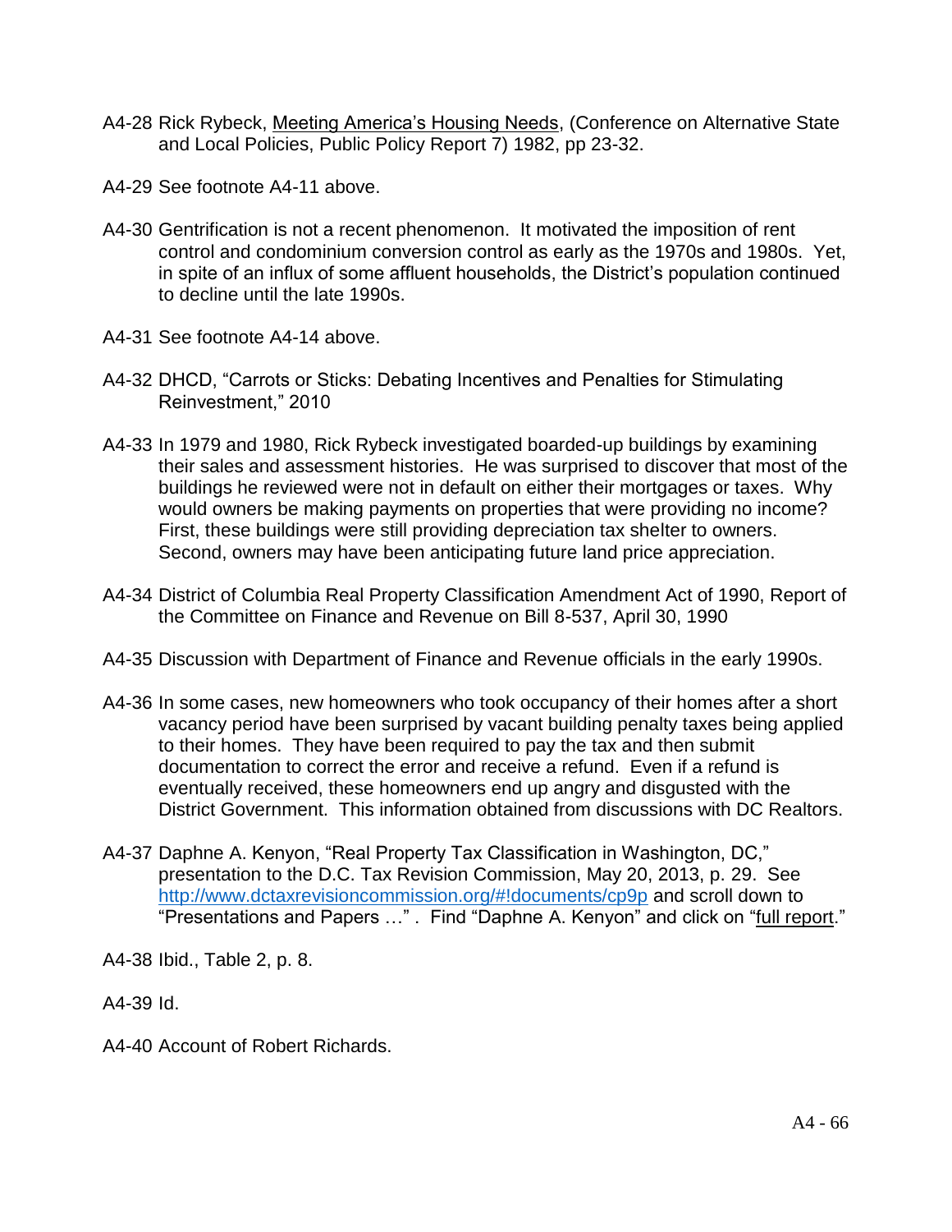A4-28 Rick Rybeck, Meeting America's Housing Needs, (Conference on Alternative State and Local Policies, Public Policy Report 7) 1982, pp 23-32.

A4-29 See footnote A4-11 above.

A4-30 Gentrification is not a recent phenomenon. It motivated the imposition of rent control and condominium conversion control as early as the 1970s and 1980s. Yet, in spite of an influx of some affluent households, the District's population continued to decline until the late 1990s.

A4-31 See footnote A4-14 above.

A4-32 DHCD, "Carrots or Sticks: Debating Incentives and Penalties for Stimulating Reinvestment," 2010

A4-33 In 1979 and 1980, Rick Rybeck investigated boarded-up buildings by examining their sales and assessment histories. He was surprised to discover that most of the buildings he reviewed were not in default on either their mortgages or taxes. Why would owners be making payments on properties that were providing no income? First, these buildings were still providing depreciation tax shelter to owners. Second, owners may have been anticipating future land price appreciation.

A4-34 District of Columbia Real Property Classification Amendment Act of 1990, Report of the Committee on Finance and Revenue on Bill 8-537, April 30, 1990

A4-35 Discussion with Department of Finance and Revenue officials in the early 1990s.

A4-36 In some cases, new homeowners who took occupancy of their homes after a short vacancy period have been surprised by vacant building penalty taxes being applied to their homes. They have been required to pay the tax and then submit documentation to correct the error and receive a refund. Even if a refund is eventually received, these homeowners end up angry and disgusted with the District Government. This information obtained from discussions with DC Realtors.

A4-37 Daphne A. Kenyon, "Real Property Tax Classification in Washington, DC," presentation to the D.C. Tax Revision Commission, May 20, 2013, p. 29. See http://www.dctaxrevisioncommission.org/#!documents/cp9p and scroll down to "Presentations and Papers …" . Find "Daphne A. Kenyon" and click on "full report."

A4-38 Ibid., Table 2, p. 8.

A4-39 Id.

A4-40 Account of Robert Richards.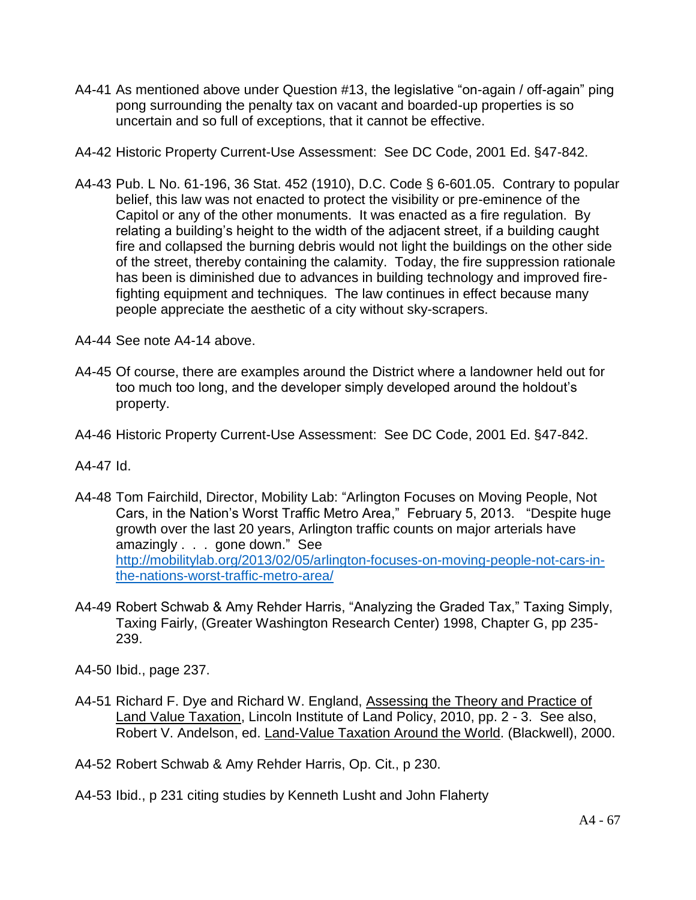A4-41 As mentioned above under Question #13, the legislative "on-again / off-again" ping pong surrounding the penalty tax on vacant and boarded-up properties is so uncertain and so full of exceptions, that it cannot be effective.

A4-42 Historic Property Current-Use Assessment: See DC Code, 2001 Ed. §47-842.

A4-43 Pub. L No. 61-196, 36 Stat. 452 (1910), D.C. Code § 6-601.05. Contrary to popular belief, this law was not enacted to protect the visibility or pre-eminence of the Capitol or any of the other monuments. It was enacted as a fire regulation. By relating a building's height to the width of the adjacent street, if a building caught fire and collapsed the burning debris would not light the buildings on the other side of the street, thereby containing the calamity. Today, the fire suppression rationale has been is diminished due to advances in building technology and improved fire-fighting equipment and techniques. The law continues in effect because many people appreciate the aesthetic of a city without sky-scrapers.

A4-44 See note A4-14 above.

A4-45 Of course, there are examples around the District where a landowner held out for too much too long, and the developer simply developed around the holdout's property.

A4-46 Historic Property Current-Use Assessment: See DC Code, 2001 Ed. §47-842.

A4-47 Id.

A4-48 Tom Fairchild, Director, Mobility Lab: "Arlington Focuses on Moving People, Not Cars, in the Nation's Worst Traffic Metro Area," February 5, 2013. "Despite huge growth over the last 20 years, Arlington traffic counts on major arterials have amazingly . . . gone down." See [http://mobilitylab.org/2013/02/05/arlington-focuses-on-moving-people-not-cars-in-the-nations-worst-traffic-metro-area/](http://mobilitylab.org/2013/02/05/arlington-focuses-on-moving-people-not-cars-in-the-nations-worst-traffic-metro-area/)

A4-49 Robert Schwab & Amy Rehder Harris, "Analyzing the Graded Tax," Taxing Simply, Taxing Fairly, (Greater Washington Research Center) 1998, Chapter G, pp 235-239.

A4-50 Ibid., page 237.

A4-51 Richard F. Dye and Richard W. England, Assessing the Theory and Practice of Land Value Taxation, Lincoln Institute of Land Policy, 2010, pp. 2 - 3. See also, Robert V. Andelson, ed. Land-Value Taxation Around the World. (Blackwell), 2000.

A4-52 Robert Schwab & Amy Rehder Harris, Op. Cit., p 230.

A4-53 Ibid., p 231 citing studies by Kenneth Lusht and John Flaherty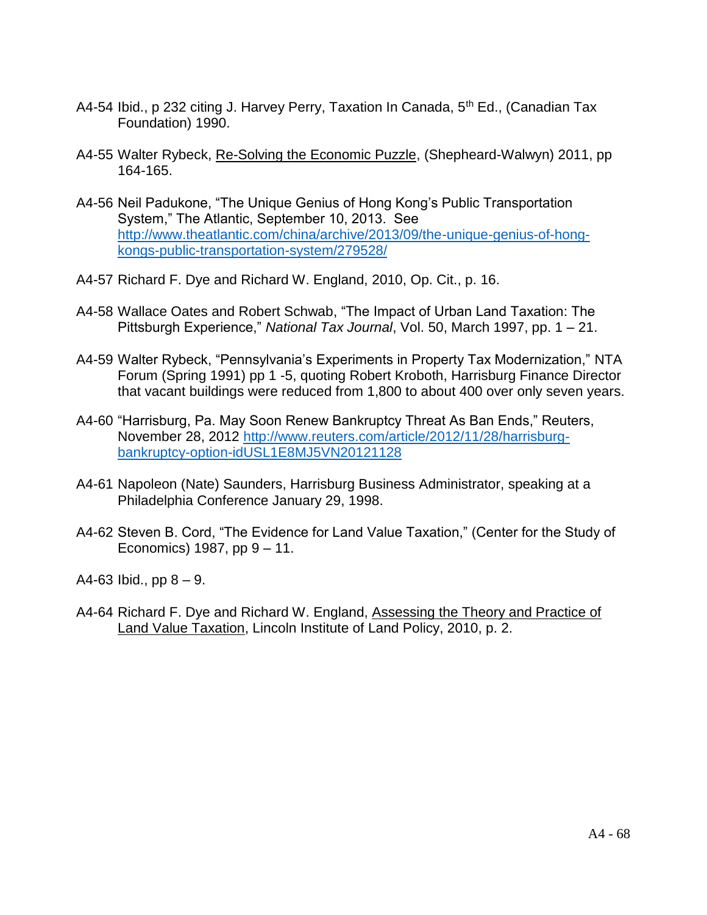A4-54 Ibid., p 232 citing J. Harvey Perry, Taxation In Canada, 5th Ed., (Canadian Tax Foundation) 1990.

A4-55 Walter Rybeck, Re-Solving the Economic Puzzle, (Shepheard-Walwyn) 2011, pp 164-165.

A4-56 Neil Padukone, "The Unique Genius of Hong Kong's Public Transportation System," The Atlantic, September 10, 2013. See http://www.theatlantic.com/china/archive/2013/09/the-unique-genius-of-hong-kongs-public-transportation-system/279528/

A4-57 Richard F. Dye and Richard W. England, 2010, Op. Cit., p. 16.

A4-58 Wallace Oates and Robert Schwab, "The Impact of Urban Land Taxation: The Pittsburgh Experience," *National Tax Journal*, Vol. 50, March 1997, pp. 1 – 21.

A4-59 Walter Rybeck, "Pennsylvania's Experiments in Property Tax Modernization," NTA Forum (Spring 1991) pp 1 -5, quoting Robert Kroboth, Harrisburg Finance Director that vacant buildings were reduced from 1,800 to about 400 over only seven years.

A4-60 "Harrisburg, Pa. May Soon Renew Bankruptcy Threat As Ban Ends," Reuters, November 28, 2012 http://www.reuters.com/article/2012/11/28/harrisburg-bankruptcy-option-idUSL1E8MJ5VN20121128

A4-61 Napoleon (Nate) Saunders, Harrisburg Business Administrator, speaking at a Philadelphia Conference January 29, 1998.

A4-62 Steven B. Cord, "The Evidence for Land Value Taxation," (Center for the Study of Economics) 1987, pp 9 – 11.

A4-63 Ibid., pp 8 – 9.

A4-64 Richard F. Dye and Richard W. England, Assessing the Theory and Practice of Land Value Taxation, Lincoln Institute of Land Policy, 2010, p. 2.